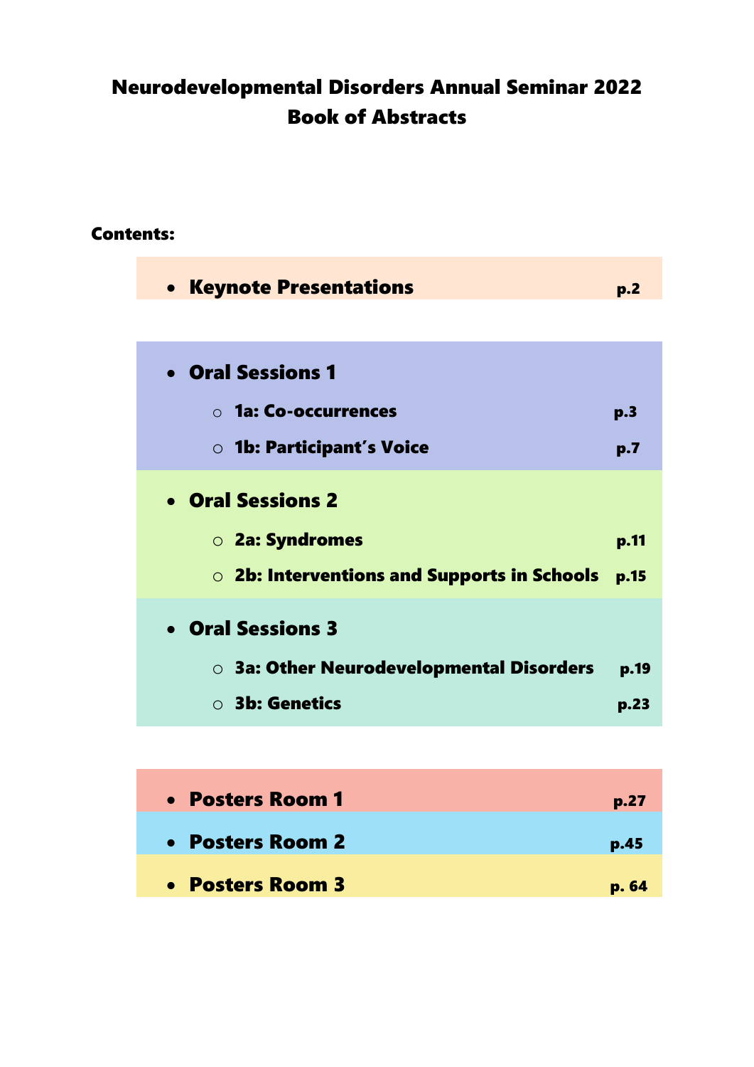# Neurodevelopmental Disorders Annual Seminar 2022
# Book of Abstracts

**Contents:**

- **Keynote Presentations** **p.2**

- **Oral Sessions 1**
  - **1a: Co-occurrences** **p.3**
  - **1b: Participant's Voice** **p.7**
- **Oral Sessions 2**
  - **2a: Syndromes** **p.11**
  - **2b: Interventions and Supports in Schools** **p.15**
- **Oral Sessions 3**
  - **3a: Other Neurodevelopmental Disorders** **p.19**
  - **3b: Genetics** **p.23**

- **Posters Room 1** **p.27**
- **Posters Room 2** **p.45**
- **Posters Room 3** **p. 64**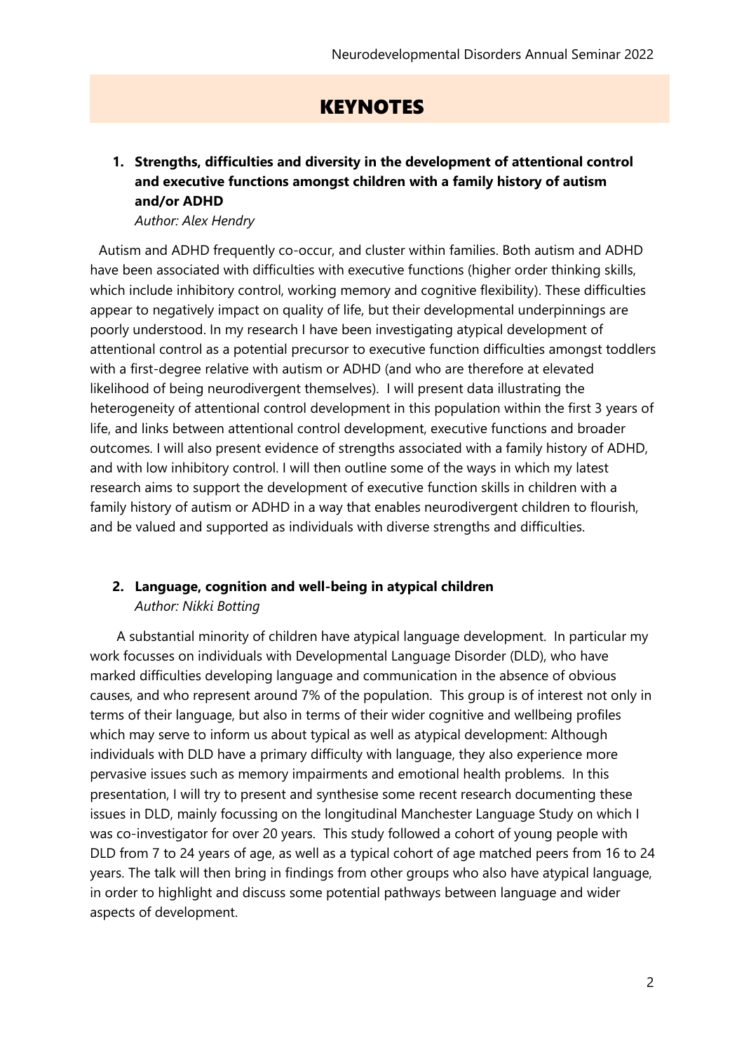# KEYNOTES

## 1. Strengths, difficulties and diversity in the development of attentional control and executive functions amongst children with a family history of autism and/or ADHD

*Author: Alex Hendry*

Autism and ADHD frequently co-occur, and cluster within families. Both autism and ADHD have been associated with difficulties with executive functions (higher order thinking skills, which include inhibitory control, working memory and cognitive flexibility). These difficulties appear to negatively impact on quality of life, but their developmental underpinnings are poorly understood. In my research I have been investigating atypical development of attentional control as a potential precursor to executive function difficulties amongst toddlers with a first-degree relative with autism or ADHD (and who are therefore at elevated likelihood of being neurodivergent themselves). I will present data illustrating the heterogeneity of attentional control development in this population within the first 3 years of life, and links between attentional control development, executive functions and broader outcomes. I will also present evidence of strengths associated with a family history of ADHD, and with low inhibitory control. I will then outline some of the ways in which my latest research aims to support the development of executive function skills in children with a family history of autism or ADHD in a way that enables neurodivergent children to flourish, and be valued and supported as individuals with diverse strengths and difficulties.

## 2. Language, cognition and well-being in atypical children

*Author: Nikki Botting*

A substantial minority of children have atypical language development. In particular my work focusses on individuals with Developmental Language Disorder (DLD), who have marked difficulties developing language and communication in the absence of obvious causes, and who represent around 7% of the population. This group is of interest not only in terms of their language, but also in terms of their wider cognitive and wellbeing profiles which may serve to inform us about typical as well as atypical development: Although individuals with DLD have a primary difficulty with language, they also experience more pervasive issues such as memory impairments and emotional health problems. In this presentation, I will try to present and synthesise some recent research documenting these issues in DLD, mainly focussing on the longitudinal Manchester Language Study on which I was co-investigator for over 20 years. This study followed a cohort of young people with DLD from 7 to 24 years of age, as well as a typical cohort of age matched peers from 16 to 24 years. The talk will then bring in findings from other groups who also have atypical language, in order to highlight and discuss some potential pathways between language and wider aspects of development.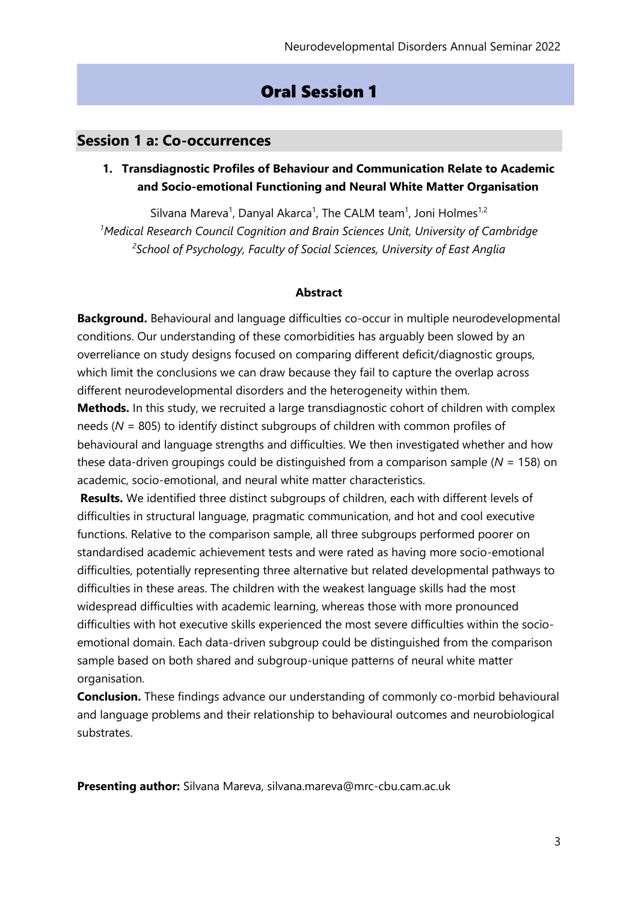# Oral Session 1

## Session 1 a: Co-occurrences

### 1. Transdiagnostic Profiles of Behaviour and Communication Relate to Academic and Socio-emotional Functioning and Neural White Matter Organisation

Silvana Mareva[1], Danyal Akarca[1], The CALM team[1], Joni Holmes[1,2]

[1]*Medical Research Council Cognition and Brain Sciences Unit, University of Cambridge*

[2]*School of Psychology, Faculty of Social Sciences, University of East Anglia*

**Abstract**

**Background.** Behavioural and language difficulties co-occur in multiple neurodevelopmental conditions. Our understanding of these comorbidities has arguably been slowed by an overreliance on study designs focused on comparing different deficit/diagnostic groups, which limit the conclusions we can draw because they fail to capture the overlap across different neurodevelopmental disorders and the heterogeneity within them.

**Methods.** In this study, we recruited a large transdiagnostic cohort of children with complex needs ($N$ = 805) to identify distinct subgroups of children with common profiles of behavioural and language strengths and difficulties. We then investigated whether and how these data-driven groupings could be distinguished from a comparison sample ($N$ = 158) on academic, socio-emotional, and neural white matter characteristics.

**Results.** We identified three distinct subgroups of children, each with different levels of difficulties in structural language, pragmatic communication, and hot and cool executive functions. Relative to the comparison sample, all three subgroups performed poorer on standardised academic achievement tests and were rated as having more socio-emotional difficulties, potentially representing three alternative but related developmental pathways to difficulties in these areas. The children with the weakest language skills had the most widespread difficulties with academic learning, whereas those with more pronounced difficulties with hot executive skills experienced the most severe difficulties within the socio-emotional domain. Each data-driven subgroup could be distinguished from the comparison sample based on both shared and subgroup-unique patterns of neural white matter organisation.

**Conclusion.** These findings advance our understanding of commonly co-morbid behavioural and language problems and their relationship to behavioural outcomes and neurobiological substrates.

**Presenting author:** Silvana Mareva, silvana.mareva@mrc-cbu.cam.ac.uk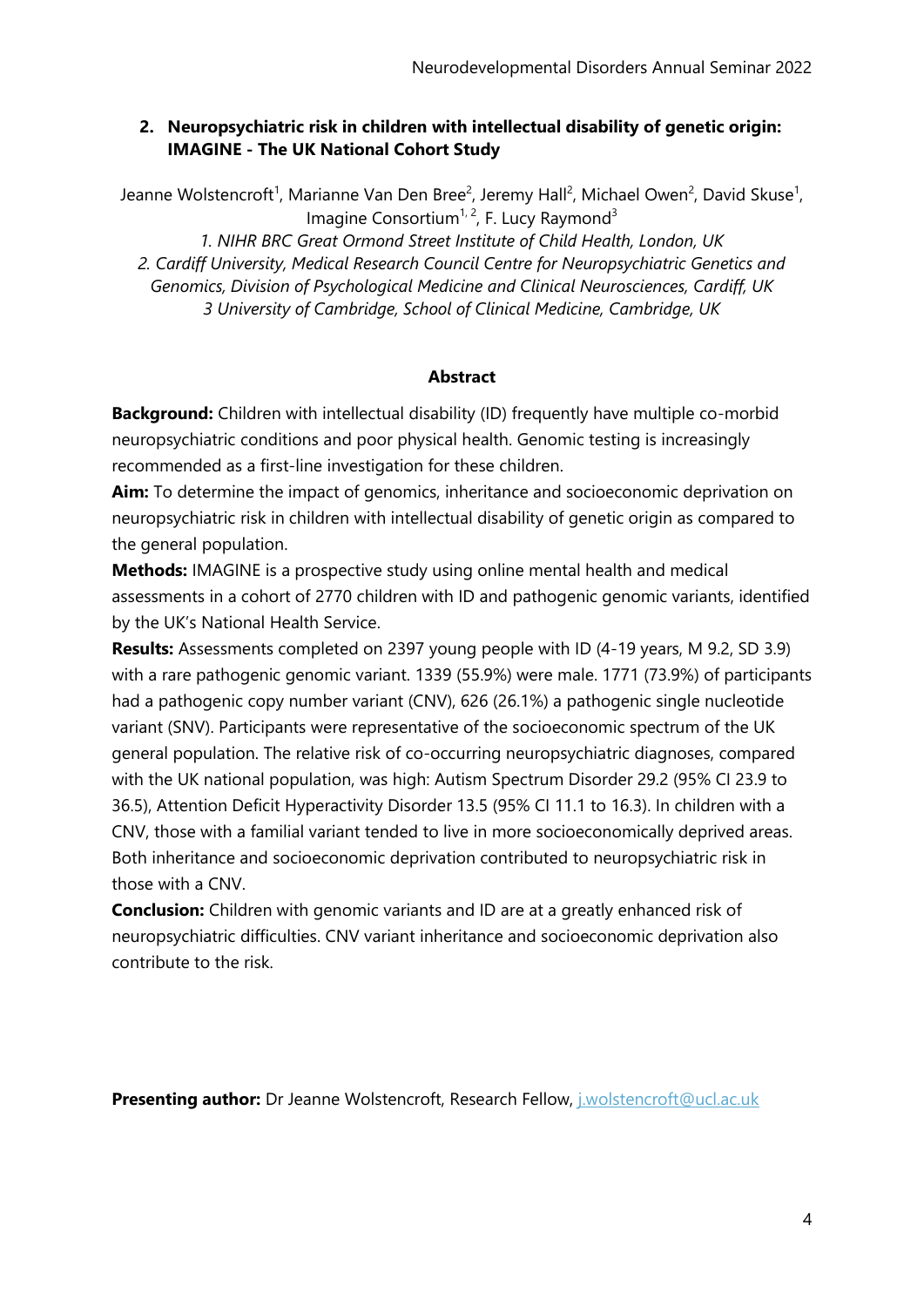## 2. Neuropsychiatric risk in children with intellectual disability of genetic origin: IMAGINE - The UK National Cohort Study

Jeanne Wolstencroft[1], Marianne Van Den Bree[2], Jeremy Hall[2], Michael Owen[2], David Skuse[1], Imagine Consortium[1, 2], F. Lucy Raymond[3]

*1. NIHR BRC Great Ormond Street Institute of Child Health, London, UK*
*2. Cardiff University, Medical Research Council Centre for Neuropsychiatric Genetics and Genomics, Division of Psychological Medicine and Clinical Neurosciences, Cardiff, UK*
*3 University of Cambridge, School of Clinical Medicine, Cambridge, UK*

### Abstract

**Background:** Children with intellectual disability (ID) frequently have multiple co-morbid neuropsychiatric conditions and poor physical health. Genomic testing is increasingly recommended as a first-line investigation for these children.

**Aim:** To determine the impact of genomics, inheritance and socioeconomic deprivation on neuropsychiatric risk in children with intellectual disability of genetic origin as compared to the general population.

**Methods:** IMAGINE is a prospective study using online mental health and medical assessments in a cohort of 2770 children with ID and pathogenic genomic variants, identified by the UK's National Health Service.

**Results:** Assessments completed on 2397 young people with ID (4-19 years, M 9.2, SD 3.9) with a rare pathogenic genomic variant. 1339 (55.9%) were male. 1771 (73.9%) of participants had a pathogenic copy number variant (CNV), 626 (26.1%) a pathogenic single nucleotide variant (SNV). Participants were representative of the socioeconomic spectrum of the UK general population. The relative risk of co-occurring neuropsychiatric diagnoses, compared with the UK national population, was high: Autism Spectrum Disorder 29.2 (95% CI 23.9 to 36.5), Attention Deficit Hyperactivity Disorder 13.5 (95% CI 11.1 to 16.3). In children with a CNV, those with a familial variant tended to live in more socioeconomically deprived areas. Both inheritance and socioeconomic deprivation contributed to neuropsychiatric risk in those with a CNV.

**Conclusion:** Children with genomic variants and ID are at a greatly enhanced risk of neuropsychiatric difficulties. CNV variant inheritance and socioeconomic deprivation also contribute to the risk.

**Presenting author:** Dr Jeanne Wolstencroft, Research Fellow, j.wolstencroft@ucl.ac.uk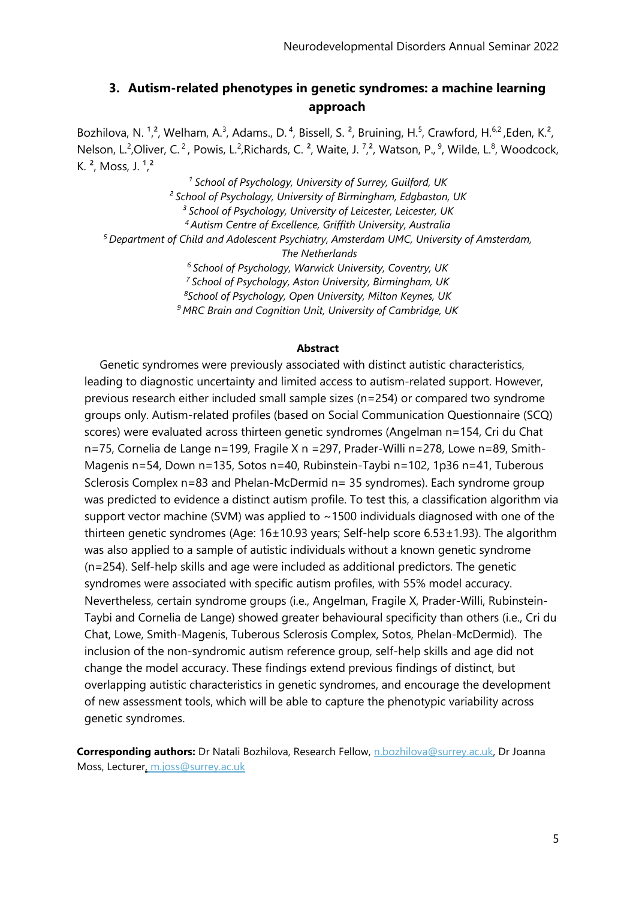## 3. Autism-related phenotypes in genetic syndromes: a machine learning approach

Bozhilova, N. [1,2], Welham, A.[3], Adams., D.[4], Bissell, S. [2], Bruining, H.[5], Crawford, H.[6,2], Eden, K.[2], Nelson, L.[2], Oliver, C. [2], Powis, L.[2], Richards, C. [2], Waite, J. [7,2], Watson, P., [9], Wilde, L.[8], Woodcock, K. [2], Moss, J. [1,2]

*[1] School of Psychology, University of Surrey, Guilford, UK*
*[2] School of Psychology, University of Birmingham, Edgbaston, UK*
*[3] School of Psychology, University of Leicester, Leicester, UK*
*[4] Autism Centre of Excellence, Griffith University, Australia*
*[5] Department of Child and Adolescent Psychiatry, Amsterdam UMC, University of Amsterdam, The Netherlands*
*[6] School of Psychology, Warwick University, Coventry, UK*
*[7] School of Psychology, Aston University, Birmingham, UK*
*[8] School of Psychology, Open University, Milton Keynes, UK*
*[9] MRC Brain and Cognition Unit, University of Cambridge, UK*

**Abstract**

Genetic syndromes were previously associated with distinct autistic characteristics, leading to diagnostic uncertainty and limited access to autism-related support. However, previous research either included small sample sizes (n=254) or compared two syndrome groups only. Autism-related profiles (based on Social Communication Questionnaire (SCQ) scores) were evaluated across thirteen genetic syndromes (Angelman n=154, Cri du Chat n=75, Cornelia de Lange n=199, Fragile X n =297, Prader-Willi n=278, Lowe n=89, Smith-Magenis n=54, Down n=135, Sotos n=40, Rubinstein-Taybi n=102, 1p36 n=41, Tuberous Sclerosis Complex n=83 and Phelan-McDermid n= 35 syndromes). Each syndrome group was predicted to evidence a distinct autism profile. To test this, a classification algorithm via support vector machine (SVM) was applied to ~1500 individuals diagnosed with one of the thirteen genetic syndromes (Age: 16±10.93 years; Self-help score 6.53±1.93). The algorithm was also applied to a sample of autistic individuals without a known genetic syndrome (n=254). Self-help skills and age were included as additional predictors. The genetic syndromes were associated with specific autism profiles, with 55% model accuracy. Nevertheless, certain syndrome groups (i.e., Angelman, Fragile X, Prader-Willi, Rubinstein-Taybi and Cornelia de Lange) showed greater behavioural specificity than others (i.e., Cri du Chat, Lowe, Smith-Magenis, Tuberous Sclerosis Complex, Sotos, Phelan-McDermid). The inclusion of the non-syndromic autism reference group, self-help skills and age did not change the model accuracy. These findings extend previous findings of distinct, but overlapping autistic characteristics in genetic syndromes, and encourage the development of new assessment tools, which will be able to capture the phenotypic variability across genetic syndromes.

**Corresponding authors:** Dr Natali Bozhilova, Research Fellow, n.bozhilova@surrey.ac.uk, Dr Joanna Moss, Lecturer, m.joss@surrey.ac.uk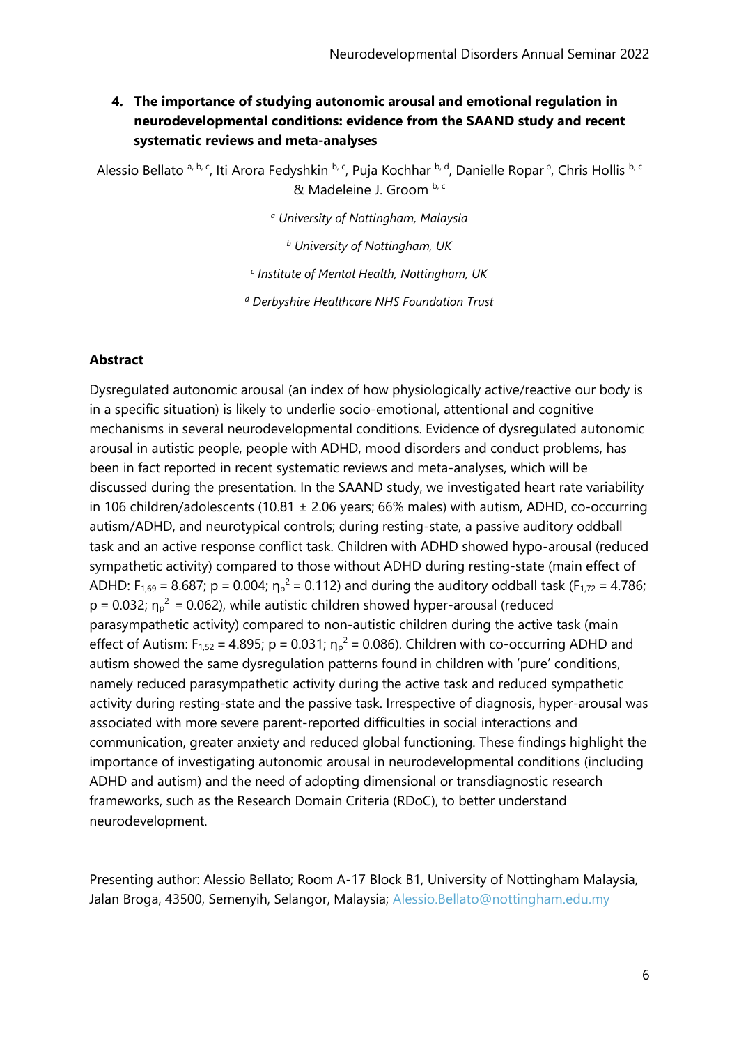## 4. The importance of studying autonomic arousal and emotional regulation in neurodevelopmental conditions: evidence from the SAAND study and recent systematic reviews and meta-analyses

Alessio Bellato [a, b, c], Iti Arora Fedyshkin [b, c], Puja Kochhar [b, d], Danielle Ropar [b], Chris Hollis [b, c] & Madeleine J. Groom [b, c]

[a] *University of Nottingham, Malaysia*

[b] *University of Nottingham, UK*

[c] *Institute of Mental Health, Nottingham, UK*

[d] *Derbyshire Healthcare NHS Foundation Trust*

### Abstract

Dysregulated autonomic arousal (an index of how physiologically active/reactive our body is in a specific situation) is likely to underlie socio-emotional, attentional and cognitive mechanisms in several neurodevelopmental conditions. Evidence of dysregulated autonomic arousal in autistic people, people with ADHD, mood disorders and conduct problems, has been in fact reported in recent systematic reviews and meta-analyses, which will be discussed during the presentation. In the SAAND study, we investigated heart rate variability in 106 children/adolescents (10.81 ± 2.06 years; 66% males) with autism, ADHD, co-occurring autism/ADHD, and neurotypical controls; during resting-state, a passive auditory oddball task and an active response conflict task. Children with ADHD showed hypo-arousal (reduced sympathetic activity) compared to those without ADHD during resting-state (main effect of ADHD: $F_{1,69} = 8.687$; $p = 0.004$; $\eta_p^2 = 0.112$) and during the auditory oddball task ($F_{1,72} = 4.786$; $p = 0.032$; $\eta_p^2 = 0.062$), while autistic children showed hyper-arousal (reduced parasympathetic activity) compared to non-autistic children during the active task (main effect of Autism: $F_{1,52} = 4.895$; $p = 0.031$; $\eta_p^2 = 0.086$). Children with co-occurring ADHD and autism showed the same dysregulation patterns found in children with 'pure' conditions, namely reduced parasympathetic activity during the active task and reduced sympathetic activity during resting-state and the passive task. Irrespective of diagnosis, hyper-arousal was associated with more severe parent-reported difficulties in social interactions and communication, greater anxiety and reduced global functioning. These findings highlight the importance of investigating autonomic arousal in neurodevelopmental conditions (including ADHD and autism) and the need of adopting dimensional or transdiagnostic research frameworks, such as the Research Domain Criteria (RDoC), to better understand neurodevelopment.

Presenting author: Alessio Bellato; Room A-17 Block B1, University of Nottingham Malaysia, Jalan Broga, 43500, Semenyih, Selangor, Malaysia; Alessio.Bellato@nottingham.edu.my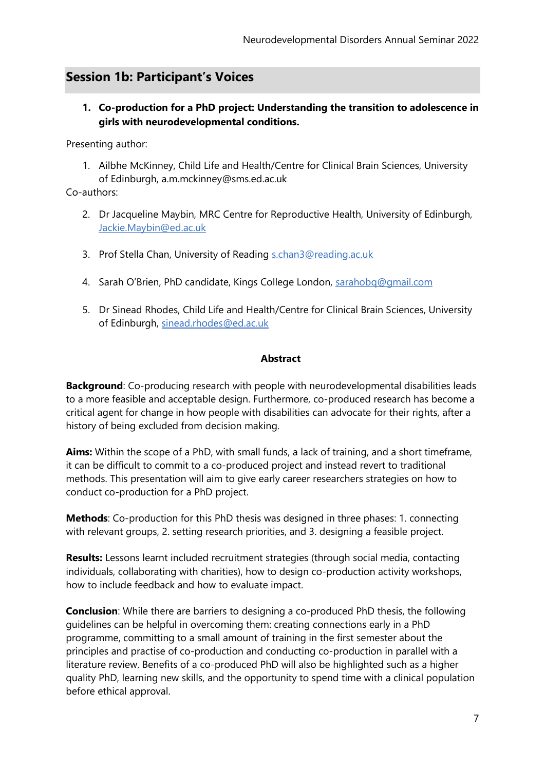## Session 1b: Participant's Voices

1. **Co-production for a PhD project: Understanding the transition to adolescence in girls with neurodevelopmental conditions.**

Presenting author:

1. Ailbhe McKinney, Child Life and Health/Centre for Clinical Brain Sciences, University of Edinburgh, a.m.mckinney@sms.ed.ac.uk

Co-authors:

2. Dr Jacqueline Maybin, MRC Centre for Reproductive Health, University of Edinburgh, Jackie.Maybin@ed.ac.uk
3. Prof Stella Chan, University of Reading s.chan3@reading.ac.uk
4. Sarah O'Brien, PhD candidate, Kings College London, sarahobq@gmail.com
5. Dr Sinead Rhodes, Child Life and Health/Centre for Clinical Brain Sciences, University of Edinburgh, sinead.rhodes@ed.ac.uk

**Abstract**

**Background**: Co-producing research with people with neurodevelopmental disabilities leads to a more feasible and acceptable design. Furthermore, co-produced research has become a critical agent for change in how people with disabilities can advocate for their rights, after a history of being excluded from decision making.

**Aims:** Within the scope of a PhD, with small funds, a lack of training, and a short timeframe, it can be difficult to commit to a co-produced project and instead revert to traditional methods. This presentation will aim to give early career researchers strategies on how to conduct co-production for a PhD project.

**Methods**: Co-production for this PhD thesis was designed in three phases: 1. connecting with relevant groups, 2. setting research priorities, and 3. designing a feasible project.

**Results:** Lessons learnt included recruitment strategies (through social media, contacting individuals, collaborating with charities), how to design co-production activity workshops, how to include feedback and how to evaluate impact.

**Conclusion**: While there are barriers to designing a co-produced PhD thesis, the following guidelines can be helpful in overcoming them: creating connections early in a PhD programme, committing to a small amount of training in the first semester about the principles and practise of co-production and conducting co-production in parallel with a literature review. Benefits of a co-produced PhD will also be highlighted such as a higher quality PhD, learning new skills, and the opportunity to spend time with a clinical population before ethical approval.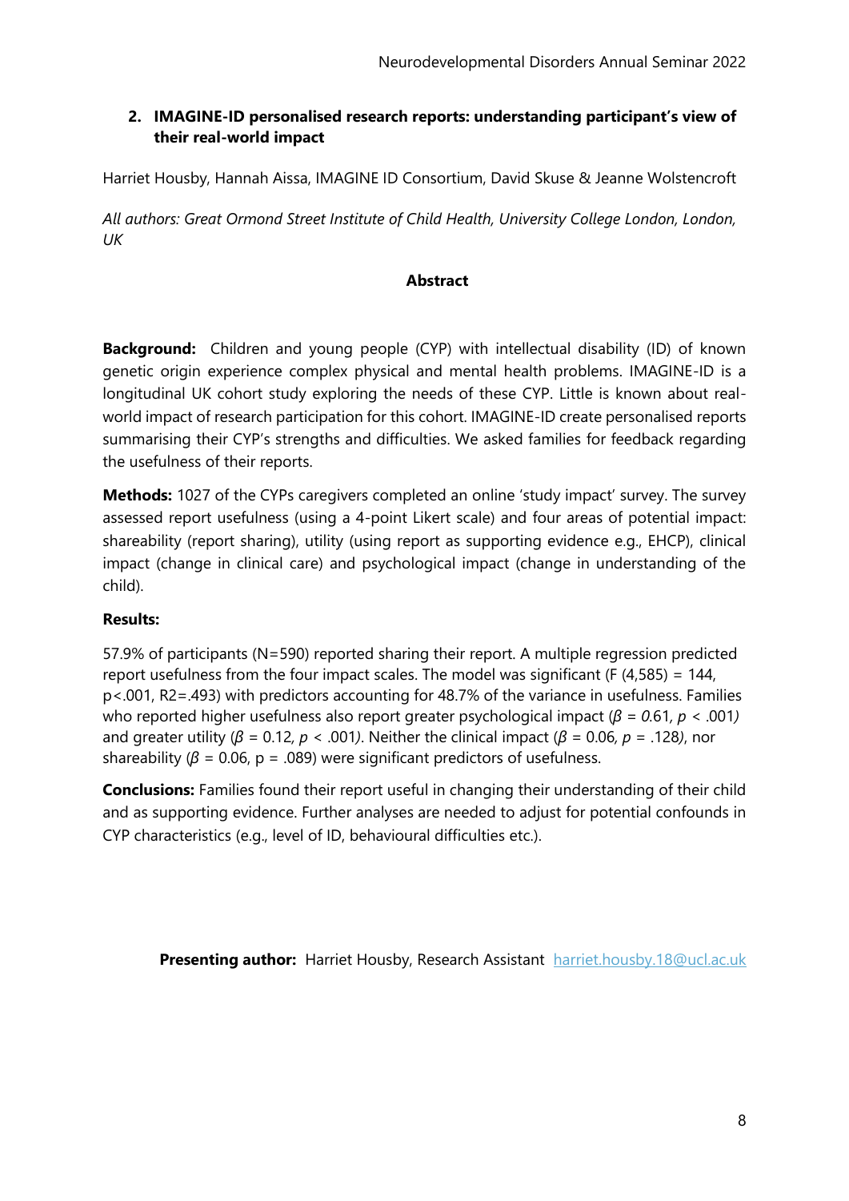## 2. IMAGINE-ID personalised research reports: understanding participant's view of their real-world impact

Harriet Housby, Hannah Aissa, IMAGINE ID Consortium, David Skuse & Jeanne Wolstencroft

*All authors: Great Ormond Street Institute of Child Health, University College London, London, UK*

### Abstract

**Background:** Children and young people (CYP) with intellectual disability (ID) of known genetic origin experience complex physical and mental health problems. IMAGINE-ID is a longitudinal UK cohort study exploring the needs of these CYP. Little is known about real-world impact of research participation for this cohort. IMAGINE-ID create personalised reports summarising their CYP's strengths and difficulties. We asked families for feedback regarding the usefulness of their reports.

**Methods:** 1027 of the CYPs caregivers completed an online 'study impact' survey. The survey assessed report usefulness (using a 4-point Likert scale) and four areas of potential impact: shareability (report sharing), utility (using report as supporting evidence e.g., EHCP), clinical impact (change in clinical care) and psychological impact (change in understanding of the child).

**Results:**

57.9% of participants (N=590) reported sharing their report. A multiple regression predicted report usefulness from the four impact scales. The model was significant ($F(4,585) = 144$, $p<.001$, $R2=.493$) with predictors accounting for 48.7% of the variance in usefulness. Families who reported higher usefulness also report greater psychological impact ($\beta = 0.61$, $p < .001$) and greater utility ($\beta = 0.12$, $p < .001$). Neither the clinical impact ($\beta = 0.06$, $p = .128$), nor shareability ($\beta = 0.06$, $p = .089$) were significant predictors of usefulness.

**Conclusions:** Families found their report useful in changing their understanding of their child and as supporting evidence. Further analyses are needed to adjust for potential confounds in CYP characteristics (e.g., level of ID, behavioural difficulties etc.).

**Presenting author:** Harriet Housby, Research Assistant harriet.housby.18@ucl.ac.uk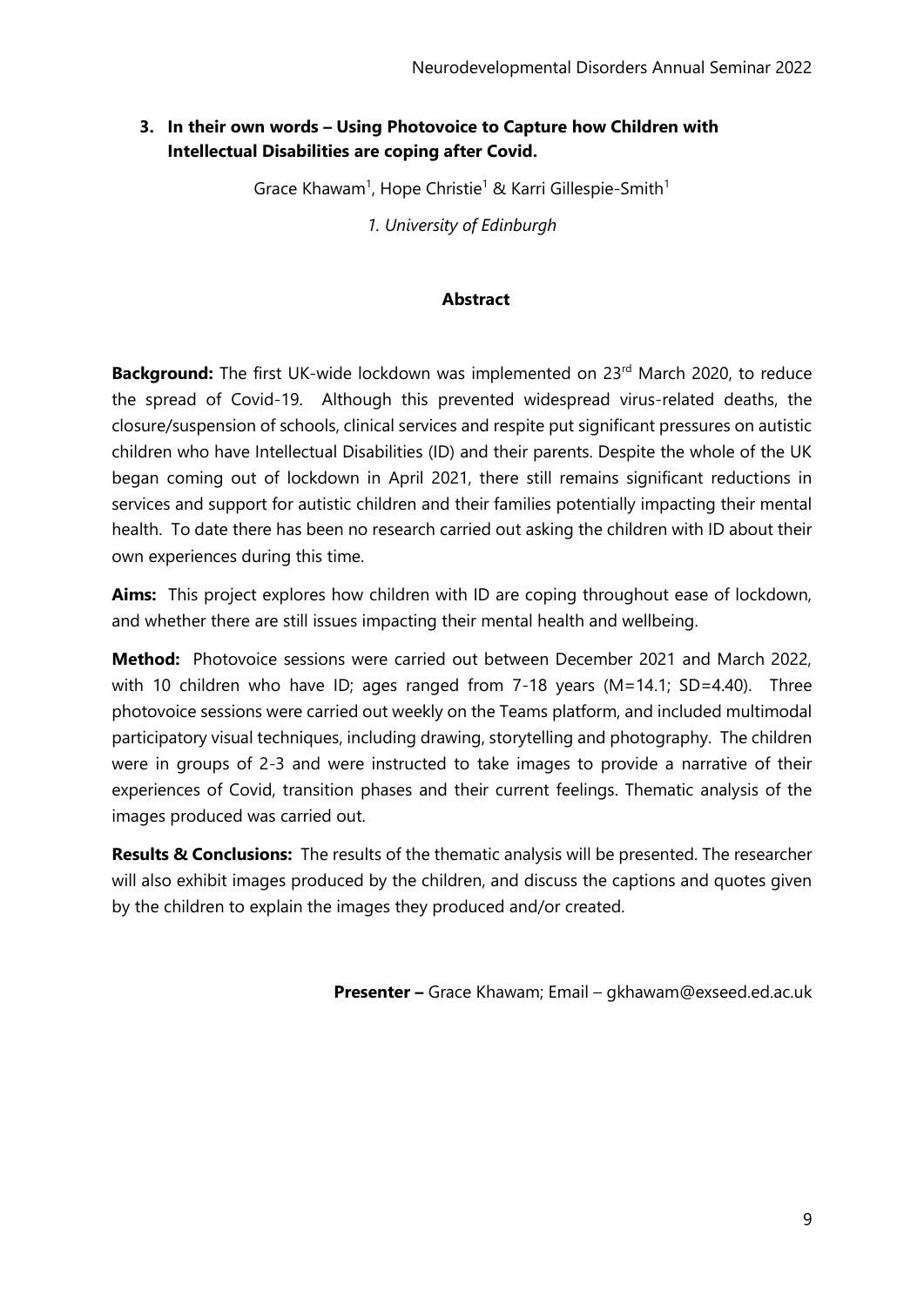## 3. In their own words – Using Photovoice to Capture how Children with Intellectual Disabilities are coping after Covid.

Grace Khawam[1], Hope Christie[1] & Karri Gillespie-Smith[1]

*1. University of Edinburgh*

### Abstract

**Background:** The first UK-wide lockdown was implemented on 23rd March 2020, to reduce the spread of Covid-19. Although this prevented widespread virus-related deaths, the closure/suspension of schools, clinical services and respite put significant pressures on autistic children who have Intellectual Disabilities (ID) and their parents. Despite the whole of the UK began coming out of lockdown in April 2021, there still remains significant reductions in services and support for autistic children and their families potentially impacting their mental health. To date there has been no research carried out asking the children with ID about their own experiences during this time.

**Aims:** This project explores how children with ID are coping throughout ease of lockdown, and whether there are still issues impacting their mental health and wellbeing.

**Method:** Photovoice sessions were carried out between December 2021 and March 2022, with 10 children who have ID; ages ranged from 7-18 years (M=14.1; SD=4.40). Three photovoice sessions were carried out weekly on the Teams platform, and included multimodal participatory visual techniques, including drawing, storytelling and photography. The children were in groups of 2-3 and were instructed to take images to provide a narrative of their experiences of Covid, transition phases and their current feelings. Thematic analysis of the images produced was carried out.

**Results & Conclusions:** The results of the thematic analysis will be presented. The researcher will also exhibit images produced by the children, and discuss the captions and quotes given by the children to explain the images they produced and/or created.

**Presenter –** Grace Khawam; Email – gkhawam@exseed.ed.ac.uk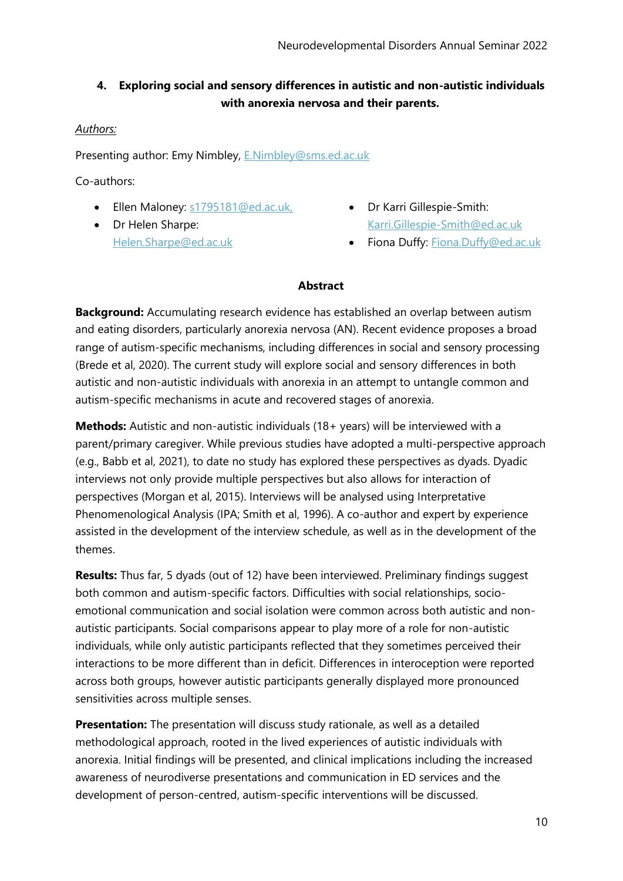### 4. Exploring social and sensory differences in autistic and non-autistic individuals with anorexia nervosa and their parents.

*Authors:*

Presenting author: Emy Nimbley, E.Nimbley@sms.ed.ac.uk

Co-authors:

- Ellen Maloney: s1795181@ed.ac.uk,
- Dr Helen Sharpe: Helen.Sharpe@ed.ac.uk
- Dr Karri Gillespie-Smith: Karri.Gillespie-Smith@ed.ac.uk
- Fiona Duffy: Fiona.Duffy@ed.ac.uk

**Abstract**

**Background:** Accumulating research evidence has established an overlap between autism and eating disorders, particularly anorexia nervosa (AN). Recent evidence proposes a broad range of autism-specific mechanisms, including differences in social and sensory processing (Brede et al, 2020). The current study will explore social and sensory differences in both autistic and non-autistic individuals with anorexia in an attempt to untangle common and autism-specific mechanisms in acute and recovered stages of anorexia.

**Methods:** Autistic and non-autistic individuals (18+ years) will be interviewed with a parent/primary caregiver. While previous studies have adopted a multi-perspective approach (e.g., Babb et al, 2021), to date no study has explored these perspectives as dyads. Dyadic interviews not only provide multiple perspectives but also allows for interaction of perspectives (Morgan et al, 2015). Interviews will be analysed using Interpretative Phenomenological Analysis (IPA; Smith et al, 1996). A co-author and expert by experience assisted in the development of the interview schedule, as well as in the development of the themes.

**Results:** Thus far, 5 dyads (out of 12) have been interviewed. Preliminary findings suggest both common and autism-specific factors. Difficulties with social relationships, socio-emotional communication and social isolation were common across both autistic and non-autistic participants. Social comparisons appear to play more of a role for non-autistic individuals, while only autistic participants reflected that they sometimes perceived their interactions to be more different than in deficit. Differences in interoception were reported across both groups, however autistic participants generally displayed more pronounced sensitivities across multiple senses.

**Presentation:** The presentation will discuss study rationale, as well as a detailed methodological approach, rooted in the lived experiences of autistic individuals with anorexia. Initial findings will be presented, and clinical implications including the increased awareness of neurodiverse presentations and communication in ED services and the development of person-centred, autism-specific interventions will be discussed.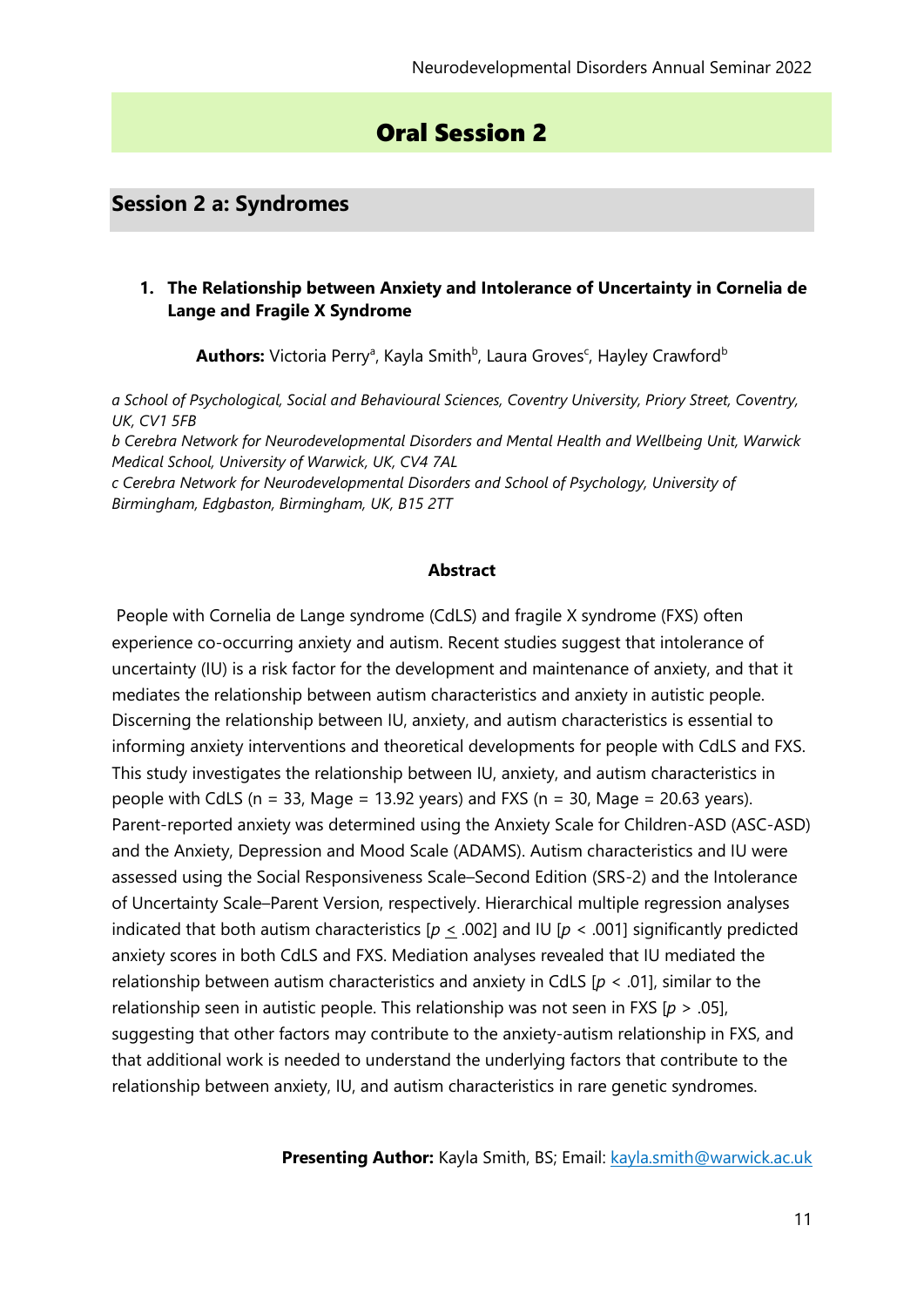# Oral Session 2

## Session 2 a: Syndromes

### 1. The Relationship between Anxiety and Intolerance of Uncertainty in Cornelia de Lange and Fragile X Syndrome

**Authors:** Victoria Perry[a], Kayla Smith[b], Laura Groves[c], Hayley Crawford[b]

*a School of Psychological, Social and Behavioural Sciences, Coventry University, Priory Street, Coventry, UK, CV1 5FB*
*b Cerebra Network for Neurodevelopmental Disorders and Mental Health and Wellbeing Unit, Warwick Medical School, University of Warwick, UK, CV4 7AL*
*c Cerebra Network for Neurodevelopmental Disorders and School of Psychology, University of Birmingham, Edgbaston, Birmingham, UK, B15 2TT*

**Abstract**

People with Cornelia de Lange syndrome (CdLS) and fragile X syndrome (FXS) often experience co-occurring anxiety and autism. Recent studies suggest that intolerance of uncertainty (IU) is a risk factor for the development and maintenance of anxiety, and that it mediates the relationship between autism characteristics and anxiety in autistic people. Discerning the relationship between IU, anxiety, and autism characteristics is essential to informing anxiety interventions and theoretical developments for people with CdLS and FXS. This study investigates the relationship between IU, anxiety, and autism characteristics in people with CdLS ($n = 33$, Mage = 13.92 years) and FXS ($n = 30$, Mage = 20.63 years). Parent-reported anxiety was determined using the Anxiety Scale for Children-ASD (ASC-ASD) and the Anxiety, Depression and Mood Scale (ADAMS). Autism characteristics and IU were assessed using the Social Responsiveness Scale–Second Edition (SRS-2) and the Intolerance of Uncertainty Scale–Parent Version, respectively. Hierarchical multiple regression analyses indicated that both autism characteristics [$p \leq .002$] and IU [$p < .001$] significantly predicted anxiety scores in both CdLS and FXS. Mediation analyses revealed that IU mediated the relationship between autism characteristics and anxiety in CdLS [$p < .01$], similar to the relationship seen in autistic people. This relationship was not seen in FXS [$p > .05$], suggesting that other factors may contribute to the anxiety-autism relationship in FXS, and that additional work is needed to understand the underlying factors that contribute to the relationship between anxiety, IU, and autism characteristics in rare genetic syndromes.

**Presenting Author:** Kayla Smith, BS; Email: kayla.smith@warwick.ac.uk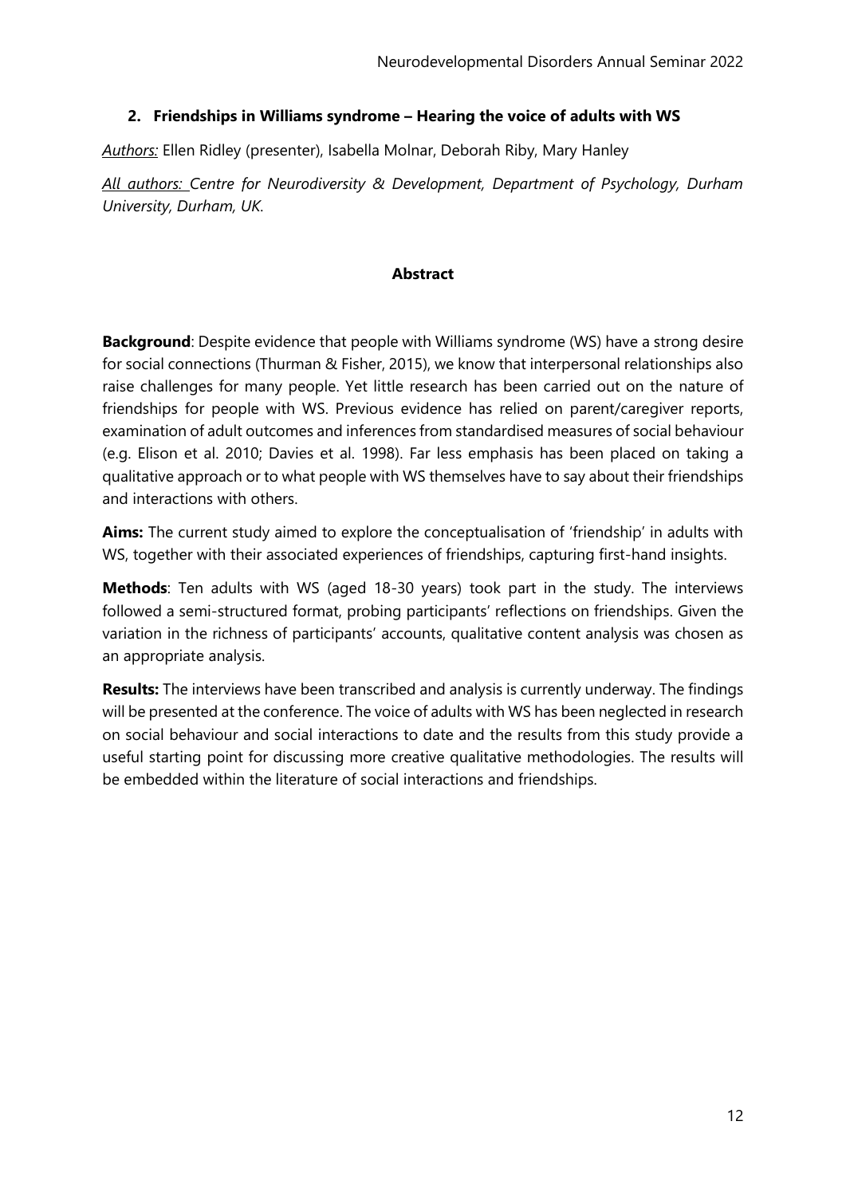## 2. Friendships in Williams syndrome – Hearing the voice of adults with WS

*Authors:* Ellen Ridley (presenter), Isabella Molnar, Deborah Riby, Mary Hanley

*All authors: Centre for Neurodiversity & Development, Department of Psychology, Durham University, Durham, UK.*

**Abstract**

**Background**: Despite evidence that people with Williams syndrome (WS) have a strong desire for social connections (Thurman & Fisher, 2015), we know that interpersonal relationships also raise challenges for many people. Yet little research has been carried out on the nature of friendships for people with WS. Previous evidence has relied on parent/caregiver reports, examination of adult outcomes and inferences from standardised measures of social behaviour (e.g. Elison et al. 2010; Davies et al. 1998). Far less emphasis has been placed on taking a qualitative approach or to what people with WS themselves have to say about their friendships and interactions with others.

**Aims:** The current study aimed to explore the conceptualisation of 'friendship' in adults with WS, together with their associated experiences of friendships, capturing first-hand insights.

**Methods**: Ten adults with WS (aged 18-30 years) took part in the study. The interviews followed a semi-structured format, probing participants' reflections on friendships. Given the variation in the richness of participants' accounts, qualitative content analysis was chosen as an appropriate analysis.

**Results:** The interviews have been transcribed and analysis is currently underway. The findings will be presented at the conference. The voice of adults with WS has been neglected in research on social behaviour and social interactions to date and the results from this study provide a useful starting point for discussing more creative qualitative methodologies. The results will be embedded within the literature of social interactions and friendships.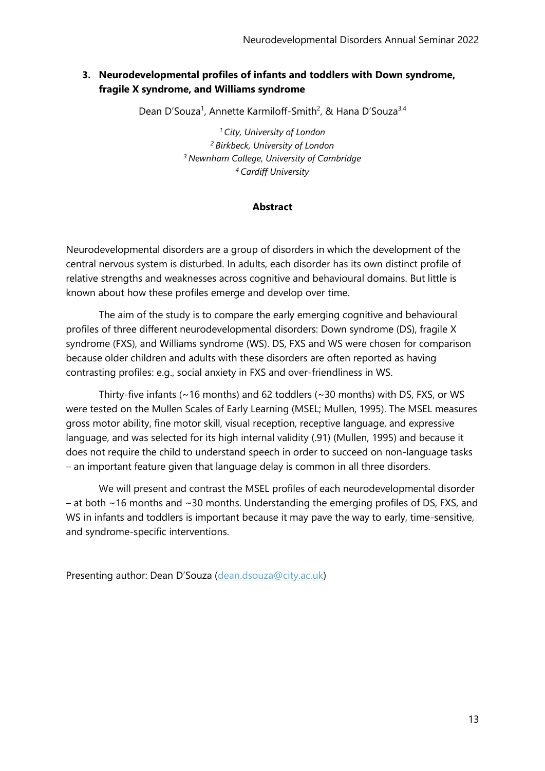### 3. Neurodevelopmental profiles of infants and toddlers with Down syndrome, fragile X syndrome, and Williams syndrome

Dean D'Souza[1], Annette Karmiloff-Smith[2], & Hana D'Souza[3,4]

[1] *City, University of London*
[2] *Birkbeck, University of London*
[3] *Newnham College, University of Cambridge*
[4] *Cardiff University*

**Abstract**

Neurodevelopmental disorders are a group of disorders in which the development of the central nervous system is disturbed. In adults, each disorder has its own distinct profile of relative strengths and weaknesses across cognitive and behavioural domains. But little is known about how these profiles emerge and develop over time.

The aim of the study is to compare the early emerging cognitive and behavioural profiles of three different neurodevelopmental disorders: Down syndrome (DS), fragile X syndrome (FXS), and Williams syndrome (WS). DS, FXS and WS were chosen for comparison because older children and adults with these disorders are often reported as having contrasting profiles: e.g., social anxiety in FXS and over-friendliness in WS.

Thirty-five infants (~16 months) and 62 toddlers (~30 months) with DS, FXS, or WS were tested on the Mullen Scales of Early Learning (MSEL; Mullen, 1995). The MSEL measures gross motor ability, fine motor skill, visual reception, receptive language, and expressive language, and was selected for its high internal validity (.91) (Mullen, 1995) and because it does not require the child to understand speech in order to succeed on non-language tasks – an important feature given that language delay is common in all three disorders.

We will present and contrast the MSEL profiles of each neurodevelopmental disorder – at both ~16 months and ~30 months. Understanding the emerging profiles of DS, FXS, and WS in infants and toddlers is important because it may pave the way to early, time-sensitive, and syndrome-specific interventions.

Presenting author: Dean D'Souza (dean.dsouza@city.ac.uk)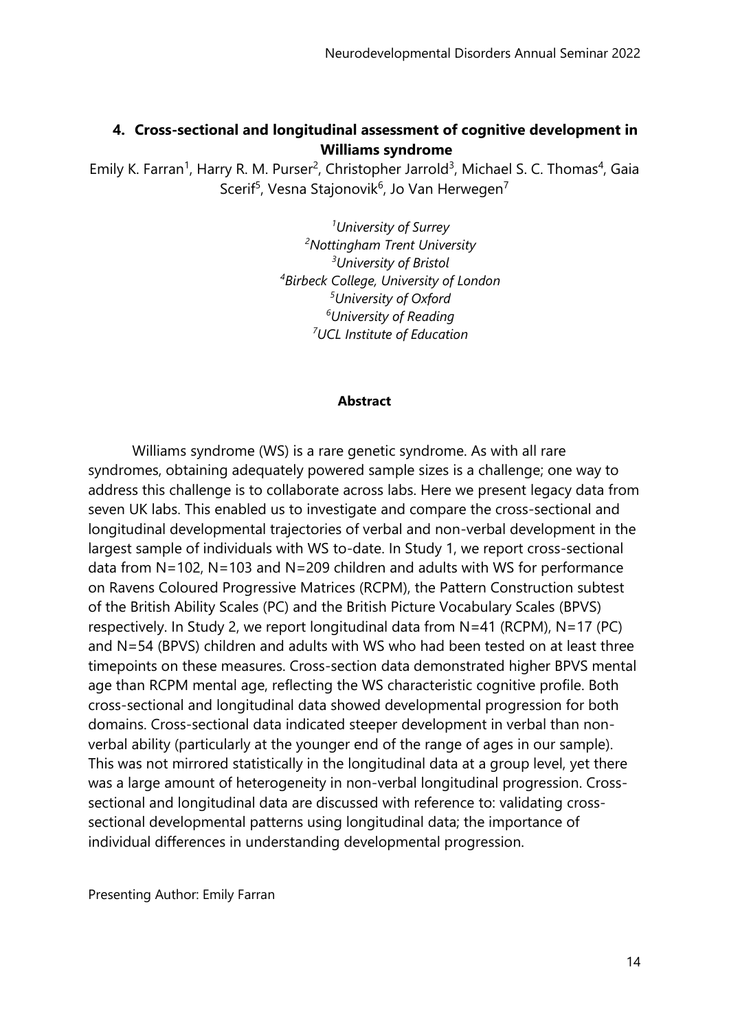## 4. Cross-sectional and longitudinal assessment of cognitive development in Williams syndrome

Emily K. Farran[1], Harry R. M. Purser[2], Christopher Jarrold[3], Michael S. C. Thomas[4], Gaia Scerif[5], Vesna Stajonovik[6], Jo Van Herwegen[7]

*[1]University of Surrey*
*[2]Nottingham Trent University*
*[3]University of Bristol*
*[4]Birbeck College, University of London*
*[5]University of Oxford*
*[6]University of Reading*
*[7]UCL Institute of Education*

**Abstract**

Williams syndrome (WS) is a rare genetic syndrome. As with all rare syndromes, obtaining adequately powered sample sizes is a challenge; one way to address this challenge is to collaborate across labs. Here we present legacy data from seven UK labs. This enabled us to investigate and compare the cross-sectional and longitudinal developmental trajectories of verbal and non-verbal development in the largest sample of individuals with WS to-date. In Study 1, we report cross-sectional data from N=102, N=103 and N=209 children and adults with WS for performance on Ravens Coloured Progressive Matrices (RCPM), the Pattern Construction subtest of the British Ability Scales (PC) and the British Picture Vocabulary Scales (BPVS) respectively. In Study 2, we report longitudinal data from N=41 (RCPM), N=17 (PC) and N=54 (BPVS) children and adults with WS who had been tested on at least three timepoints on these measures. Cross-section data demonstrated higher BPVS mental age than RCPM mental age, reflecting the WS characteristic cognitive profile. Both cross-sectional and longitudinal data showed developmental progression for both domains. Cross-sectional data indicated steeper development in verbal than non-verbal ability (particularly at the younger end of the range of ages in our sample). This was not mirrored statistically in the longitudinal data at a group level, yet there was a large amount of heterogeneity in non-verbal longitudinal progression. Cross-sectional and longitudinal data are discussed with reference to: validating cross-sectional developmental patterns using longitudinal data; the importance of individual differences in understanding developmental progression.

Presenting Author: Emily Farran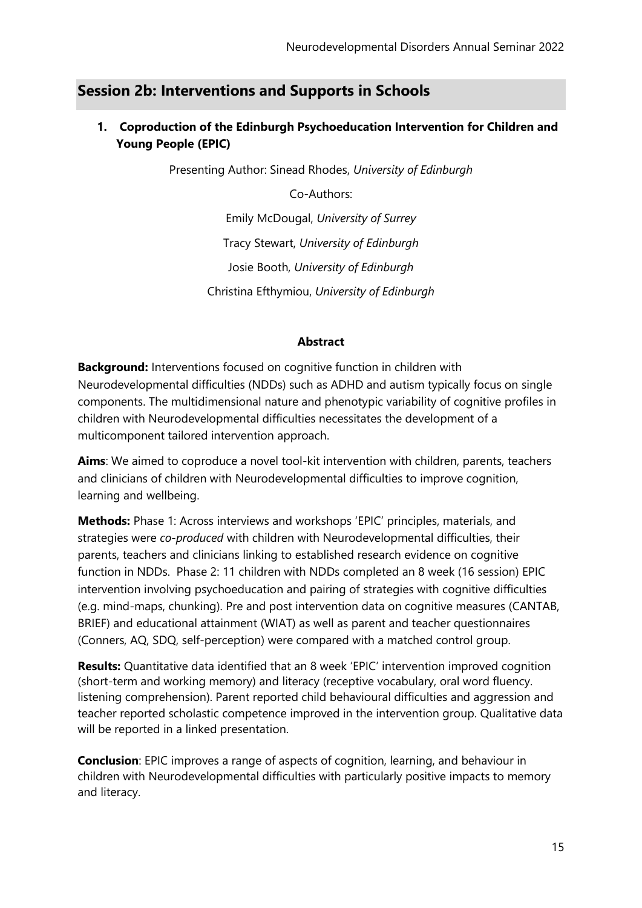## Session 2b: Interventions and Supports in Schools

### 1. Coproduction of the Edinburgh Psychoeducation Intervention for Children and Young People (EPIC)

Presenting Author: Sinead Rhodes, *University of Edinburgh*

Co-Authors:

Emily McDougal, *University of Surrey*

Tracy Stewart, *University of Edinburgh*

Josie Booth, *University of Edinburgh*

Christina Efthymiou, *University of Edinburgh*

**Abstract**

**Background:** Interventions focused on cognitive function in children with Neurodevelopmental difficulties (NDDs) such as ADHD and autism typically focus on single components. The multidimensional nature and phenotypic variability of cognitive profiles in children with Neurodevelopmental difficulties necessitates the development of a multicomponent tailored intervention approach.

**Aims**: We aimed to coproduce a novel tool-kit intervention with children, parents, teachers and clinicians of children with Neurodevelopmental difficulties to improve cognition, learning and wellbeing.

**Methods:** Phase 1: Across interviews and workshops 'EPIC' principles, materials, and strategies were *co-produced* with children with Neurodevelopmental difficulties, their parents, teachers and clinicians linking to established research evidence on cognitive function in NDDs. Phase 2: 11 children with NDDs completed an 8 week (16 session) EPIC intervention involving psychoeducation and pairing of strategies with cognitive difficulties (e.g. mind-maps, chunking). Pre and post intervention data on cognitive measures (CANTAB, BRIEF) and educational attainment (WIAT) as well as parent and teacher questionnaires (Conners, AQ, SDQ, self-perception) were compared with a matched control group.

**Results:** Quantitative data identified that an 8 week 'EPIC' intervention improved cognition (short-term and working memory) and literacy (receptive vocabulary, oral word fluency. listening comprehension). Parent reported child behavioural difficulties and aggression and teacher reported scholastic competence improved in the intervention group. Qualitative data will be reported in a linked presentation.

**Conclusion**: EPIC improves a range of aspects of cognition, learning, and behaviour in children with Neurodevelopmental difficulties with particularly positive impacts to memory and literacy.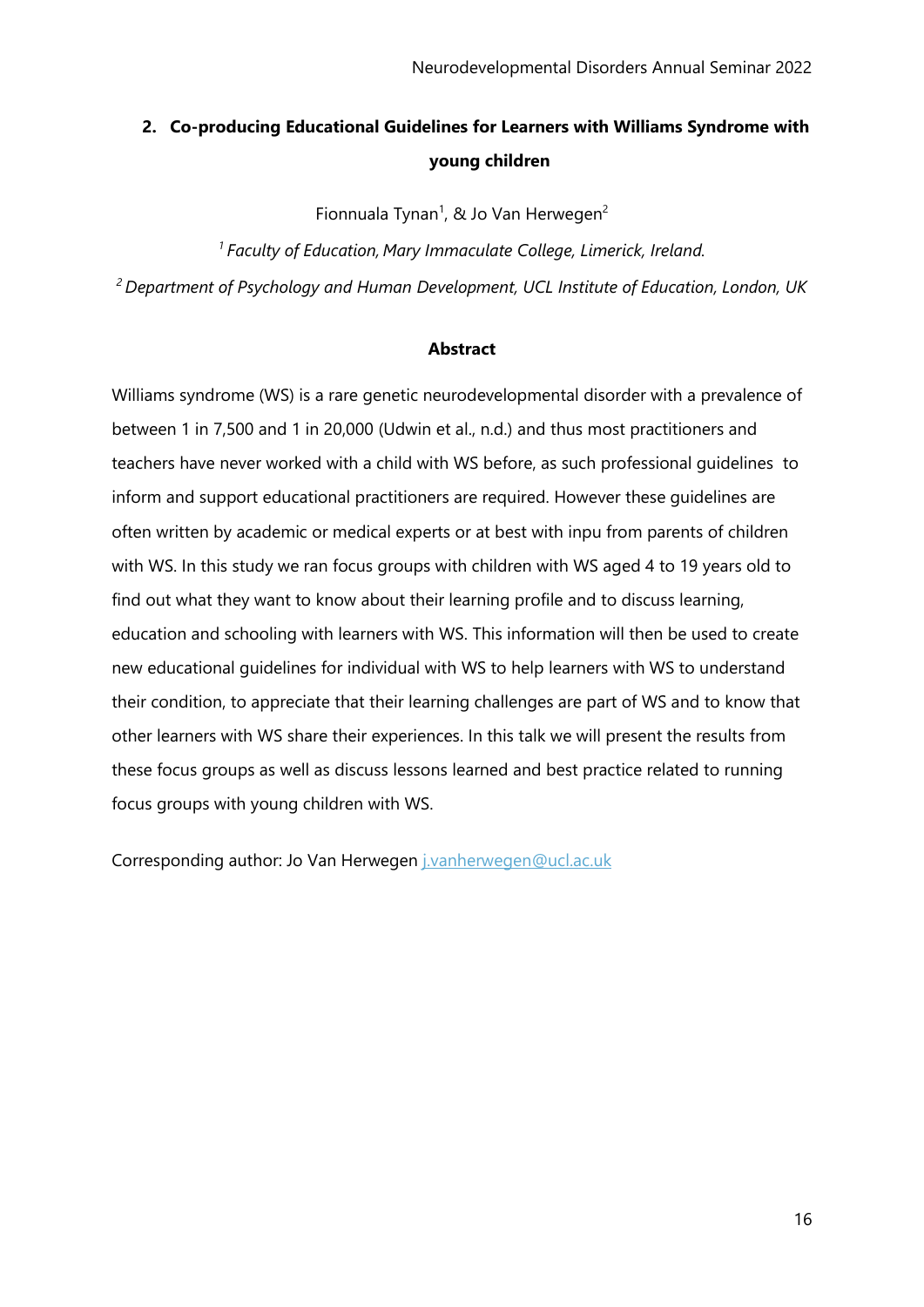## 2. Co-producing Educational Guidelines for Learners with Williams Syndrome with young children

Fionnuala Tynan[1], & Jo Van Herwegen[2]

[1] *Faculty of Education, Mary Immaculate College, Limerick, Ireland.*

[2] *Department of Psychology and Human Development, UCL Institute of Education, London, UK*

**Abstract**

Williams syndrome (WS) is a rare genetic neurodevelopmental disorder with a prevalence of between 1 in 7,500 and 1 in 20,000 (Udwin et al., n.d.) and thus most practitioners and teachers have never worked with a child with WS before, as such professional guidelines to inform and support educational practitioners are required. However these guidelines are often written by academic or medical experts or at best with inpu from parents of children with WS. In this study we ran focus groups with children with WS aged 4 to 19 years old to find out what they want to know about their learning profile and to discuss learning, education and schooling with learners with WS. This information will then be used to create new educational guidelines for individual with WS to help learners with WS to understand their condition, to appreciate that their learning challenges are part of WS and to know that other learners with WS share their experiences. In this talk we will present the results from these focus groups as well as discuss lessons learned and best practice related to running focus groups with young children with WS.

Corresponding author: Jo Van Herwegen j.vanherwegen@ucl.ac.uk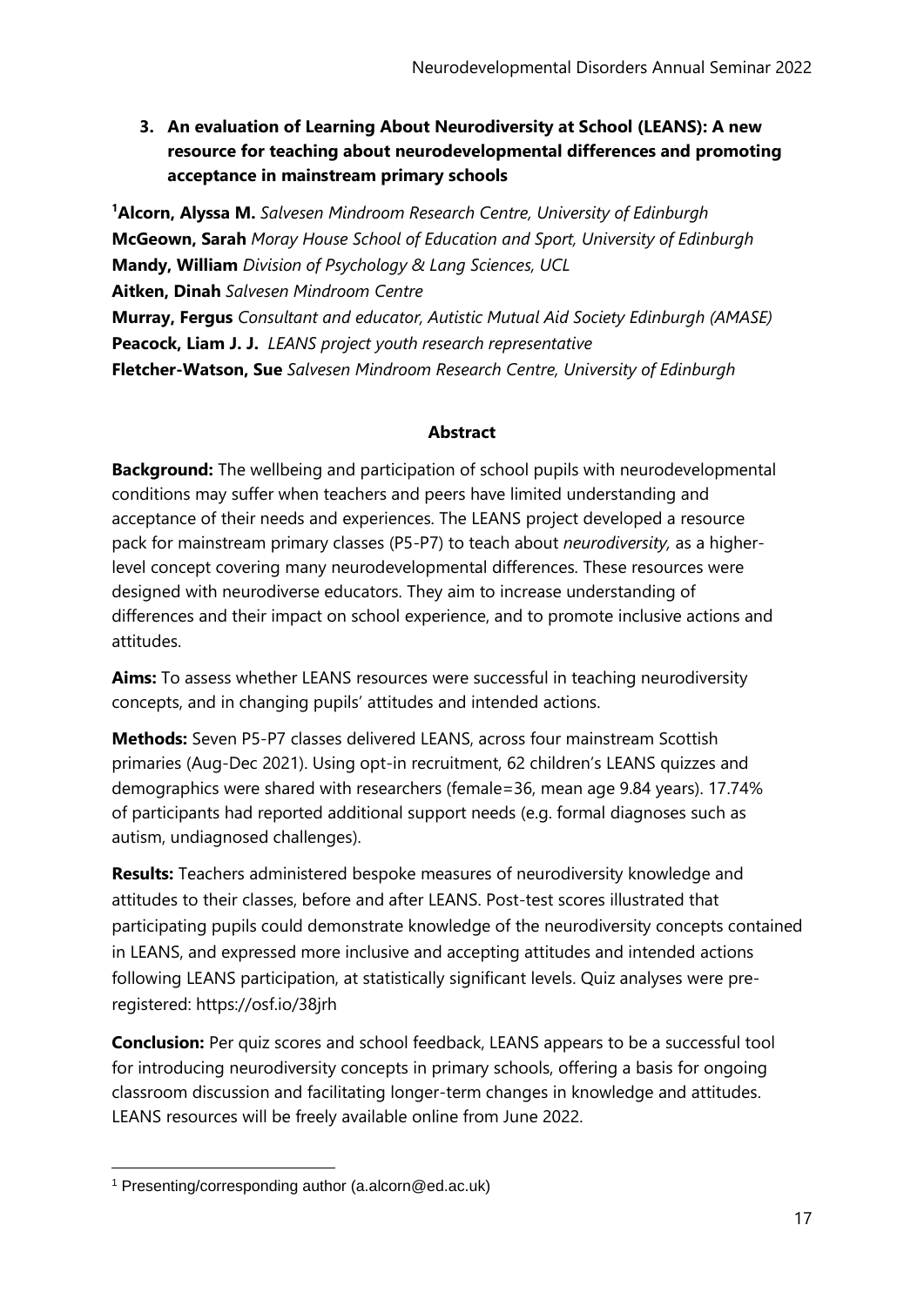### 3. An evaluation of Learning About Neurodiversity at School (LEANS): A new resource for teaching about neurodevelopmental differences and promoting acceptance in mainstream primary schools

[1]**Alcorn, Alyssa M.** *Salvesen Mindroom Research Centre, University of Edinburgh*
**McGeown, Sarah** *Moray House School of Education and Sport, University of Edinburgh*
**Mandy, William** *Division of Psychology & Lang Sciences, UCL*
**Aitken, Dinah** *Salvesen Mindroom Centre*
**Murray, Fergus** *Consultant and educator, Autistic Mutual Aid Society Edinburgh (AMASE)*
**Peacock, Liam J. J.** *LEANS project youth research representative*
**Fletcher-Watson, Sue** *Salvesen Mindroom Research Centre, University of Edinburgh*

**Abstract**

**Background:** The wellbeing and participation of school pupils with neurodevelopmental conditions may suffer when teachers and peers have limited understanding and acceptance of their needs and experiences. The LEANS project developed a resource pack for mainstream primary classes (P5-P7) to teach about *neurodiversity,* as a higher-level concept covering many neurodevelopmental differences. These resources were designed with neurodiverse educators. They aim to increase understanding of differences and their impact on school experience, and to promote inclusive actions and attitudes.

**Aims:** To assess whether LEANS resources were successful in teaching neurodiversity concepts, and in changing pupils' attitudes and intended actions.

**Methods:** Seven P5-P7 classes delivered LEANS, across four mainstream Scottish primaries (Aug-Dec 2021). Using opt-in recruitment, 62 children's LEANS quizzes and demographics were shared with researchers (female=36, mean age 9.84 years). 17.74% of participants had reported additional support needs (e.g. formal diagnoses such as autism, undiagnosed challenges).

**Results:** Teachers administered bespoke measures of neurodiversity knowledge and attitudes to their classes, before and after LEANS. Post-test scores illustrated that participating pupils could demonstrate knowledge of the neurodiversity concepts contained in LEANS, and expressed more inclusive and accepting attitudes and intended actions following LEANS participation, at statistically significant levels. Quiz analyses were pre-registered: https://osf.io/38jrh

**Conclusion:** Per quiz scores and school feedback, LEANS appears to be a successful tool for introducing neurodiversity concepts in primary schools, offering a basis for ongoing classroom discussion and facilitating longer-term changes in knowledge and attitudes. LEANS resources will be freely available online from June 2022.

---

[1] Presenting/corresponding author (a.alcorn@ed.ac.uk)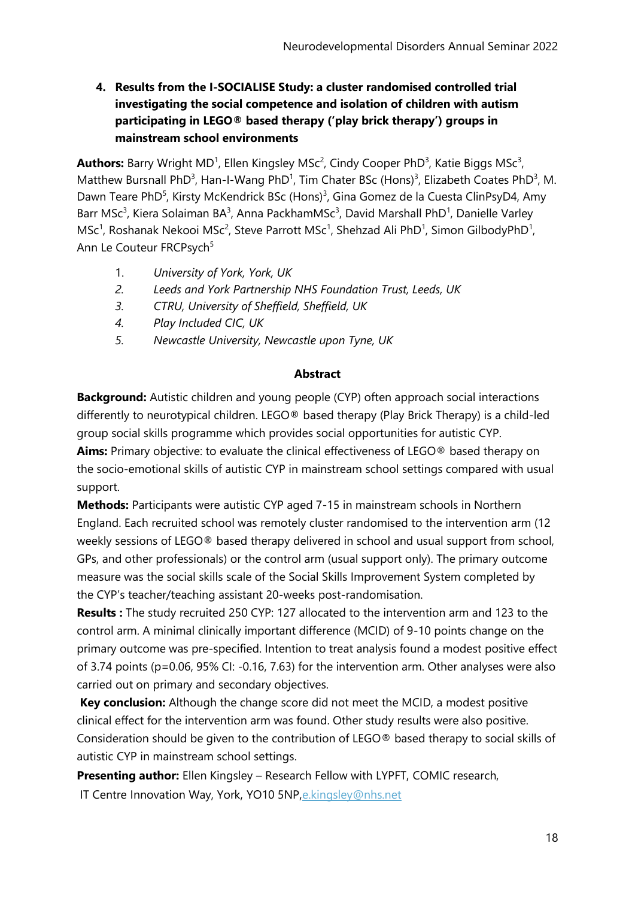### 4. Results from the I-SOCIALISE Study: a cluster randomised controlled trial investigating the social competence and isolation of children with autism participating in LEGO® based therapy ('play brick therapy') groups in mainstream school environments

**Authors:** Barry Wright MD[1], Ellen Kingsley MSc[2], Cindy Cooper PhD[3], Katie Biggs MSc[3], Matthew Bursnall PhD[3], Han-I-Wang PhD[1], Tim Chater BSc (Hons)[3], Elizabeth Coates PhD[3], M. Dawn Teare PhD[5], Kirsty McKendrick BSc (Hons)[3], Gina Gomez de la Cuesta ClinPsyD4, Amy Barr MSc[3], Kiera Solaiman BA[3], Anna PackhamMSc[3], David Marshall PhD[1], Danielle Varley MSc[1], Roshanak Nekooi MSc[2], Steve Parrott MSc[1], Shehzad Ali PhD[1], Simon GilbodyPhD[1], Ann Le Couteur FRCPsych[5]

1. *University of York, York, UK*
2. *Leeds and York Partnership NHS Foundation Trust, Leeds, UK*
3. *CTRU, University of Sheffield, Sheffield, UK*
4. *Play Included CIC, UK*
5. *Newcastle University, Newcastle upon Tyne, UK*

**Abstract**

**Background:** Autistic children and young people (CYP) often approach social interactions differently to neurotypical children. LEGO® based therapy (Play Brick Therapy) is a child-led group social skills programme which provides social opportunities for autistic CYP.

**Aims:** Primary objective: to evaluate the clinical effectiveness of LEGO® based therapy on the socio-emotional skills of autistic CYP in mainstream school settings compared with usual support.

**Methods:** Participants were autistic CYP aged 7-15 in mainstream schools in Northern England. Each recruited school was remotely cluster randomised to the intervention arm (12 weekly sessions of LEGO® based therapy delivered in school and usual support from school, GPs, and other professionals) or the control arm (usual support only). The primary outcome measure was the social skills scale of the Social Skills Improvement System completed by the CYP's teacher/teaching assistant 20-weeks post-randomisation.

**Results :** The study recruited 250 CYP: 127 allocated to the intervention arm and 123 to the control arm. A minimal clinically important difference (MCID) of 9-10 points change on the primary outcome was pre-specified. Intention to treat analysis found a modest positive effect of 3.74 points ($p=0.06$, 95% CI: -0.16, 7.63) for the intervention arm. Other analyses were also carried out on primary and secondary objectives.

**Key conclusion:** Although the change score did not meet the MCID, a modest positive clinical effect for the intervention arm was found. Other study results were also positive. Consideration should be given to the contribution of LEGO® based therapy to social skills of autistic CYP in mainstream school settings.

**Presenting author:** Ellen Kingsley – Research Fellow with LYPFT, COMIC research, IT Centre Innovation Way, York, YO10 5NP, e.kingsley@nhs.net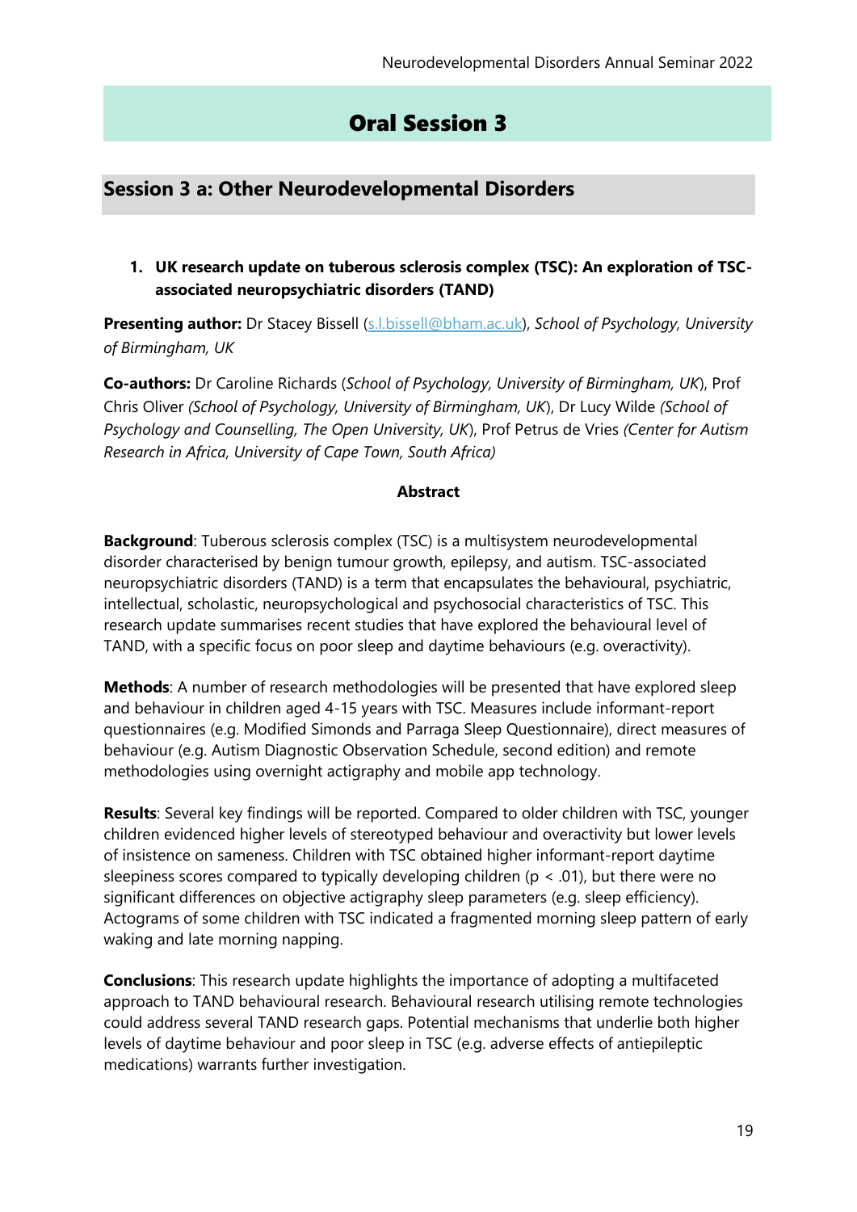# Oral Session 3

## Session 3 a: Other Neurodevelopmental Disorders

### 1. UK research update on tuberous sclerosis complex (TSC): An exploration of TSC-associated neuropsychiatric disorders (TAND)

**Presenting author:** Dr Stacey Bissell (s.l.bissell@bham.ac.uk), *School of Psychology, University of Birmingham, UK*

**Co-authors:** Dr Caroline Richards (*School of Psychology, University of Birmingham, UK*), Prof Chris Oliver *(School of Psychology, University of Birmingham, UK*), Dr Lucy Wilde *(School of Psychology and Counselling, The Open University, UK*), Prof Petrus de Vries *(Center for Autism Research in Africa, University of Cape Town, South Africa)*

**Abstract**

**Background**: Tuberous sclerosis complex (TSC) is a multisystem neurodevelopmental disorder characterised by benign tumour growth, epilepsy, and autism. TSC-associated neuropsychiatric disorders (TAND) is a term that encapsulates the behavioural, psychiatric, intellectual, scholastic, neuropsychological and psychosocial characteristics of TSC. This research update summarises recent studies that have explored the behavioural level of TAND, with a specific focus on poor sleep and daytime behaviours (e.g. overactivity).

**Methods**: A number of research methodologies will be presented that have explored sleep and behaviour in children aged 4-15 years with TSC. Measures include informant-report questionnaires (e.g. Modified Simonds and Parraga Sleep Questionnaire), direct measures of behaviour (e.g. Autism Diagnostic Observation Schedule, second edition) and remote methodologies using overnight actigraphy and mobile app technology.

**Results**: Several key findings will be reported. Compared to older children with TSC, younger children evidenced higher levels of stereotyped behaviour and overactivity but lower levels of insistence on sameness. Children with TSC obtained higher informant-report daytime sleepiness scores compared to typically developing children ($p < .01$), but there were no significant differences on objective actigraphy sleep parameters (e.g. sleep efficiency). Actograms of some children with TSC indicated a fragmented morning sleep pattern of early waking and late morning napping.

**Conclusions**: This research update highlights the importance of adopting a multifaceted approach to TAND behavioural research. Behavioural research utilising remote technologies could address several TAND research gaps. Potential mechanisms that underlie both higher levels of daytime behaviour and poor sleep in TSC (e.g. adverse effects of antiepileptic medications) warrants further investigation.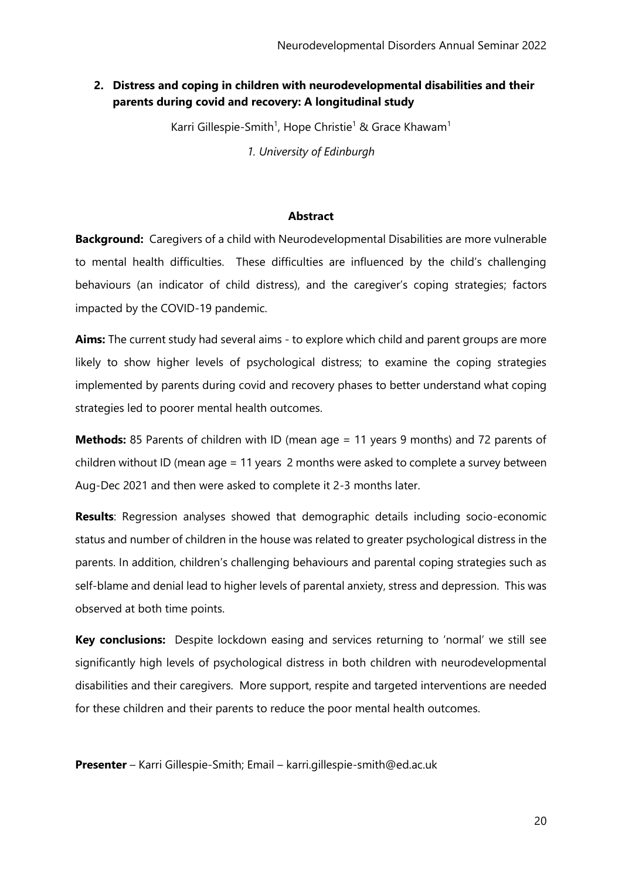## 2. Distress and coping in children with neurodevelopmental disabilities and their parents during covid and recovery: A longitudinal study

Karri Gillespie-Smith[1], Hope Christie[1] & Grace Khawam[1]

*1. University of Edinburgh*

#### Abstract

**Background:** Caregivers of a child with Neurodevelopmental Disabilities are more vulnerable to mental health difficulties. These difficulties are influenced by the child's challenging behaviours (an indicator of child distress), and the caregiver's coping strategies; factors impacted by the COVID-19 pandemic.

**Aims:** The current study had several aims - to explore which child and parent groups are more likely to show higher levels of psychological distress; to examine the coping strategies implemented by parents during covid and recovery phases to better understand what coping strategies led to poorer mental health outcomes.

**Methods:** 85 Parents of children with ID (mean age = 11 years 9 months) and 72 parents of children without ID (mean age = 11 years 2 months were asked to complete a survey between Aug-Dec 2021 and then were asked to complete it 2-3 months later.

**Results**: Regression analyses showed that demographic details including socio-economic status and number of children in the house was related to greater psychological distress in the parents. In addition, children's challenging behaviours and parental coping strategies such as self-blame and denial lead to higher levels of parental anxiety, stress and depression. This was observed at both time points.

**Key conclusions:** Despite lockdown easing and services returning to 'normal' we still see significantly high levels of psychological distress in both children with neurodevelopmental disabilities and their caregivers. More support, respite and targeted interventions are needed for these children and their parents to reduce the poor mental health outcomes.

**Presenter** – Karri Gillespie-Smith; Email – karri.gillespie-smith@ed.ac.uk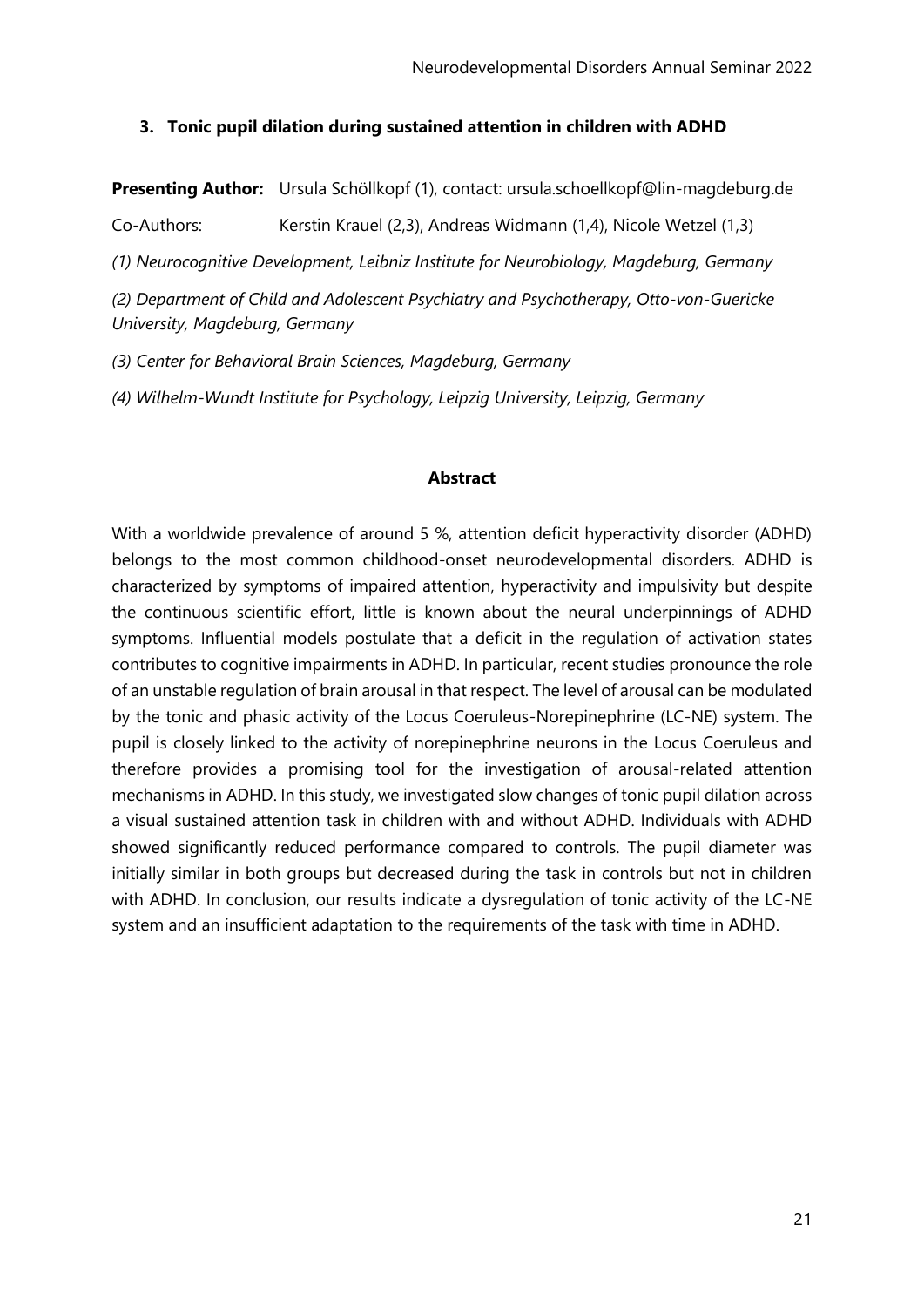### 3. Tonic pupil dilation during sustained attention in children with ADHD

**Presenting Author:** Ursula Schöllkopf (1), contact: ursula.schoellkopf@lin-magdeburg.de

Co-Authors: Kerstin Krauel (2,3), Andreas Widmann (1,4), Nicole Wetzel (1,3)

*(1) Neurocognitive Development, Leibniz Institute for Neurobiology, Magdeburg, Germany*

*(2) Department of Child and Adolescent Psychiatry and Psychotherapy, Otto-von-Guericke University, Magdeburg, Germany*

*(3) Center for Behavioral Brain Sciences, Magdeburg, Germany*

*(4) Wilhelm-Wundt Institute for Psychology, Leipzig University, Leipzig, Germany*

**Abstract**

With a worldwide prevalence of around 5 %, attention deficit hyperactivity disorder (ADHD) belongs to the most common childhood-onset neurodevelopmental disorders. ADHD is characterized by symptoms of impaired attention, hyperactivity and impulsivity but despite the continuous scientific effort, little is known about the neural underpinnings of ADHD symptoms. Influential models postulate that a deficit in the regulation of activation states contributes to cognitive impairments in ADHD. In particular, recent studies pronounce the role of an unstable regulation of brain arousal in that respect. The level of arousal can be modulated by the tonic and phasic activity of the Locus Coeruleus-Norepinephrine (LC-NE) system. The pupil is closely linked to the activity of norepinephrine neurons in the Locus Coeruleus and therefore provides a promising tool for the investigation of arousal-related attention mechanisms in ADHD. In this study, we investigated slow changes of tonic pupil dilation across a visual sustained attention task in children with and without ADHD. Individuals with ADHD showed significantly reduced performance compared to controls. The pupil diameter was initially similar in both groups but decreased during the task in controls but not in children with ADHD. In conclusion, our results indicate a dysregulation of tonic activity of the LC-NE system and an insufficient adaptation to the requirements of the task with time in ADHD.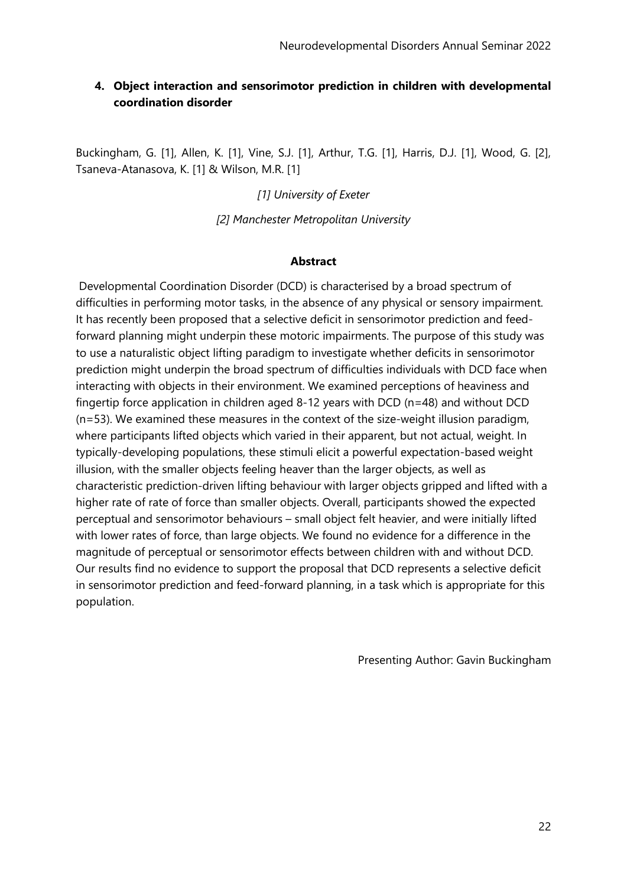## 4. Object interaction and sensorimotor prediction in children with developmental coordination disorder

Buckingham, G. [1], Allen, K. [1], Vine, S.J. [1], Arthur, T.G. [1], Harris, D.J. [1], Wood, G. [2], Tsaneva-Atanasova, K. [1] & Wilson, M.R. [1]

*[1] University of Exeter*

*[2] Manchester Metropolitan University*

### Abstract

Developmental Coordination Disorder (DCD) is characterised by a broad spectrum of difficulties in performing motor tasks, in the absence of any physical or sensory impairment. It has recently been proposed that a selective deficit in sensorimotor prediction and feed-forward planning might underpin these motoric impairments. The purpose of this study was to use a naturalistic object lifting paradigm to investigate whether deficits in sensorimotor prediction might underpin the broad spectrum of difficulties individuals with DCD face when interacting with objects in their environment. We examined perceptions of heaviness and fingertip force application in children aged 8-12 years with DCD (n=48) and without DCD (n=53). We examined these measures in the context of the size-weight illusion paradigm, where participants lifted objects which varied in their apparent, but not actual, weight. In typically-developing populations, these stimuli elicit a powerful expectation-based weight illusion, with the smaller objects feeling heaver than the larger objects, as well as characteristic prediction-driven lifting behaviour with larger objects gripped and lifted with a higher rate of rate of force than smaller objects. Overall, participants showed the expected perceptual and sensorimotor behaviours – small object felt heavier, and were initially lifted with lower rates of force, than large objects. We found no evidence for a difference in the magnitude of perceptual or sensorimotor effects between children with and without DCD. Our results find no evidence to support the proposal that DCD represents a selective deficit in sensorimotor prediction and feed-forward planning, in a task which is appropriate for this population.

Presenting Author: Gavin Buckingham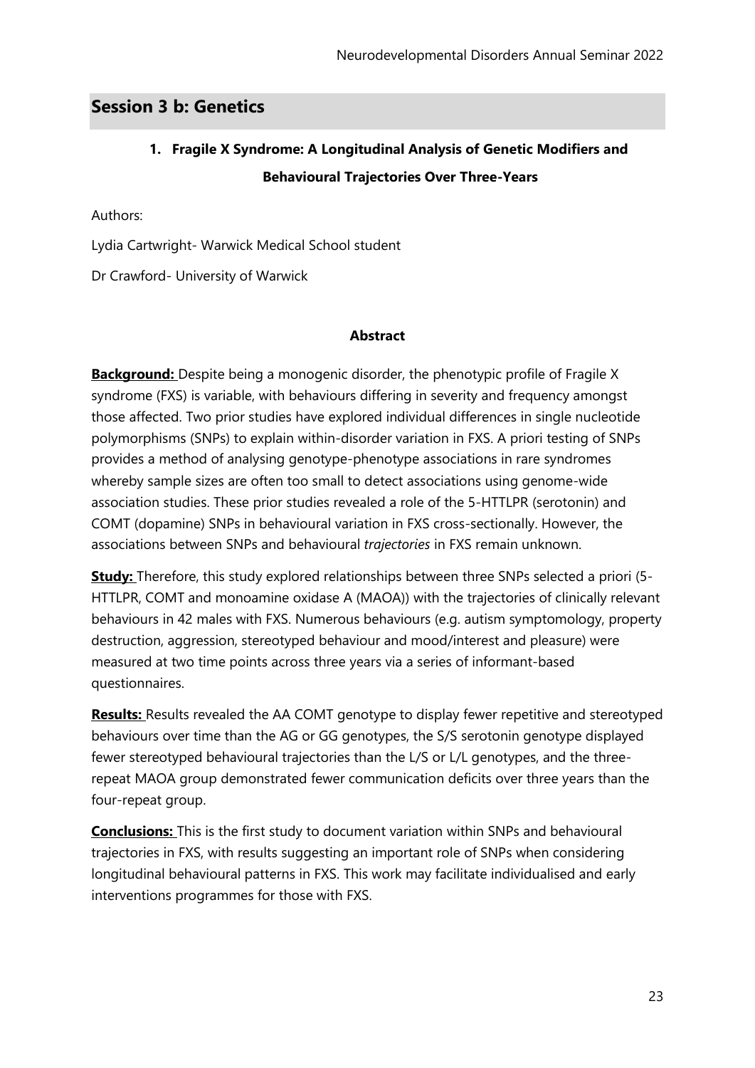## Session 3 b: Genetics

### 1. Fragile X Syndrome: A Longitudinal Analysis of Genetic Modifiers and Behavioural Trajectories Over Three-Years

Authors:

Lydia Cartwright- Warwick Medical School student

Dr Crawford- University of Warwick

**Abstract**

**Background:** Despite being a monogenic disorder, the phenotypic profile of Fragile X syndrome (FXS) is variable, with behaviours differing in severity and frequency amongst those affected. Two prior studies have explored individual differences in single nucleotide polymorphisms (SNPs) to explain within-disorder variation in FXS. A priori testing of SNPs provides a method of analysing genotype-phenotype associations in rare syndromes whereby sample sizes are often too small to detect associations using genome-wide association studies. These prior studies revealed a role of the 5-HTTLPR (serotonin) and COMT (dopamine) SNPs in behavioural variation in FXS cross-sectionally. However, the associations between SNPs and behavioural *trajectories* in FXS remain unknown.

**Study:** Therefore, this study explored relationships between three SNPs selected a priori (5-HTTLPR, COMT and monoamine oxidase A (MAOA)) with the trajectories of clinically relevant behaviours in 42 males with FXS. Numerous behaviours (e.g. autism symptomology, property destruction, aggression, stereotyped behaviour and mood/interest and pleasure) were measured at two time points across three years via a series of informant-based questionnaires.

**Results:** Results revealed the AA COMT genotype to display fewer repetitive and stereotyped behaviours over time than the AG or GG genotypes, the S/S serotonin genotype displayed fewer stereotyped behavioural trajectories than the L/S or L/L genotypes, and the three-repeat MAOA group demonstrated fewer communication deficits over three years than the four-repeat group.

**Conclusions:** This is the first study to document variation within SNPs and behavioural trajectories in FXS, with results suggesting an important role of SNPs when considering longitudinal behavioural patterns in FXS. This work may facilitate individualised and early interventions programmes for those with FXS.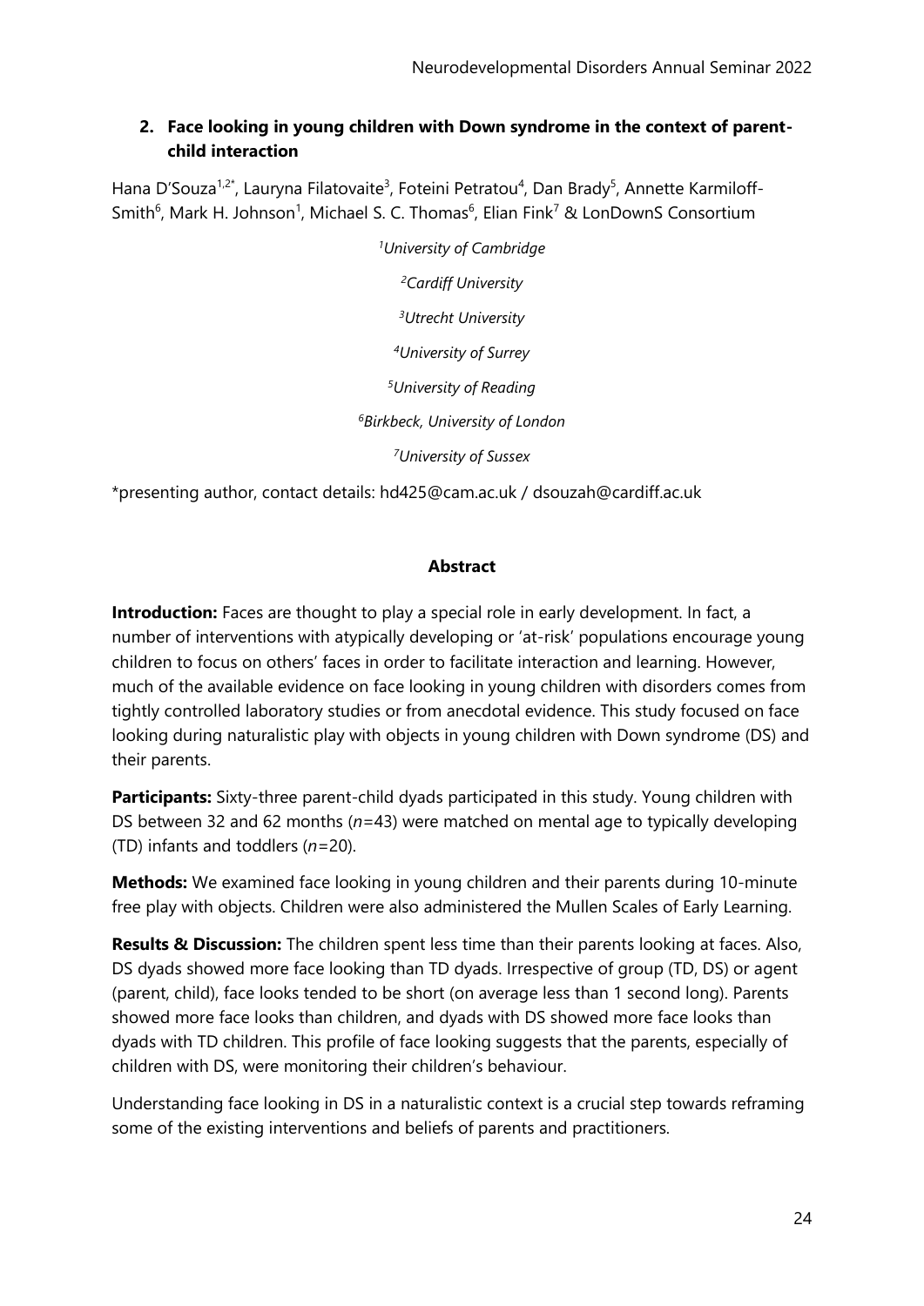## 2. Face looking in young children with Down syndrome in the context of parent-child interaction

Hana D'Souza[1,2*], Lauryna Filatovaite[3], Foteini Petratou[4], Dan Brady[5], Annette Karmiloff-Smith[6], Mark H. Johnson[1], Michael S. C. Thomas[6], Elian Fink[7] & LonDownS Consortium

*[1]University of Cambridge*

*[2]Cardiff University*

*[3]Utrecht University*

*[4]University of Surrey*

*[5]University of Reading*

*[6]Birkbeck, University of London*

*[7]University of Sussex*

*presenting author, contact details: hd425@cam.ac.uk / dsouzah@cardiff.ac.uk

### Abstract

**Introduction:** Faces are thought to play a special role in early development. In fact, a number of interventions with atypically developing or 'at-risk' populations encourage young children to focus on others' faces in order to facilitate interaction and learning. However, much of the available evidence on face looking in young children with disorders comes from tightly controlled laboratory studies or from anecdotal evidence. This study focused on face looking during naturalistic play with objects in young children with Down syndrome (DS) and their parents.

**Participants:** Sixty-three parent-child dyads participated in this study. Young children with DS between 32 and 62 months ($n$=43) were matched on mental age to typically developing (TD) infants and toddlers ($n$=20).

**Methods:** We examined face looking in young children and their parents during 10-minute free play with objects. Children were also administered the Mullen Scales of Early Learning.

**Results & Discussion:** The children spent less time than their parents looking at faces. Also, DS dyads showed more face looking than TD dyads. Irrespective of group (TD, DS) or agent (parent, child), face looks tended to be short (on average less than 1 second long). Parents showed more face looks than children, and dyads with DS showed more face looks than dyads with TD children. This profile of face looking suggests that the parents, especially of children with DS, were monitoring their children's behaviour.

Understanding face looking in DS in a naturalistic context is a crucial step towards reframing some of the existing interventions and beliefs of parents and practitioners.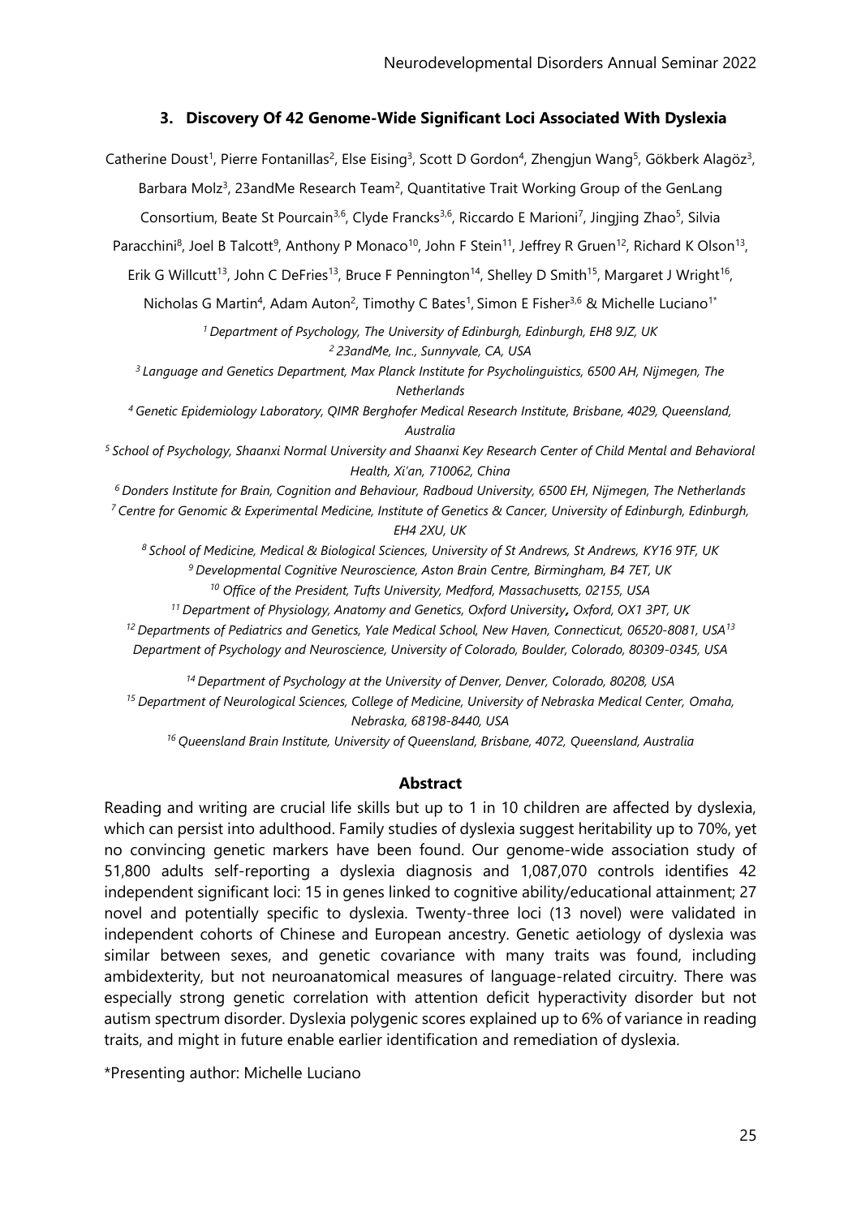### 3. Discovery Of 42 Genome-Wide Significant Loci Associated With Dyslexia

Catherine Doust[1], Pierre Fontanillas[2], Else Eising[3], Scott D Gordon[4], Zhengjun Wang[5], Gökberk Alagöz[3], Barbara Molz[3], 23andMe Research Team[2], Quantitative Trait Working Group of the GenLang Consortium, Beate St Pourcain[3,6], Clyde Francks[3,6], Riccardo E Marioni[7], Jingjing Zhao[5], Silvia Paracchini[8], Joel B Talcott[9], Anthony P Monaco[10], John F Stein[11], Jeffrey R Gruen[12], Richard K Olson[13], Erik G Willcutt[13], John C DeFries[13], Bruce F Pennington[14], Shelley D Smith[15], Margaret J Wright[16], Nicholas G Martin[4], Adam Auton[2], Timothy C Bates[1], Simon E Fisher[3,6] & Michelle Luciano[1*]

*[1] Department of Psychology, The University of Edinburgh, Edinburgh, EH8 9JZ, UK*
*[2] 23andMe, Inc., Sunnyvale, CA, USA*
*[3] Language and Genetics Department, Max Planck Institute for Psycholinguistics, 6500 AH, Nijmegen, The Netherlands*
*[4] Genetic Epidemiology Laboratory, QIMR Berghofer Medical Research Institute, Brisbane, 4029, Queensland, Australia*
*[5] School of Psychology, Shaanxi Normal University and Shaanxi Key Research Center of Child Mental and Behavioral Health, Xi'an, 710062, China*
*[6] Donders Institute for Brain, Cognition and Behaviour, Radboud University, 6500 EH, Nijmegen, The Netherlands*
*[7] Centre for Genomic & Experimental Medicine, Institute of Genetics & Cancer, University of Edinburgh, Edinburgh, EH4 2XU, UK*
*[8] School of Medicine, Medical & Biological Sciences, University of St Andrews, St Andrews, KY16 9TF, UK*
*[9] Developmental Cognitive Neuroscience, Aston Brain Centre, Birmingham, B4 7ET, UK*
*[10] Office of the President, Tufts University, Medford, Massachusetts, 02155, USA*
*[11] Department of Physiology, Anatomy and Genetics, Oxford University, Oxford, OX1 3PT, UK*
*[12] Departments of Pediatrics and Genetics, Yale Medical School, New Haven, Connecticut, 06520-8081, USA*
*[13] Department of Psychology and Neuroscience, University of Colorado, Boulder, Colorado, 80309-0345, USA*
*[14] Department of Psychology at the University of Denver, Denver, Colorado, 80208, USA*
*[15] Department of Neurological Sciences, College of Medicine, University of Nebraska Medical Center, Omaha, Nebraska, 68198-8440, USA*
*[16] Queensland Brain Institute, University of Queensland, Brisbane, 4072, Queensland, Australia*

**Abstract**

Reading and writing are crucial life skills but up to 1 in 10 children are affected by dyslexia, which can persist into adulthood. Family studies of dyslexia suggest heritability up to 70%, yet no convincing genetic markers have been found. Our genome-wide association study of 51,800 adults self-reporting a dyslexia diagnosis and 1,087,070 controls identifies 42 independent significant loci: 15 in genes linked to cognitive ability/educational attainment; 27 novel and potentially specific to dyslexia. Twenty-three loci (13 novel) were validated in independent cohorts of Chinese and European ancestry. Genetic aetiology of dyslexia was similar between sexes, and genetic covariance with many traits was found, including ambidexterity, but not neuroanatomical measures of language-related circuitry. There was especially strong genetic correlation with attention deficit hyperactivity disorder but not autism spectrum disorder. Dyslexia polygenic scores explained up to 6% of variance in reading traits, and might in future enable earlier identification and remediation of dyslexia.

*Presenting author: Michelle Luciano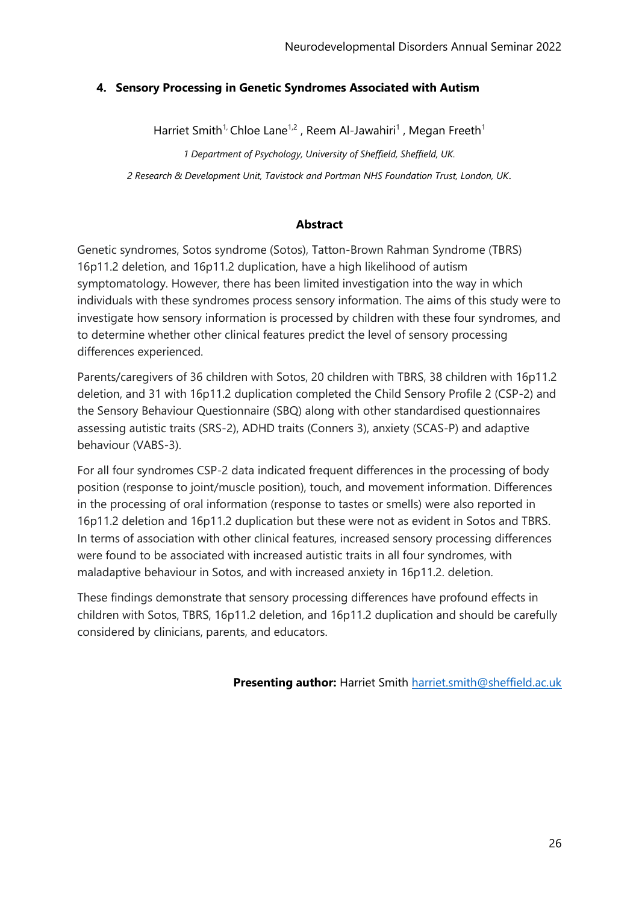## 4. Sensory Processing in Genetic Syndromes Associated with Autism

Harriet Smith[1,] Chloe Lane[1,2] , Reem Al-Jawahiri[1] , Megan Freeth[1]

*1 Department of Psychology, University of Sheffield, Sheffield, UK.*

*2 Research & Development Unit, Tavistock and Portman NHS Foundation Trust, London, UK.*

### Abstract

Genetic syndromes, Sotos syndrome (Sotos), Tatton-Brown Rahman Syndrome (TBRS) 16p11.2 deletion, and 16p11.2 duplication, have a high likelihood of autism symptomatology. However, there has been limited investigation into the way in which individuals with these syndromes process sensory information. The aims of this study were to investigate how sensory information is processed by children with these four syndromes, and to determine whether other clinical features predict the level of sensory processing differences experienced.

Parents/caregivers of 36 children with Sotos, 20 children with TBRS, 38 children with 16p11.2 deletion, and 31 with 16p11.2 duplication completed the Child Sensory Profile 2 (CSP-2) and the Sensory Behaviour Questionnaire (SBQ) along with other standardised questionnaires assessing autistic traits (SRS-2), ADHD traits (Conners 3), anxiety (SCAS-P) and adaptive behaviour (VABS-3).

For all four syndromes CSP-2 data indicated frequent differences in the processing of body position (response to joint/muscle position), touch, and movement information. Differences in the processing of oral information (response to tastes or smells) were also reported in 16p11.2 deletion and 16p11.2 duplication but these were not as evident in Sotos and TBRS. In terms of association with other clinical features, increased sensory processing differences were found to be associated with increased autistic traits in all four syndromes, with maladaptive behaviour in Sotos, and with increased anxiety in 16p11.2. deletion.

These findings demonstrate that sensory processing differences have profound effects in children with Sotos, TBRS, 16p11.2 deletion, and 16p11.2 duplication and should be carefully considered by clinicians, parents, and educators.

**Presenting author:** Harriet Smith harriet.smith@sheffield.ac.uk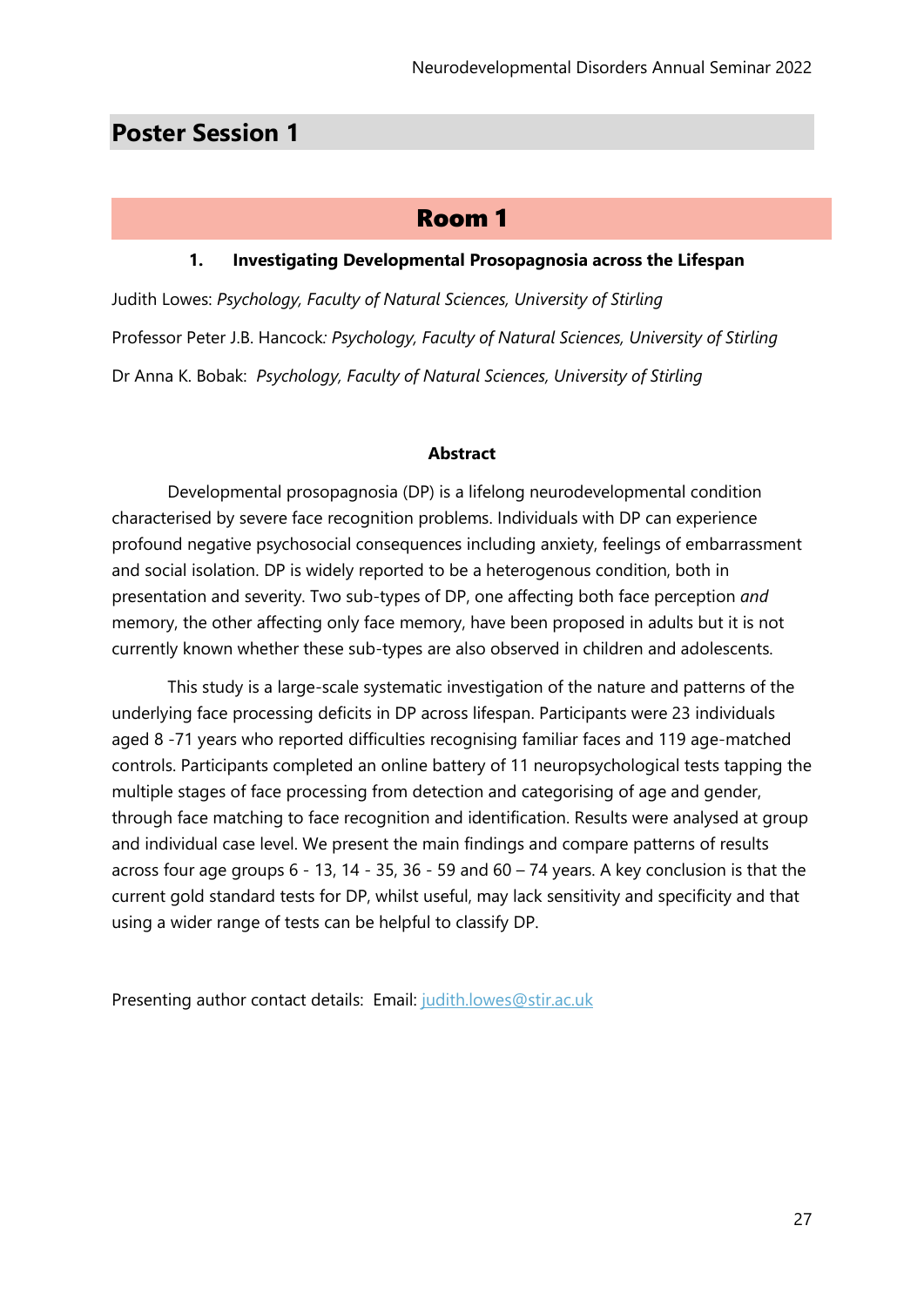## Poster Session 1

## Room 1

### 1. Investigating Developmental Prosopagnosia across the Lifespan

Judith Lowes: *Psychology, Faculty of Natural Sciences, University of Stirling*

Professor Peter J.B. Hancock*: Psychology, Faculty of Natural Sciences, University of Stirling*

Dr Anna K. Bobak: *Psychology, Faculty of Natural Sciences, University of Stirling*

**Abstract**

Developmental prosopagnosia (DP) is a lifelong neurodevelopmental condition characterised by severe face recognition problems. Individuals with DP can experience profound negative psychosocial consequences including anxiety, feelings of embarrassment and social isolation. DP is widely reported to be a heterogenous condition, both in presentation and severity. Two sub-types of DP, one affecting both face perception *and* memory, the other affecting only face memory, have been proposed in adults but it is not currently known whether these sub-types are also observed in children and adolescents.

This study is a large-scale systematic investigation of the nature and patterns of the underlying face processing deficits in DP across lifespan. Participants were 23 individuals aged 8 -71 years who reported difficulties recognising familiar faces and 119 age-matched controls. Participants completed an online battery of 11 neuropsychological tests tapping the multiple stages of face processing from detection and categorising of age and gender, through face matching to face recognition and identification. Results were analysed at group and individual case level. We present the main findings and compare patterns of results across four age groups 6 - 13, 14 - 35, 36 - 59 and 60 – 74 years. A key conclusion is that the current gold standard tests for DP, whilst useful, may lack sensitivity and specificity and that using a wider range of tests can be helpful to classify DP.

Presenting author contact details: Email: judith.lowes@stir.ac.uk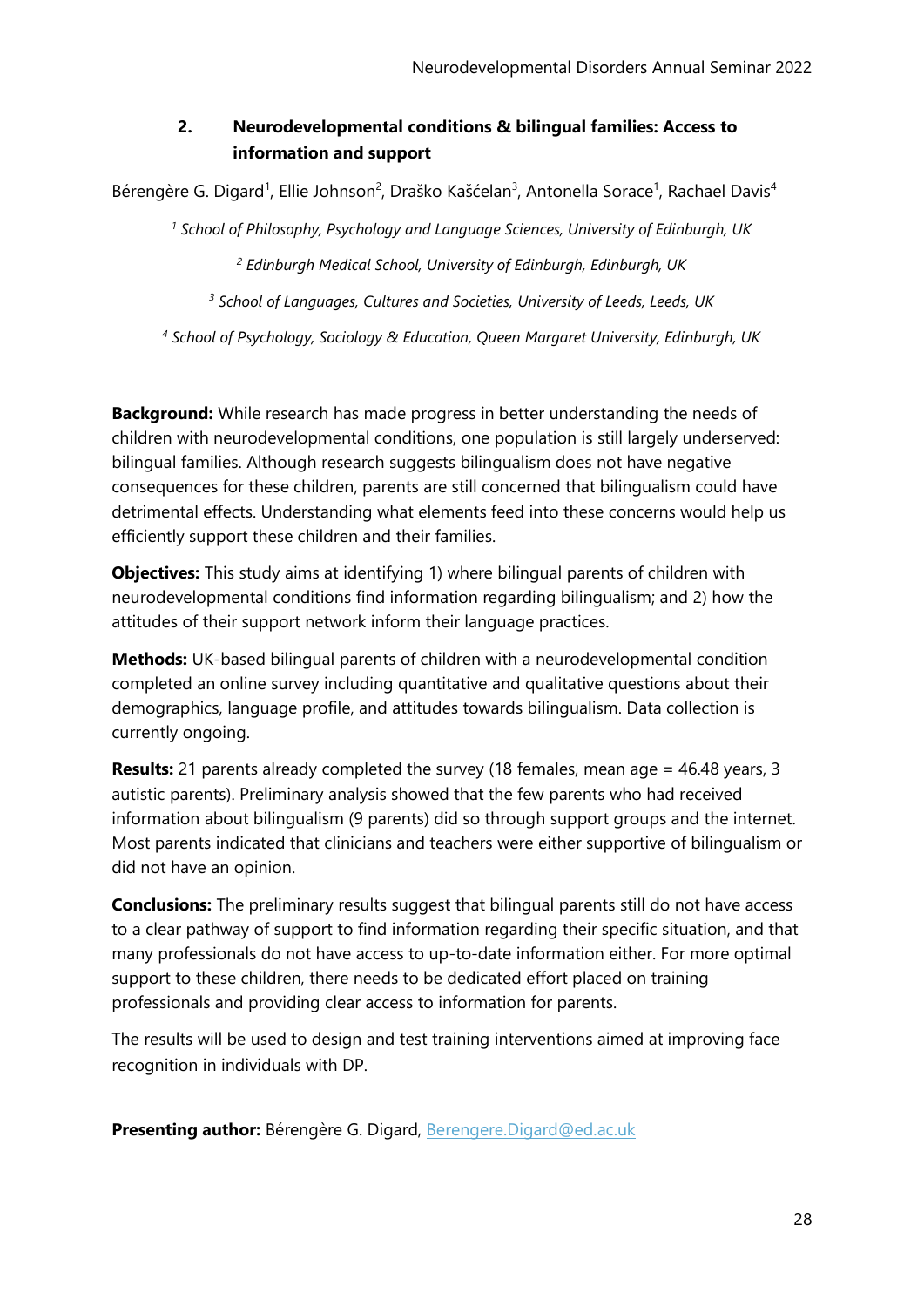## 2. Neurodevelopmental conditions & bilingual families: Access to information and support

Bérengère G. Digard[1], Ellie Johnson[2], Draško Kašćelan[3], Antonella Sorace[1], Rachael Davis[4]

[1] *School of Philosophy, Psychology and Language Sciences, University of Edinburgh, UK*

[2] *Edinburgh Medical School, University of Edinburgh, Edinburgh, UK*

[3] *School of Languages, Cultures and Societies, University of Leeds, Leeds, UK*

[4] *School of Psychology, Sociology & Education, Queen Margaret University, Edinburgh, UK*

**Background:** While research has made progress in better understanding the needs of children with neurodevelopmental conditions, one population is still largely underserved: bilingual families. Although research suggests bilingualism does not have negative consequences for these children, parents are still concerned that bilingualism could have detrimental effects. Understanding what elements feed into these concerns would help us efficiently support these children and their families.

**Objectives:** This study aims at identifying 1) where bilingual parents of children with neurodevelopmental conditions find information regarding bilingualism; and 2) how the attitudes of their support network inform their language practices.

**Methods:** UK-based bilingual parents of children with a neurodevelopmental condition completed an online survey including quantitative and qualitative questions about their demographics, language profile, and attitudes towards bilingualism. Data collection is currently ongoing.

**Results:** 21 parents already completed the survey (18 females, mean age = 46.48 years, 3 autistic parents). Preliminary analysis showed that the few parents who had received information about bilingualism (9 parents) did so through support groups and the internet. Most parents indicated that clinicians and teachers were either supportive of bilingualism or did not have an opinion.

**Conclusions:** The preliminary results suggest that bilingual parents still do not have access to a clear pathway of support to find information regarding their specific situation, and that many professionals do not have access to up-to-date information either. For more optimal support to these children, there needs to be dedicated effort placed on training professionals and providing clear access to information for parents.

The results will be used to design and test training interventions aimed at improving face recognition in individuals with DP.

**Presenting author:** Bérengère G. Digard, Berengere.Digard@ed.ac.uk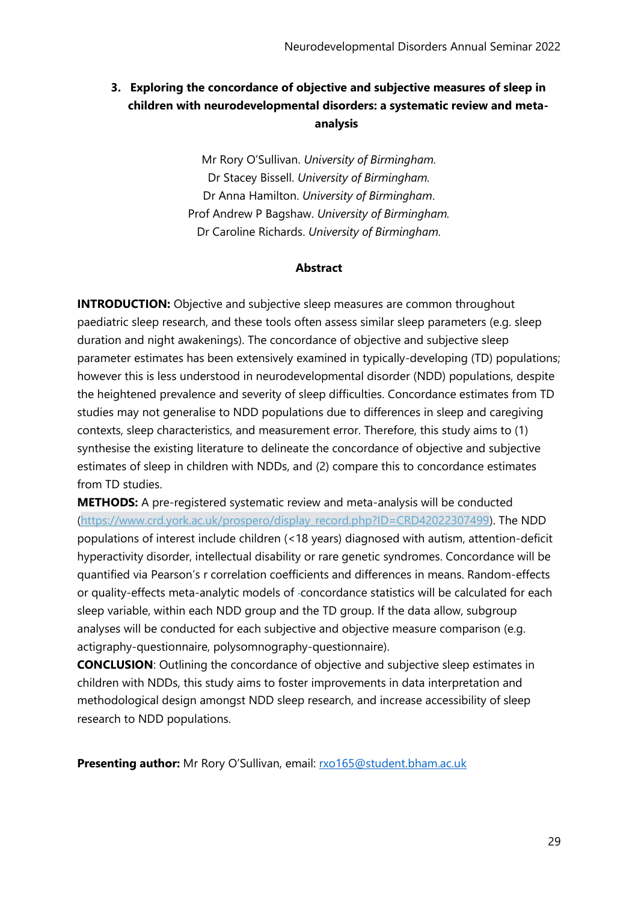## 3. Exploring the concordance of objective and subjective measures of sleep in children with neurodevelopmental disorders: a systematic review and meta-analysis

Mr Rory O'Sullivan. *University of Birmingham.*
Dr Stacey Bissell. *University of Birmingham.*
Dr Anna Hamilton. *University of Birmingham*.
Prof Andrew P Bagshaw. *University of Birmingham.*
Dr Caroline Richards. *University of Birmingham.*

**Abstract**

**INTRODUCTION:** Objective and subjective sleep measures are common throughout paediatric sleep research, and these tools often assess similar sleep parameters (e.g. sleep duration and night awakenings). The concordance of objective and subjective sleep parameter estimates has been extensively examined in typically-developing (TD) populations; however this is less understood in neurodevelopmental disorder (NDD) populations, despite the heightened prevalence and severity of sleep difficulties. Concordance estimates from TD studies may not generalise to NDD populations due to differences in sleep and caregiving contexts, sleep characteristics, and measurement error. Therefore, this study aims to (1) synthesise the existing literature to delineate the concordance of objective and subjective estimates of sleep in children with NDDs, and (2) compare this to concordance estimates from TD studies.

**METHODS:** A pre-registered systematic review and meta-analysis will be conducted (https://www.crd.york.ac.uk/prospero/display_record.php?ID=CRD42022307499). The NDD populations of interest include children (<18 years) diagnosed with autism, attention-deficit hyperactivity disorder, intellectual disability or rare genetic syndromes. Concordance will be quantified via Pearson's r correlation coefficients and differences in means. Random-effects or quality-effects meta-analytic models of concordance statistics will be calculated for each sleep variable, within each NDD group and the TD group. If the data allow, subgroup analyses will be conducted for each subjective and objective measure comparison (e.g. actigraphy-questionnaire, polysomnography-questionnaire).

**CONCLUSION**: Outlining the concordance of objective and subjective sleep estimates in children with NDDs, this study aims to foster improvements in data interpretation and methodological design amongst NDD sleep research, and increase accessibility of sleep research to NDD populations.

**Presenting author:** Mr Rory O'Sullivan, email: rxo165@student.bham.ac.uk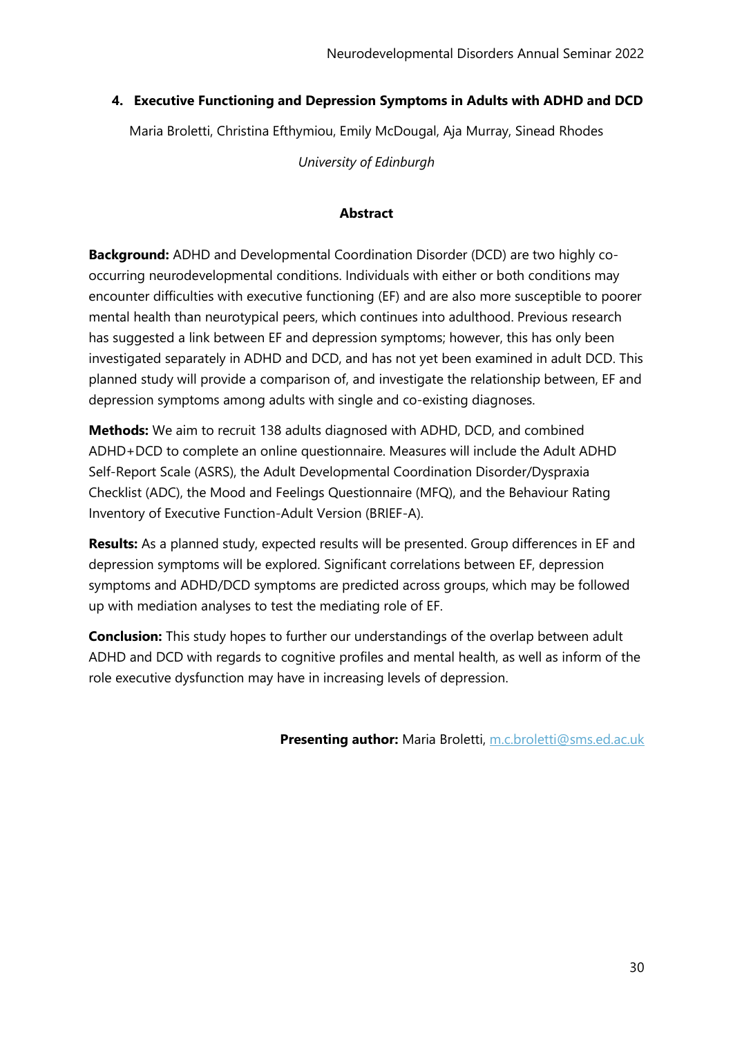## 4. Executive Functioning and Depression Symptoms in Adults with ADHD and DCD

Maria Broletti, Christina Efthymiou, Emily McDougal, Aja Murray, Sinead Rhodes

*University of Edinburgh*

### Abstract

**Background:** ADHD and Developmental Coordination Disorder (DCD) are two highly co-occurring neurodevelopmental conditions. Individuals with either or both conditions may encounter difficulties with executive functioning (EF) and are also more susceptible to poorer mental health than neurotypical peers, which continues into adulthood. Previous research has suggested a link between EF and depression symptoms; however, this has only been investigated separately in ADHD and DCD, and has not yet been examined in adult DCD. This planned study will provide a comparison of, and investigate the relationship between, EF and depression symptoms among adults with single and co-existing diagnoses.

**Methods:** We aim to recruit 138 adults diagnosed with ADHD, DCD, and combined ADHD+DCD to complete an online questionnaire. Measures will include the Adult ADHD Self-Report Scale (ASRS), the Adult Developmental Coordination Disorder/Dyspraxia Checklist (ADC), the Mood and Feelings Questionnaire (MFQ), and the Behaviour Rating Inventory of Executive Function-Adult Version (BRIEF-A).

**Results:** As a planned study, expected results will be presented. Group differences in EF and depression symptoms will be explored. Significant correlations between EF, depression symptoms and ADHD/DCD symptoms are predicted across groups, which may be followed up with mediation analyses to test the mediating role of EF.

**Conclusion:** This study hopes to further our understandings of the overlap between adult ADHD and DCD with regards to cognitive profiles and mental health, as well as inform of the role executive dysfunction may have in increasing levels of depression.

**Presenting author:** Maria Broletti, m.c.broletti@sms.ed.ac.uk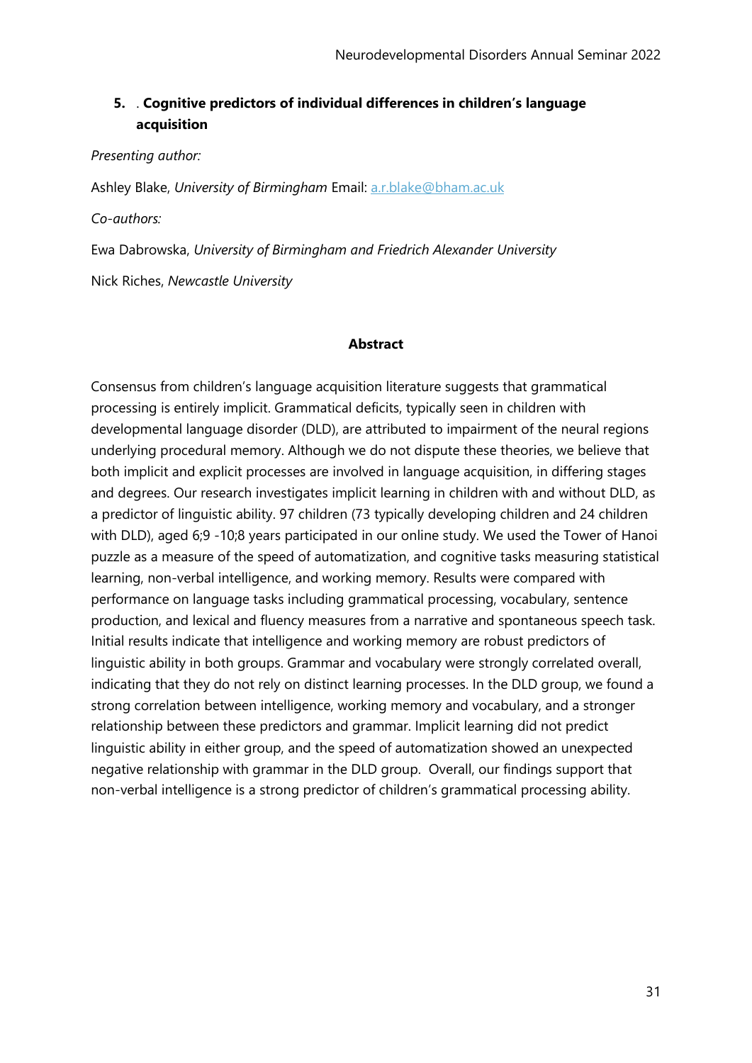## 5. . Cognitive predictors of individual differences in children's language acquisition

*Presenting author:*

Ashley Blake, *University of Birmingham* Email: a.r.blake@bham.ac.uk

*Co-authors:*

Ewa Dabrowska, *University of Birmingham and Friedrich Alexander University*

Nick Riches, *Newcastle University*

### Abstract

Consensus from children's language acquisition literature suggests that grammatical processing is entirely implicit. Grammatical deficits, typically seen in children with developmental language disorder (DLD), are attributed to impairment of the neural regions underlying procedural memory. Although we do not dispute these theories, we believe that both implicit and explicit processes are involved in language acquisition, in differing stages and degrees. Our research investigates implicit learning in children with and without DLD, as a predictor of linguistic ability. 97 children (73 typically developing children and 24 children with DLD), aged 6;9 -10;8 years participated in our online study. We used the Tower of Hanoi puzzle as a measure of the speed of automatization, and cognitive tasks measuring statistical learning, non-verbal intelligence, and working memory. Results were compared with performance on language tasks including grammatical processing, vocabulary, sentence production, and lexical and fluency measures from a narrative and spontaneous speech task. Initial results indicate that intelligence and working memory are robust predictors of linguistic ability in both groups. Grammar and vocabulary were strongly correlated overall, indicating that they do not rely on distinct learning processes. In the DLD group, we found a strong correlation between intelligence, working memory and vocabulary, and a stronger relationship between these predictors and grammar. Implicit learning did not predict linguistic ability in either group, and the speed of automatization showed an unexpected negative relationship with grammar in the DLD group. Overall, our findings support that non-verbal intelligence is a strong predictor of children's grammatical processing ability.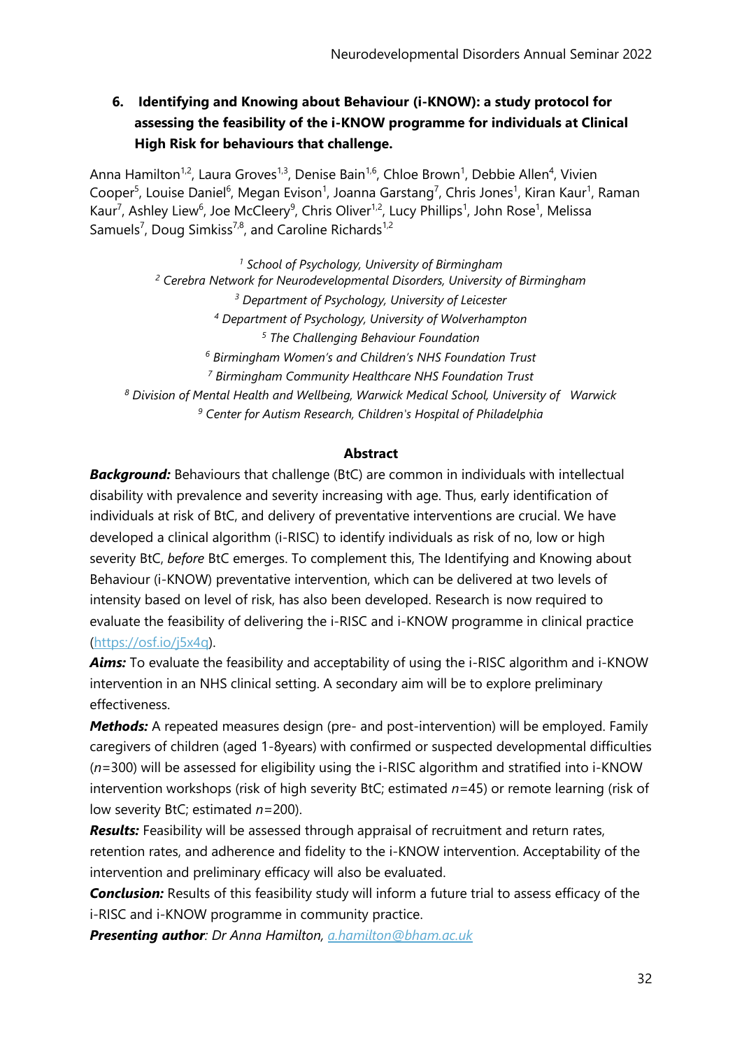## 6. Identifying and Knowing about Behaviour (i-KNOW): a study protocol for assessing the feasibility of the i-KNOW programme for individuals at Clinical High Risk for behaviours that challenge.

Anna Hamilton[1,2], Laura Groves[1,3], Denise Bain[1,6], Chloe Brown[1], Debbie Allen[4], Vivien Cooper[5], Louise Daniel[6], Megan Evison[1], Joanna Garstang[7], Chris Jones[1], Kiran Kaur[1], Raman Kaur[7], Ashley Liew[6], Joe McCleery[9], Chris Oliver[1,2], Lucy Phillips[1], John Rose[1], Melissa Samuels[7], Doug Simkiss[7,8], and Caroline Richards[1,2]

*[1] School of Psychology, University of Birmingham*
*[2] Cerebra Network for Neurodevelopmental Disorders, University of Birmingham*
*[3] Department of Psychology, University of Leicester*
*[4] Department of Psychology, University of Wolverhampton*
*[5] The Challenging Behaviour Foundation*
*[6] Birmingham Women's and Children's NHS Foundation Trust*
*[7] Birmingham Community Healthcare NHS Foundation Trust*
*[8] Division of Mental Health and Wellbeing, Warwick Medical School, University of Warwick*
*[9] Center for Autism Research, Children's Hospital of Philadelphia*

**Abstract**

***Background:*** Behaviours that challenge (BtC) are common in individuals with intellectual disability with prevalence and severity increasing with age. Thus, early identification of individuals at risk of BtC, and delivery of preventative interventions are crucial. We have developed a clinical algorithm (i-RISC) to identify individuals as risk of no, low or high severity BtC, *before* BtC emerges. To complement this, The Identifying and Knowing about Behaviour (i-KNOW) preventative intervention, which can be delivered at two levels of intensity based on level of risk, has also been developed. Research is now required to evaluate the feasibility of delivering the i-RISC and i-KNOW programme in clinical practice (https://osf.io/j5x4q).

***Aims:*** To evaluate the feasibility and acceptability of using the i-RISC algorithm and i-KNOW intervention in an NHS clinical setting. A secondary aim will be to explore preliminary effectiveness.

***Methods:*** A repeated measures design (pre- and post-intervention) will be employed. Family caregivers of children (aged 1-8years) with confirmed or suspected developmental difficulties ($n$=300) will be assessed for eligibility using the i-RISC algorithm and stratified into i-KNOW intervention workshops (risk of high severity BtC; estimated $n$=45) or remote learning (risk of low severity BtC; estimated $n$=200).

***Results:*** Feasibility will be assessed through appraisal of recruitment and return rates, retention rates, and adherence and fidelity to the i-KNOW intervention. Acceptability of the intervention and preliminary efficacy will also be evaluated.

***Conclusion:*** Results of this feasibility study will inform a future trial to assess efficacy of the i-RISC and i-KNOW programme in community practice.

***Presenting author****: Dr Anna Hamilton, a.hamilton@bham.ac.uk*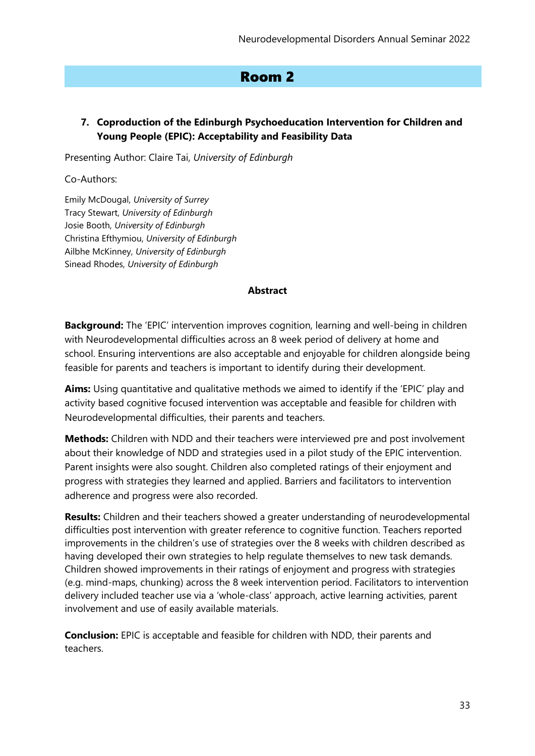## Room 2

### 7. Coproduction of the Edinburgh Psychoeducation Intervention for Children and Young People (EPIC): Acceptability and Feasibility Data

Presenting Author: Claire Tai, *University of Edinburgh*

Co-Authors:

Emily McDougal, *University of Surrey*
Tracy Stewart, *University of Edinburgh*
Josie Booth, *University of Edinburgh*
Christina Efthymiou, *University of Edinburgh*
Ailbhe McKinney, *University of Edinburgh*
Sinead Rhodes, *University of Edinburgh*

**Abstract**

**Background:** The 'EPIC' intervention improves cognition, learning and well-being in children with Neurodevelopmental difficulties across an 8 week period of delivery at home and school. Ensuring interventions are also acceptable and enjoyable for children alongside being feasible for parents and teachers is important to identify during their development.

**Aims:** Using quantitative and qualitative methods we aimed to identify if the 'EPIC' play and activity based cognitive focused intervention was acceptable and feasible for children with Neurodevelopmental difficulties, their parents and teachers.

**Methods:** Children with NDD and their teachers were interviewed pre and post involvement about their knowledge of NDD and strategies used in a pilot study of the EPIC intervention. Parent insights were also sought. Children also completed ratings of their enjoyment and progress with strategies they learned and applied. Barriers and facilitators to intervention adherence and progress were also recorded.

**Results:** Children and their teachers showed a greater understanding of neurodevelopmental difficulties post intervention with greater reference to cognitive function. Teachers reported improvements in the children's use of strategies over the 8 weeks with children described as having developed their own strategies to help regulate themselves to new task demands. Children showed improvements in their ratings of enjoyment and progress with strategies (e.g. mind-maps, chunking) across the 8 week intervention period. Facilitators to intervention delivery included teacher use via a 'whole-class' approach, active learning activities, parent involvement and use of easily available materials.

**Conclusion:** EPIC is acceptable and feasible for children with NDD, their parents and teachers.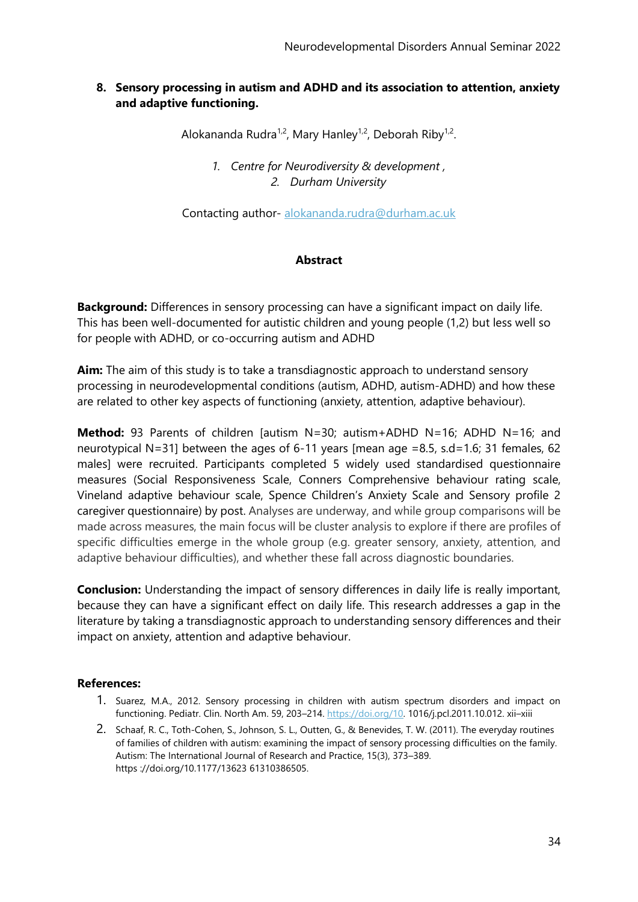## 8. Sensory processing in autism and ADHD and its association to attention, anxiety and adaptive functioning.

Alokananda Rudra[1,2], Mary Hanley[1,2], Deborah Riby[1,2].

*1. Centre for Neurodiversity & development ,*
*2. Durham University*

Contacting author- alokananda.rudra@durham.ac.uk

### Abstract

**Background:** Differences in sensory processing can have a significant impact on daily life. This has well-documented for autistic children and young people (1,2) but less well so for people with ADHD, or co-occurring autism and ADHD

**Aim:** The aim of this study is to take a transdiagnostic approach to understand sensory processing in neurodevelopmental conditions (autism, ADHD, autism-ADHD) and how these are related to other key aspects of functioning (anxiety, attention, adaptive behaviour).

**Method:** 93 Parents of children [autism N=30; autism+ADHD N=16; ADHD N=16; and neurotypical N=31] between the ages of 6-11 years [mean age =8.5, s.d=1.6; 31 females, 62 males] were recruited. Participants completed 5 widely used standardised questionnaire measures (Social Responsiveness Scale, Conners Comprehensive behaviour rating scale, Vineland adaptive behaviour scale, Spence Children's Anxiety Scale and Sensory profile 2 caregiver questionnaire) by post. Analyses are underway, and while group comparisons will be made across measures, the main focus will be cluster analysis to explore if there are profiles of specific difficulties emerge in the whole group (e.g. greater sensory, anxiety, attention, and adaptive behaviour difficulties), and whether these fall across diagnostic boundaries.

**Conclusion:** Understanding the impact of sensory differences in daily life is really important, because they can have a significant effect on daily life. This research addresses a gap in the literature by taking a transdiagnostic approach to understanding sensory differences and their impact on anxiety, attention and adaptive behaviour.

**References:**

1. Suarez, M.A., 2012. Sensory processing in children with autism spectrum disorders and impact on functioning. Pediatr. Clin. North Am. 59, 203–214. https://doi.org/10. 1016/j.pcl.2011.10.012. xii–xiii
2. Schaaf, R. C., Toth-Cohen, S., Johnson, S. L., Outten, G., & Benevides, T. W. (2011). The everyday routines of families of children with autism: examining the impact of sensory processing difficulties on the family. Autism: The International Journal of Research and Practice, 15(3), 373–389. https ://doi.org/10.1177/13623 61310386505.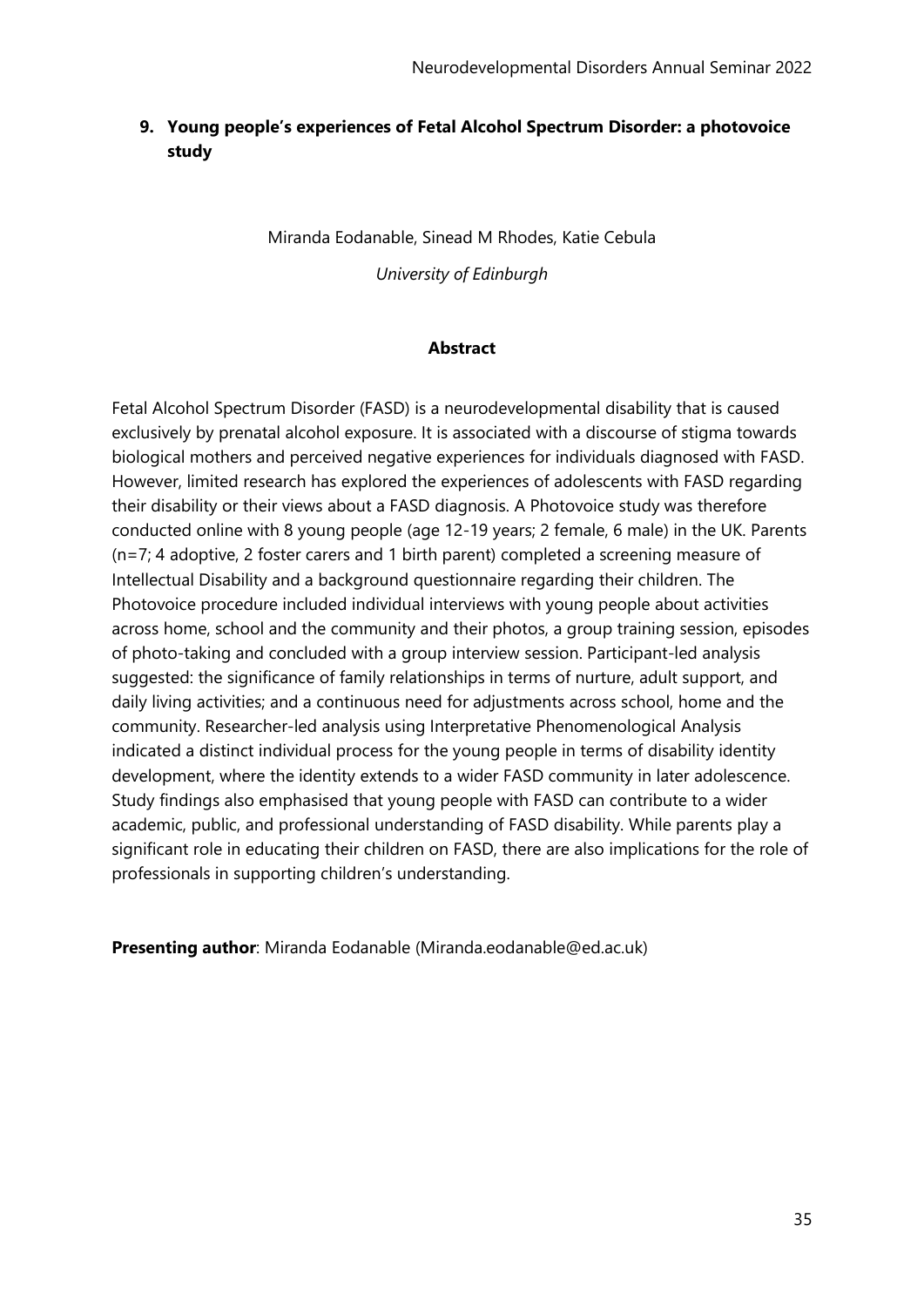## 9. Young people's experiences of Fetal Alcohol Spectrum Disorder: a photovoice study

Miranda Eodanable, Sinead M Rhodes, Katie Cebula

*University of Edinburgh*

**Abstract**

Fetal Alcohol Spectrum Disorder (FASD) is a neurodevelopmental disability that is caused exclusively by prenatal alcohol exposure. It is associated with a discourse of stigma towards biological mothers and perceived negative experiences for individuals diagnosed with FASD. However, limited research has explored the experiences of adolescents with FASD regarding their disability or their views about a FASD diagnosis. A Photovoice study was therefore conducted online with 8 young people (age 12-19 years; 2 female, 6 male) in the UK. Parents (n=7; 4 adoptive, 2 foster carers and 1 birth parent) completed a screening measure of Intellectual Disability and a background questionnaire regarding their children. The Photovoice procedure included individual interviews with young people about activities across home, school and the community and their photos, a group training session, episodes of photo-taking and concluded with a group interview session. Participant-led analysis suggested: the significance of family relationships in terms of nurture, adult support, and daily living activities; and a continuous need for adjustments across school, home and the community. Researcher-led analysis using Interpretative Phenomenological Analysis indicated a distinct individual process for the young people in terms of disability identity development, where the identity extends to a wider FASD community in later adolescence. Study findings also emphasised that young people with FASD can contribute to a wider academic, public, and professional understanding of FASD disability. While parents play a significant role in educating their children on FASD, there are also implications for the role of professionals in supporting children's understanding.

**Presenting author**: Miranda Eodanable (Miranda.eodanable@ed.ac.uk)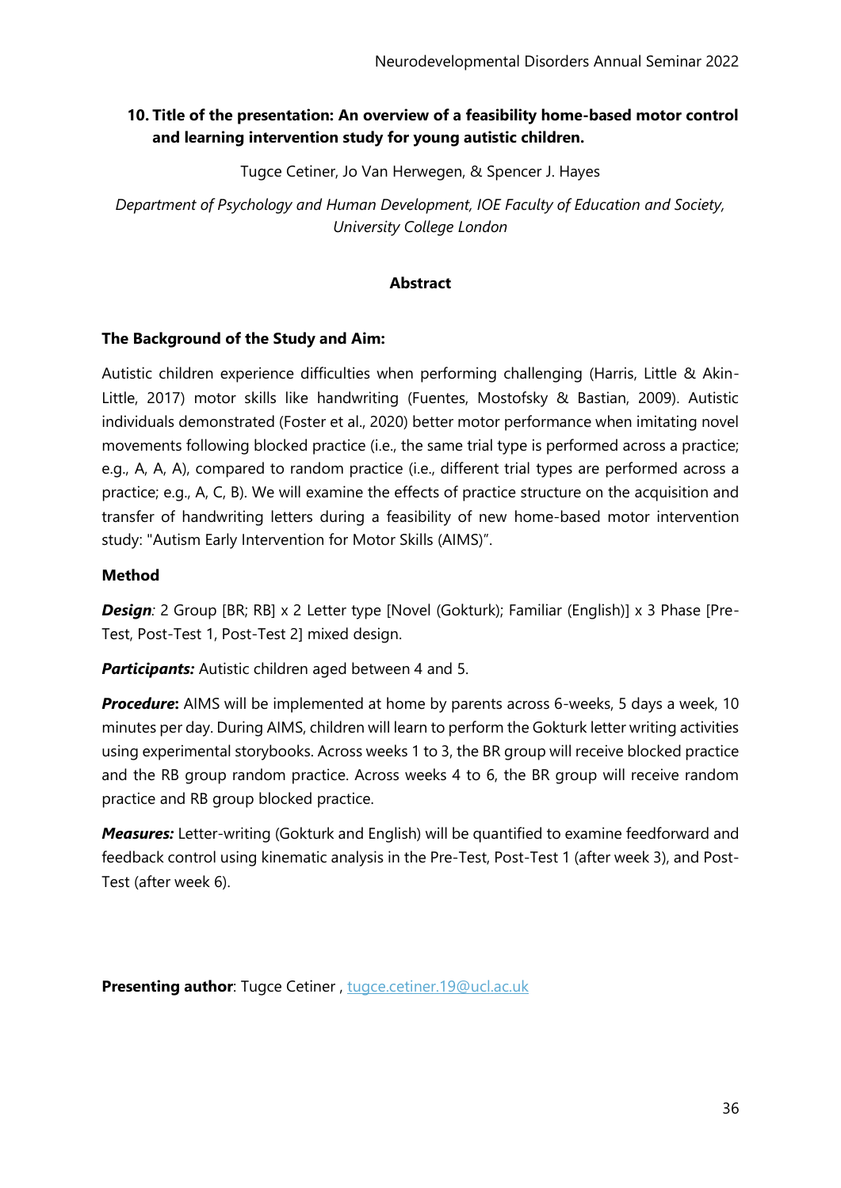## 10. Title of the presentation: An overview of a feasibility home-based motor control and learning intervention study for young autistic children.

Tugce Cetiner, Jo Van Herwegen, & Spencer J. Hayes

*Department of Psychology and Human Development, IOE Faculty of Education and Society, University College London*

**Abstract**

**The Background of the Study and Aim:**

Autistic children experience difficulties when performing challenging (Harris, Little & Akin-Little, 2017) motor skills like handwriting (Fuentes, Mostofsky & Bastian, 2009). Autistic individuals demonstrated (Foster et al., 2020) better motor performance when imitating novel movements following blocked practice (i.e., the same trial type is performed across a practice; e.g., A, A, A), compared to random practice (i.e., different trial types are performed across a practice; e.g., A, C, B). We will examine the effects of practice structure on the acquisition and transfer of handwriting letters during a feasibility of new home-based motor intervention study: "Autism Early Intervention for Motor Skills (AIMS)".

**Method**

***Design****:* 2 Group [BR; RB] x 2 Letter type [Novel (Gokturk); Familiar (English)] x 3 Phase [Pre-Test, Post-Test 1, Post-Test 2] mixed design.

***Participants:*** Autistic children aged between 4 and 5.

***Procedure*****:** AIMS will be implemented at home by parents across 6-weeks, 5 days a week, 10 minutes per day. During AIMS, children will learn to perform the Gokturk letter writing activities using experimental storybooks. Across weeks 1 to 3, the BR group will receive blocked practice and the RB group random practice. Across weeks 4 to 6, the BR group will receive random practice and RB group blocked practice.

***Measures:*** Letter-writing (Gokturk and English) will be quantified to examine feedforward and feedback control using kinematic analysis in the Pre-Test, Post-Test 1 (after week 3), and Post-Test (after week 6).

**Presenting author**: Tugce Cetiner , tugce.cetiner.19@ucl.ac.uk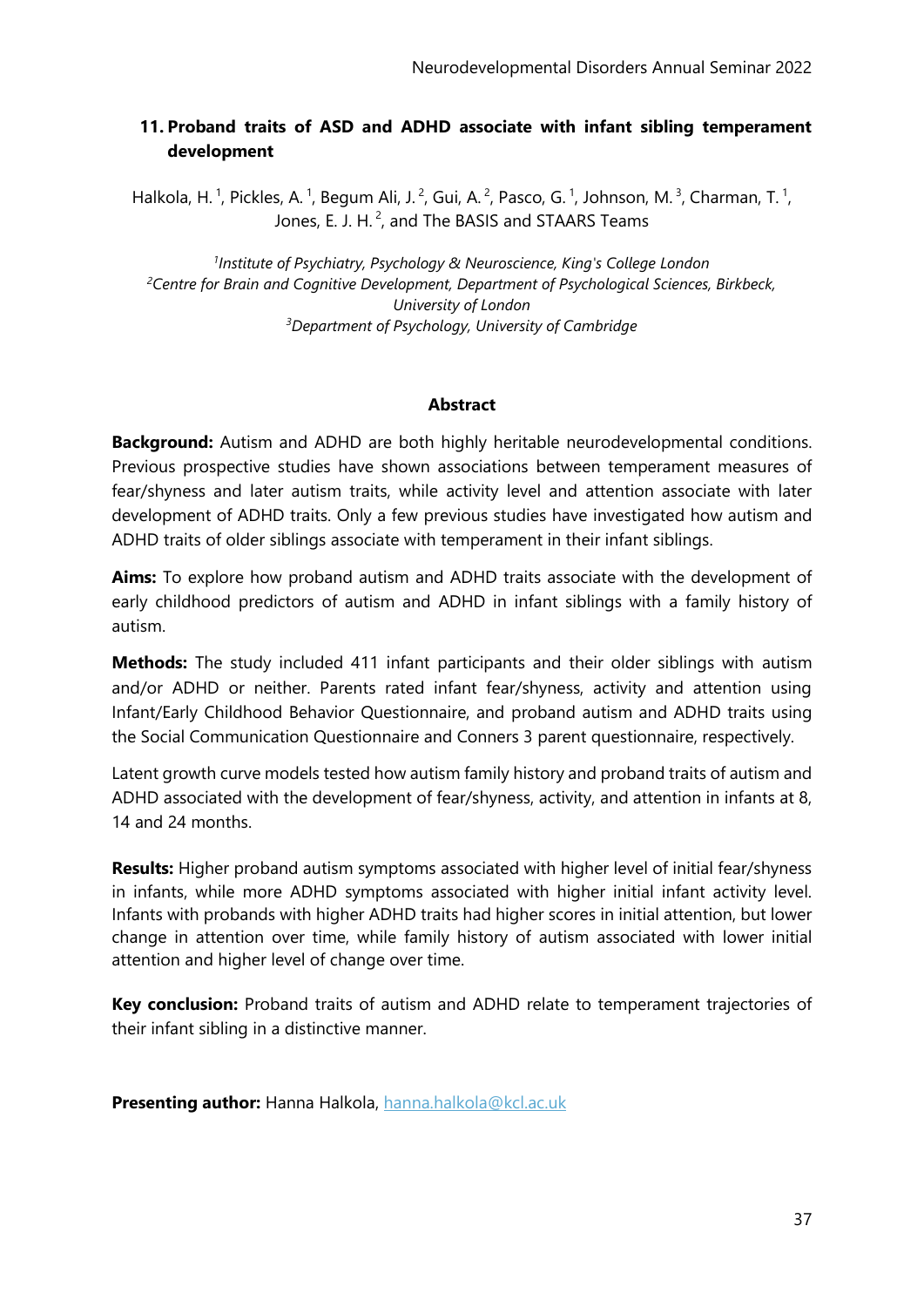## 11. Proband traits of ASD and ADHD associate with infant sibling temperament development

Halkola, H. [1], Pickles, A. [1], Begum Ali, J. [2], Gui, A. [2], Pasco, G. [1], Johnson, M. [3], Charman, T. [1], Jones, E. J. H. [2], and The BASIS and STAARS Teams

*[1]Institute of Psychiatry, Psychology & Neuroscience, King's College London*
*[2]Centre for Brain and Cognitive Development, Department of Psychological Sciences, Birkbeck, University of London*
*[3]Department of Psychology, University of Cambridge*

### Abstract

**Background:** Autism and ADHD are both highly heritable neurodevelopmental conditions. Previous prospective studies have shown associations between temperament measures of fear/shyness and later autism traits, while activity level and attention associate with later development of ADHD traits. Only a few previous studies have investigated how autism and ADHD traits of older siblings associate with temperament in their infant siblings.

**Aims:** To explore how proband autism and ADHD traits associate with the development of early childhood predictors of autism and ADHD in infant siblings with a family history of autism.

**Methods:** The study included 411 infant participants and their older siblings with autism and/or ADHD or neither. Parents rated infant fear/shyness, activity and attention using Infant/Early Childhood Behavior Questionnaire, and proband autism and ADHD traits using the Social Communication Questionnaire and Conners 3 parent questionnaire, respectively.

Latent growth curve models tested how autism family history and proband traits of autism and ADHD associated with the development of fear/shyness, activity, and attention in infants at 8, 14 and 24 months.

**Results:** Higher proband autism symptoms associated with higher level of initial fear/shyness in infants, while more ADHD symptoms associated with higher initial infant activity level. Infants with probands with higher ADHD traits had higher scores in initial attention, but lower change in attention over time, while family history of autism associated with lower initial attention and higher level of change over time.

**Key conclusion:** Proband traits of autism and ADHD relate to temperament trajectories of their infant sibling in a distinctive manner.

**Presenting author:** Hanna Halkola, hanna.halkola@kcl.ac.uk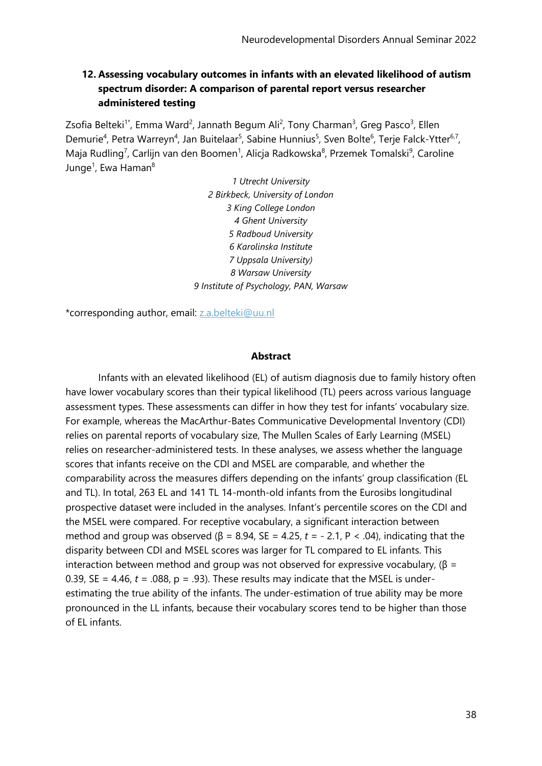## 12. Assessing vocabulary outcomes in infants with an elevated likelihood of autism spectrum disorder: A comparison of parental report versus researcher administered testing

Zsofia Belteki[1*], Emma Ward[2], Jannath Begum Ali[2], Tony Charman[3], Greg Pasco[3], Ellen Demurie[4], Petra Warreyn[4], Jan Buitelaar[5], Sabine Hunnius[5], Sven Bolte[6], Terje Falck-Ytter[6,7], Maja Rudling[7], Carlijn van den Boomen[1], Alicja Radkowska[8], Przemek Tomalski[9], Caroline Junge[1], Ewa Haman[8]

*1 Utrecht University*
*2 Birkbeck, University of London*
*3 King College London*
*4 Ghent University*
*5 Radboud University*
*6 Karolinska Institute*
*7 Uppsala University)*
*8 Warsaw University*
*9 Institute of Psychology, PAN, Warsaw*

*corresponding author, email: z.a.belteki@uu.nl

### Abstract

Infants with an elevated likelihood (EL) of autism diagnosis due to family history often have lower vocabulary scores than their typical likelihood (TL) peers across various language assessment types. These assessments can differ in how they test for infants' vocabulary size. For example, whereas the MacArthur-Bates Communicative Developmental Inventory (CDI) relies on parental reports of vocabulary size, The Mullen Scales of Early Learning (MSEL) relies on researcher-administered tests. In these analyses, we assess whether the language scores that infants receive on the CDI and MSEL are comparable, and whether the comparability across the measures differs depending on the infants' group classification (EL and TL). In total, 263 EL and 141 TL 14-month-old infants from the Eurosibs longitudinal prospective dataset were included in the analyses. Infant's percentile scores on the CDI and the MSEL were compared. For receptive vocabulary, a significant interaction between method and group was observed ($\beta = 8.94$, $SE = 4.25$, $t = -2.1$, $P < .04$), indicating that the disparity between CDI and MSEL scores was larger for TL compared to EL infants. This interaction between method and group was not observed for expressive vocabulary, ($\beta = 0.39$, $SE = 4.46$, $t = .088$, $p = .93$). These results may indicate that the MSEL is under-estimating the true ability of the infants. The under-estimation of true ability may be more pronounced in the LL infants, because their vocabulary scores tend to be higher than those of EL infants.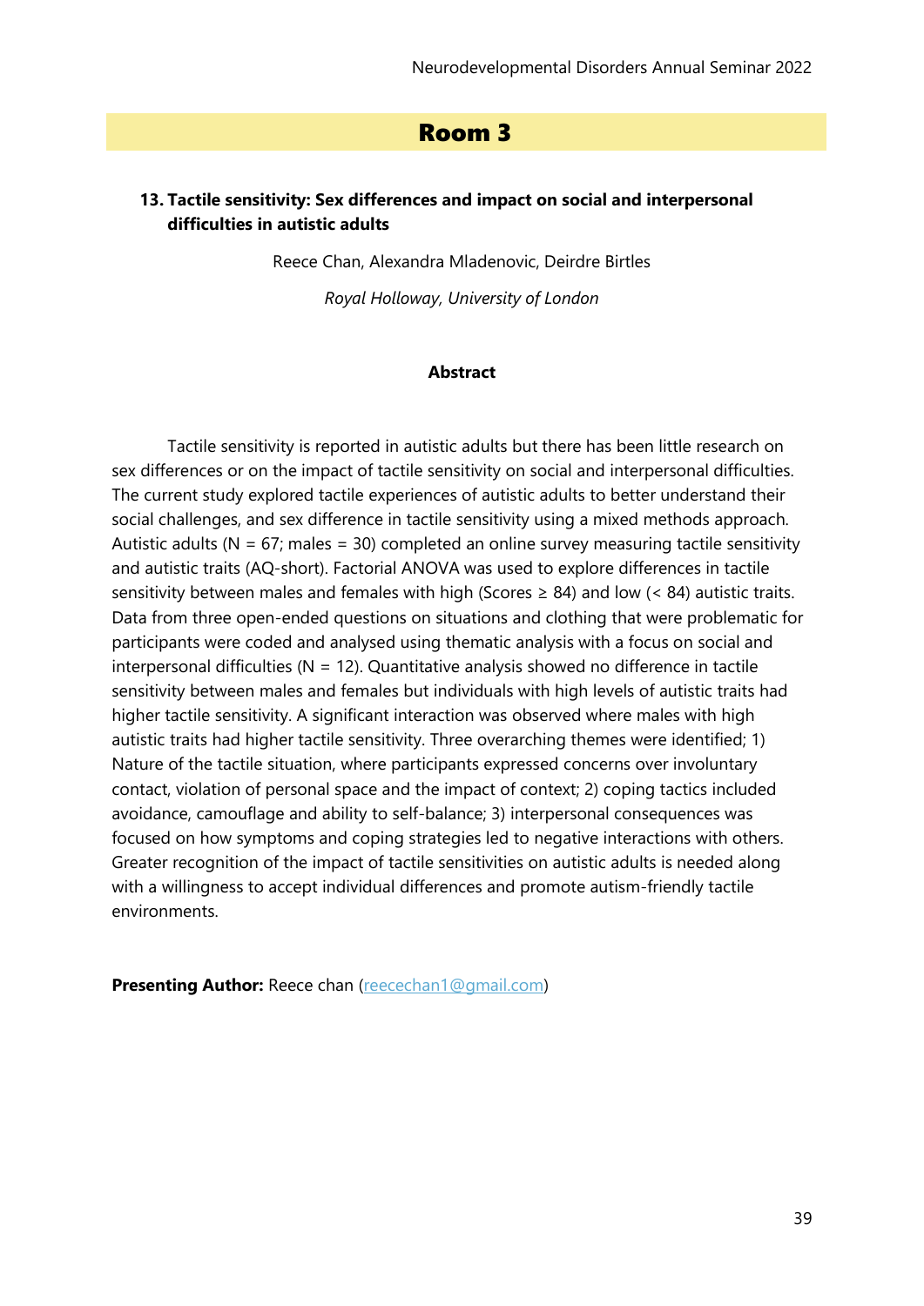## Room 3

### 13. Tactile sensitivity: Sex differences and impact on social and interpersonal difficulties in autistic adults

Reece Chan, Alexandra Mladenovic, Deirdre Birtles

*Royal Holloway, University of London*

**Abstract**

Tactile sensitivity is reported in autistic adults but there has been little research on sex differences or on the impact of tactile sensitivity on social and interpersonal difficulties. The current study explored tactile experiences of autistic adults to better understand their social challenges, and sex difference in tactile sensitivity using a mixed methods approach. Autistic adults (N = 67; males = 30) completed an online survey measuring tactile sensitivity and autistic traits (AQ-short). Factorial ANOVA was used to explore differences in tactile sensitivity between males and females with high (Scores ≥ 84) and low (< 84) autistic traits. Data from three open-ended questions on situations and clothing that were problematic for participants were coded and analysed using thematic analysis with a focus on social and interpersonal difficulties (N = 12). Quantitative analysis showed no difference in tactile sensitivity between males and females but individuals with high levels of autistic traits had higher tactile sensitivity. A significant interaction was observed where males with high autistic traits had higher tactile sensitivity. Three overarching themes were identified; 1) Nature of the tactile situation, where participants expressed concerns over involuntary contact, violation of personal space and the impact of context; 2) coping tactics included avoidance, camouflage and ability to self-balance; 3) interpersonal consequences was focused on how symptoms and coping strategies led to negative interactions with others. Greater recognition of the impact of tactile sensitivities on autistic adults is needed along with a willingness to accept individual differences and promote autism-friendly tactile environments.

**Presenting Author:** Reece chan (reecechan1@gmail.com)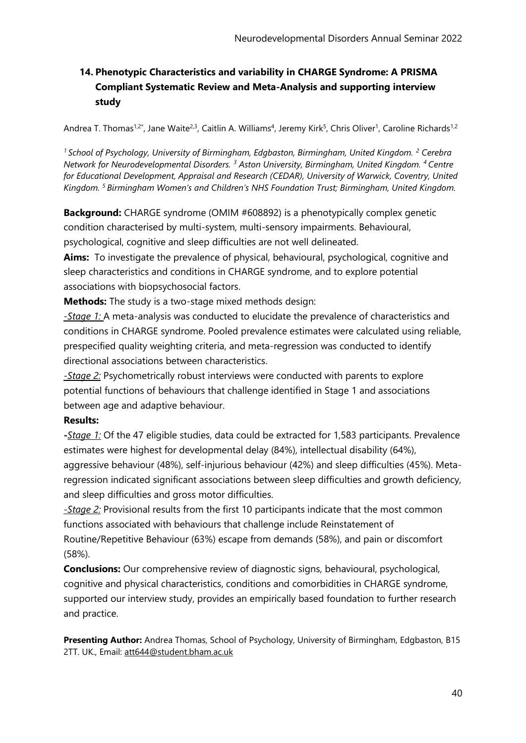## 14. Phenotypic Characteristics and variability in CHARGE Syndrome: A PRISMA Compliant Systematic Review and Meta-Analysis and supporting interview study

Andrea T. Thomas[1,2*], Jane Waite[2,3], Caitlin A. Williams[4], Jeremy Kirk[5], Chris Oliver[1], Caroline Richards[1,2]

*[1] School of Psychology, University of Birmingham, Edgbaston, Birmingham, United Kingdom. [2] Cerebra Network for Neurodevelopmental Disorders. [3] Aston University, Birmingham, United Kingdom. [4] Centre for Educational Development, Appraisal and Research (CEDAR), University of Warwick, Coventry, United Kingdom. [5] Birmingham Women's and Children's NHS Foundation Trust; Birmingham, United Kingdom.*

**Background:** CHARGE syndrome (OMIM #608892) is a phenotypically complex genetic condition characterised by multi-system, multi-sensory impairments. Behavioural, psychological, cognitive and sleep difficulties are not well delineated.

**Aims:** To investigate the prevalence of physical, behavioural, psychological, cognitive and sleep characteristics and conditions in CHARGE syndrome, and to explore potential associations with biopsychosocial factors.

**Methods:** The study is a two-stage mixed methods design:

-*Stage 1:* A meta-analysis was conducted to elucidate the prevalence of characteristics and conditions in CHARGE syndrome. Pooled prevalence estimates were calculated using reliable, prespecified quality weighting criteria, and meta-regression was conducted to identify directional associations between characteristics.

-*Stage 2:* Psychometrically robust interviews were conducted with parents to explore potential functions of behaviours that challenge identified in Stage 1 and associations between age and adaptive behaviour.

**Results:**

-*Stage 1:* Of the 47 eligible studies, data could be extracted for 1,583 participants. Prevalence estimates were highest for developmental delay (84%), intellectual disability (64%), aggressive behaviour (48%), self-injurious behaviour (42%) and sleep difficulties (45%). Meta-regression indicated significant associations between sleep difficulties and growth deficiency, and sleep difficulties and gross motor difficulties.

-*Stage 2:* Provisional results from the first 10 participants indicate that the most common functions associated with behaviours that challenge include Reinstatement of Routine/Repetitive Behaviour (63%) escape from demands (58%), and pain or discomfort (58%).

**Conclusions:** Our comprehensive review of diagnostic signs, behavioural, psychological, cognitive and physical characteristics, conditions and comorbidities in CHARGE syndrome, supported our interview study, provides an empirically based foundation to further research and practice.

**Presenting Author:** Andrea Thomas, School of Psychology, University of Birmingham, Edgbaston, B15 2TT. UK., Email: att644@student.bham.ac.uk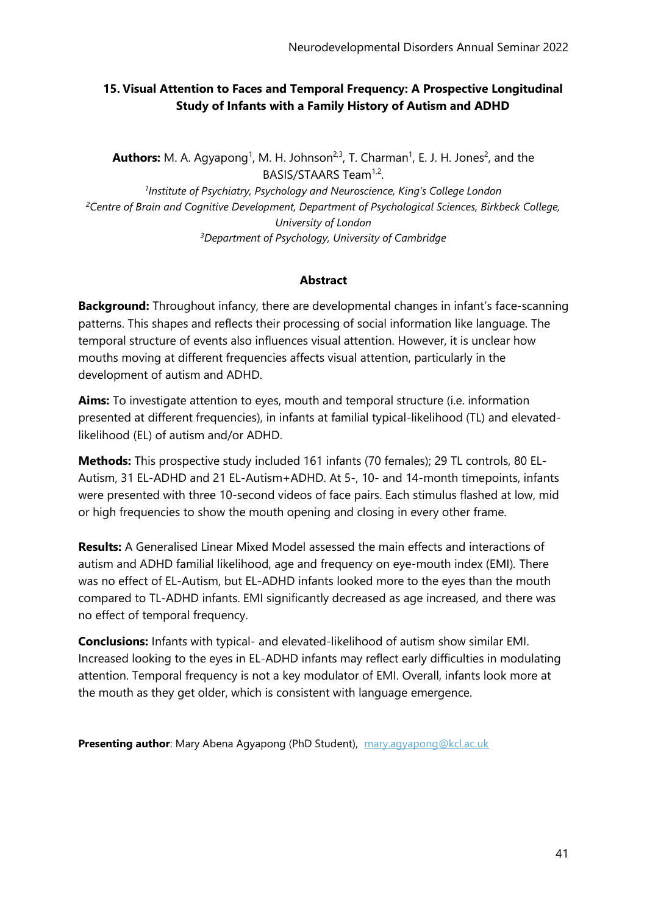## 15. Visual Attention to Faces and Temporal Frequency: A Prospective Longitudinal Study of Infants with a Family History of Autism and ADHD

**Authors:** M. A. Agyapong[1], M. H. Johnson[2,3], T. Charman[1], E. J. H. Jones[2], and the BASIS/STAARS Team[1,2].

[1]*Institute of Psychiatry, Psychology and Neuroscience, King's College London*
[2]*Centre of Brain and Cognitive Development, Department of Psychological Sciences, Birkbeck College, University of London*
[3]*Department of Psychology, University of Cambridge*

### Abstract

**Background:** Throughout infancy, there are developmental changes in infant's face-scanning patterns. This shapes and reflects their processing of social information like language. The temporal structure of events also influences visual attention. However, it is unclear how mouths moving at different frequencies affects visual attention, particularly in the development of autism and ADHD.

**Aims:** To investigate attention to eyes, mouth and temporal structure (i.e. information presented at different frequencies), in infants at familial typical-likelihood (TL) and elevated-likelihood (EL) of autism and/or ADHD.

**Methods:** This prospective study included 161 infants (70 females); 29 TL controls, 80 EL-Autism, 31 EL-ADHD and 21 EL-Autism+ADHD. At 5-, 10- and 14-month timepoints, infants were presented with three 10-second videos of face pairs. Each stimulus flashed at low, mid or high frequencies to show the mouth opening and closing in every other frame.

**Results:** A Generalised Linear Mixed Model assessed the main effects and interactions of autism and ADHD familial likelihood, age and frequency on eye-mouth index (EMI). There was no effect of EL-Autism, but EL-ADHD infants looked more to the eyes than the mouth compared to TL-ADHD infants. EMI significantly decreased as age increased, and there was no effect of temporal frequency.

**Conclusions:** Infants with typical- and elevated-likelihood of autism show similar EMI. Increased looking to the eyes in EL-ADHD infants may reflect early difficulties in modulating attention. Temporal frequency is not a key modulator of EMI. Overall, infants look more at the mouth as they get older, which is consistent with language emergence.

**Presenting author**: Mary Abena Agyapong (PhD Student), mary.agyapong@kcl.ac.uk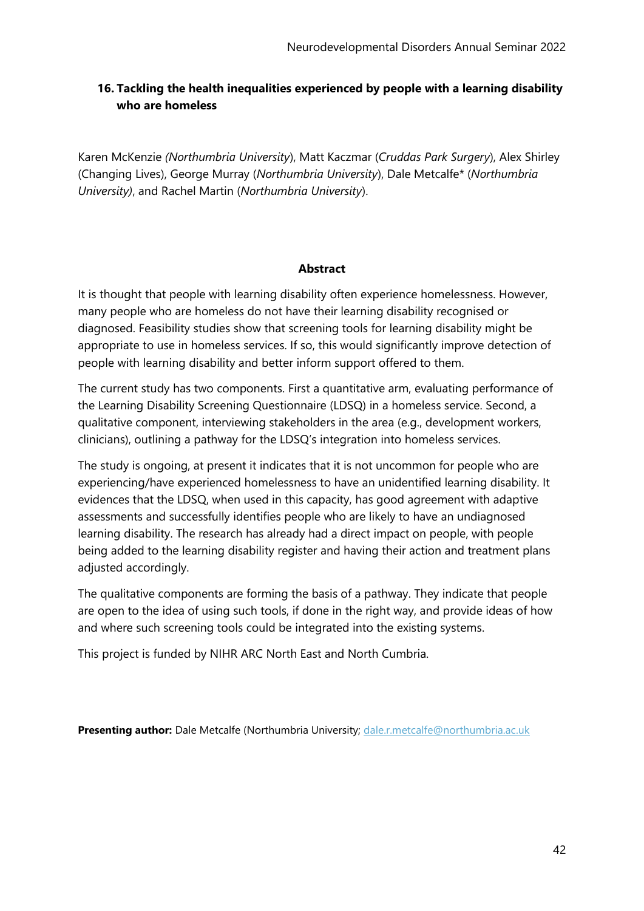## 16. Tackling the health inequalities experienced by people with a learning disability who are homeless

Karen McKenzie *(Northumbria University*), Matt Kaczmar (*Cruddas Park Surgery*), Alex Shirley (Changing Lives), George Murray (*Northumbria University*), Dale Metcalfe* (*Northumbria University)*, and Rachel Martin (*Northumbria University*).

**Abstract**

It is thought that people with learning disability often experience homelessness. However, many people who are homeless do not have their learning disability recognised or diagnosed. Feasibility studies show that screening tools for learning disability might be appropriate to use in homeless services. If so, this would significantly improve detection of people with learning disability and better inform support offered to them.

The current study has two components. First a quantitative arm, evaluating performance of the Learning Disability Screening Questionnaire (LDSQ) in a homeless service. Second, a qualitative component, interviewing stakeholders in the area (e.g., development workers, clinicians), outlining a pathway for the LDSQ's integration into homeless services.

The study is ongoing, at present it indicates that it is not uncommon for people who are experiencing/have experienced homelessness to have an unidentified learning disability. It evidences that the LDSQ, when used in this capacity, has good agreement with adaptive assessments and successfully identifies people who are likely to have an undiagnosed learning disability. The research has already had a direct impact on people, with people being added to the learning disability register and having their action and treatment plans adjusted accordingly.

The qualitative components are forming the basis of a pathway. They indicate that people are open to the idea of using such tools, if done in the right way, and provide ideas of how and where such screening tools could be integrated into the existing systems.

This project is funded by NIHR ARC North East and North Cumbria.

**Presenting author:** Dale Metcalfe (Northumbria University; dale.r.metcalfe@northumbria.ac.uk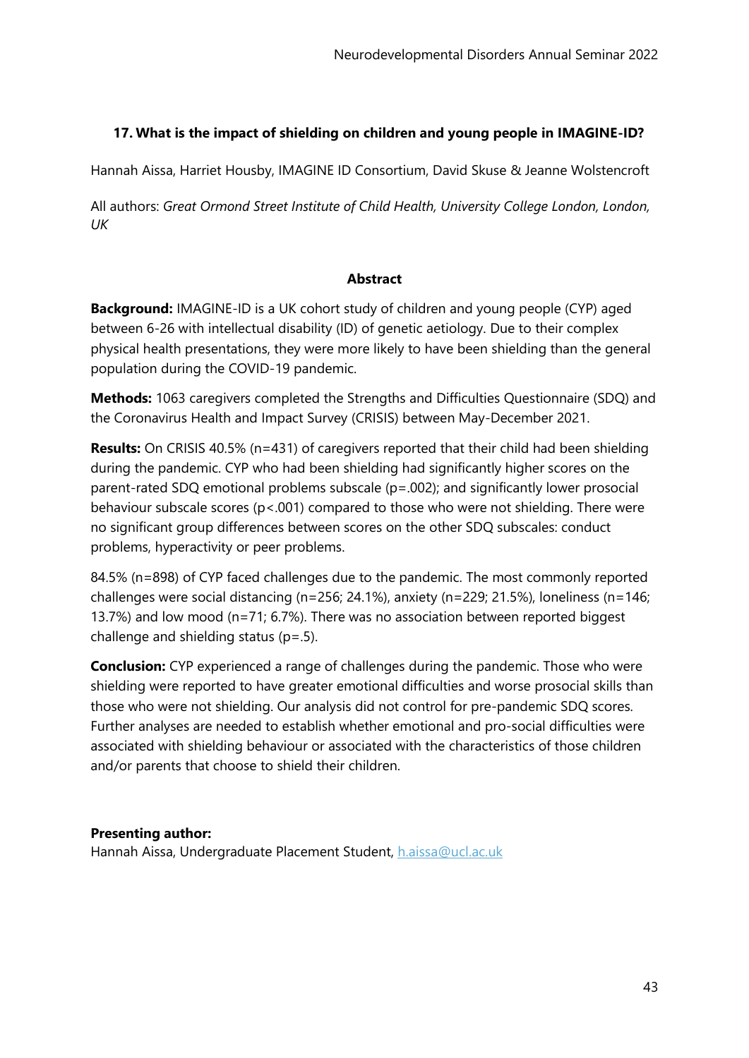## 17. What is the impact of shielding on children and young people in IMAGINE-ID?

Hannah Aissa, Harriet Housby, IMAGINE ID Consortium, David Skuse & Jeanne Wolstencroft

All authors: *Great Ormond Street Institute of Child Health, University College London, London, UK*

### Abstract

**Background:** IMAGINE-ID is a UK cohort study of children and young people (CYP) aged between 6-26 with intellectual disability (ID) of genetic aetiology. Due to their complex physical health presentations, they were more likely to have been shielding than the general population during the COVID-19 pandemic.

**Methods:** 1063 caregivers completed the Strengths and Difficulties Questionnaire (SDQ) and the Coronavirus Health and Impact Survey (CRISIS) between May-December 2021.

**Results:** On CRISIS 40.5% (n=431) of caregivers reported that their child had been shielding during the pandemic. CYP who had been shielding had significantly higher scores on the parent-rated SDQ emotional problems subscale ($p=.002$); and significantly lower prosocial behaviour subscale scores ($p<.001$) compared to those who were not shielding. There were no significant group differences between scores on the other SDQ subscales: conduct problems, hyperactivity or peer problems.

84.5% (n=898) of CYP faced challenges due to the pandemic. The most commonly reported challenges were social distancing (n=256; 24.1%), anxiety (n=229; 21.5%), loneliness (n=146; 13.7%) and low mood (n=71; 6.7%). There was no association between reported biggest challenge and shielding status ($p=.5$).

**Conclusion:** CYP experienced a range of challenges during the pandemic. Those who were shielding were reported to have greater emotional difficulties and worse prosocial skills than those who were not shielding. Our analysis did not control for pre-pandemic SDQ scores. Further analyses are needed to establish whether emotional and pro-social difficulties were associated with shielding behaviour or associated with the characteristics of those children and/or parents that choose to shield their children.

**Presenting author:**
Hannah Aissa, Undergraduate Placement Student, h.aissa@ucl.ac.uk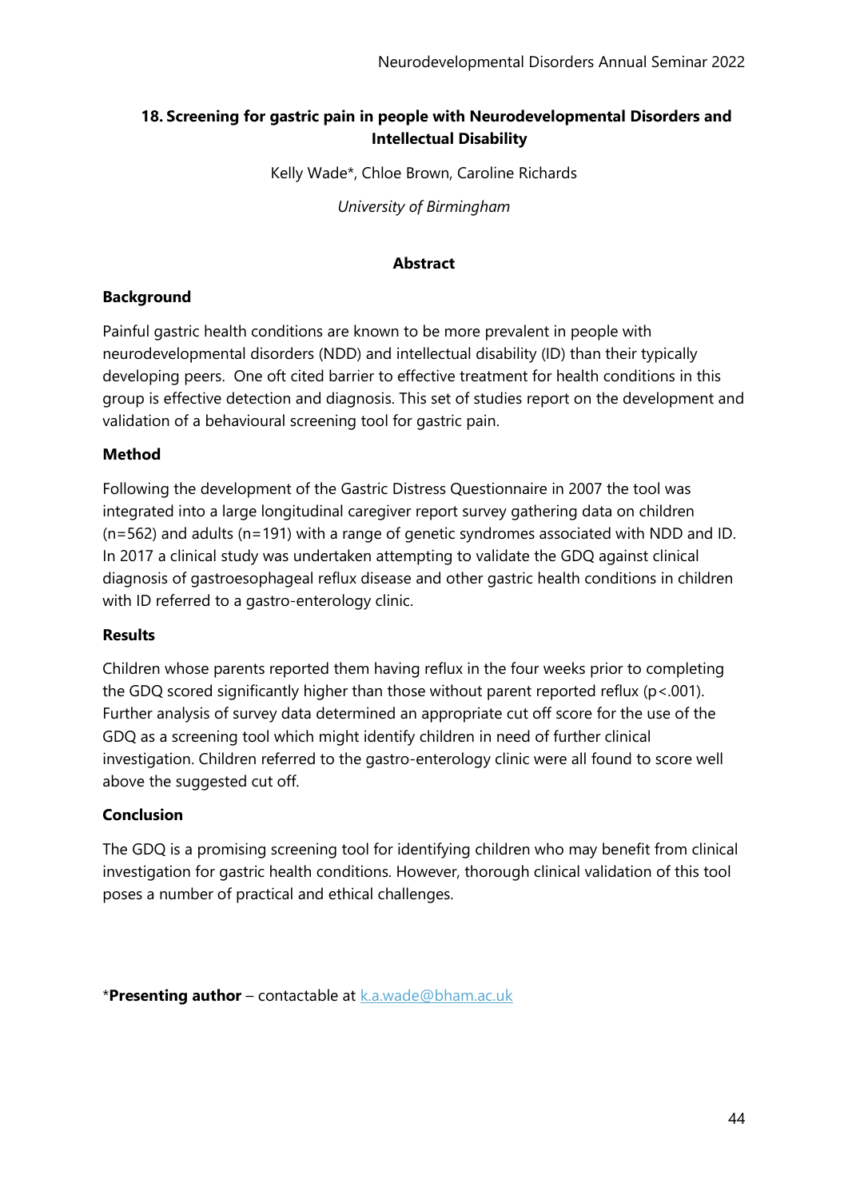## 18. Screening for gastric pain in people with Neurodevelopmental Disorders and Intellectual Disability

Kelly Wade*, Chloe Brown, Caroline Richards

*University of Birmingham*

### Abstract

**Background**

Painful gastric health conditions are known to be more prevalent in people with neurodevelopmental disorders (NDD) and intellectual disability (ID) than their typically developing peers. One oft cited barrier to effective treatment for health conditions in this group is effective detection and diagnosis. This set of studies report on the development and validation of a behavioural screening tool for gastric pain.

**Method**

Following the development of the Gastric Distress Questionnaire in 2007 the tool was integrated into a large longitudinal caregiver report survey gathering data on children (n=562) and adults (n=191) with a range of genetic syndromes associated with NDD and ID. In 2017 a clinical study was undertaken attempting to validate the GDQ against clinical diagnosis of gastroesophageal reflux disease and other gastric health conditions in children with ID referred to a gastro-enterology clinic.

**Results**

Children whose parents reported them having reflux in the four weeks prior to completing the GDQ scored significantly higher than those without parent reported reflux ($p<.001$). Further analysis of survey data determined an appropriate cut off score for the use of the GDQ as a screening tool which might identify children in need of further clinical investigation. Children referred to the gastro-enterology clinic were all found to score well above the suggested cut off.

**Conclusion**

The GDQ is a promising screening tool for identifying children who may benefit from clinical investigation for gastric health conditions. However, thorough clinical validation of this tool poses a number of practical and ethical challenges.

*__Presenting author__ – contactable at k.a.wade@bham.ac.uk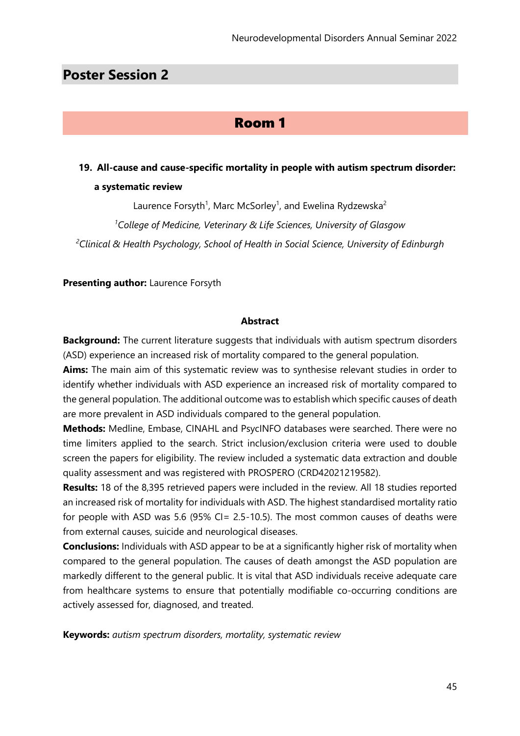## Poster Session 2

### Room 1

#### 19. All-cause and cause-specific mortality in people with autism spectrum disorder: a systematic review

Laurence Forsyth[1], Marc McSorley[1], and Ewelina Rydzewska[2]

[1]*College of Medicine, Veterinary & Life Sciences, University of Glasgow*

[2]*Clinical & Health Psychology, School of Health in Social Science, University of Edinburgh*

**Presenting author:** Laurence Forsyth

**Abstract**

**Background:** The current literature suggests that individuals with autism spectrum disorders (ASD) experience an increased risk of mortality compared to the general population.

**Aims:** The main aim of this systematic review was to synthesise relevant studies in order to identify whether individuals with ASD experience an increased risk of mortality compared to the general population. The additional outcome was to establish which specific causes of death are more prevalent in ASD individuals compared to the general population.

**Methods:** Medline, Embase, CINAHL and PsycINFO databases were searched. There were no time limiters applied to the search. Strict inclusion/exclusion criteria were used to double screen the papers for eligibility. The review included a systematic data extraction and double quality assessment and was registered with PROSPERO (CRD42021219582).

**Results:** 18 of the 8,395 retrieved papers were included in the review. All 18 studies reported an increased risk of mortality for individuals with ASD. The highest standardised mortality ratio for people with ASD was 5.6 (95% CI= 2.5-10.5). The most common causes of deaths were from external causes, suicide and neurological diseases.

**Conclusions:** Individuals with ASD appear to be at a significantly higher risk of mortality when compared to the general population. The causes of death amongst the ASD population are markedly different to the general public. It is vital that ASD individuals receive adequate care from healthcare systems to ensure that potentially modifiable co-occurring conditions are actively assessed for, diagnosed, and treated.

**Keywords:** *autism spectrum disorders, mortality, systematic review*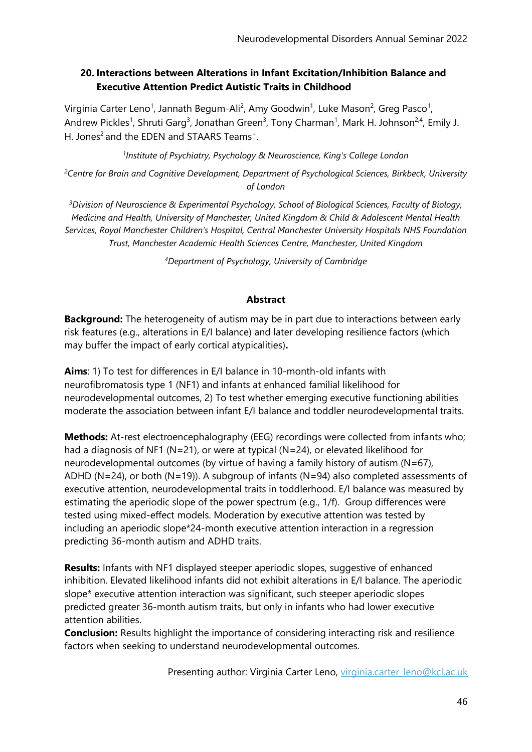## 20. Interactions between Alterations in Infant Excitation/Inhibition Balance and Executive Attention Predict Autistic Traits in Childhood

Virginia Carter Leno[1], Jannath Begum-Ali[2], Amy Goodwin[1], Luke Mason[2], Greg Pasco[1], Andrew Pickles[1], Shruti Garg[3], Jonathan Green[3], Tony Charman[1], Mark H. Johnson[2,4], Emily J. H. Jones[2] and the EDEN and STAARS Teams[+].

*[1]Institute of Psychiatry, Psychology & Neuroscience, King's College London*

*[2]Centre for Brain and Cognitive Development, Department of Psychological Sciences, Birkbeck, University of London*

*[3]Division of Neuroscience & Experimental Psychology, School of Biological Sciences, Faculty of Biology, Medicine and Health, University of Manchester, United Kingdom & Child & Adolescent Mental Health Services, Royal Manchester Children's Hospital, Central Manchester University Hospitals NHS Foundation Trust, Manchester Academic Health Sciences Centre, Manchester, United Kingdom*

*[4]Department of Psychology, University of Cambridge*

### Abstract

**Background:** The heterogeneity of autism may be in part due to interactions between early risk features (e.g., alterations in E/I balance) and later developing resilience factors (which may buffer the impact of early cortical atypicalities)**.**

**Aims**: 1) To test for differences in E/I balance in 10-month-old infants with neurofibromatosis type 1 (NF1) and infants at enhanced familial likelihood for neurodevelopmental outcomes, 2) To test whether emerging executive functioning abilities moderate the association between infant E/I balance and toddler neurodevelopmental traits.

**Methods:** At-rest electroencephalography (EEG) recordings were collected from infants who; had a diagnosis of NF1 (N=21), or were at typical (N=24), or elevated likelihood for neurodevelopmental outcomes (by virtue of having a family history of autism (N=67), ADHD (N=24), or both (N=19)). A subgroup of infants (N=94) also completed assessments of executive attention, neurodevelopmental traits in toddlerhood. E/I balance was measured by estimating the aperiodic slope of the power spectrum (e.g., 1/f). Group differences were tested using mixed-effect models. Moderation by executive attention was tested by including an aperiodic slope*24-month executive attention interaction in a regression predicting 36-month autism and ADHD traits.

**Results:** Infants with NF1 displayed steeper aperiodic slopes, suggestive of enhanced inhibition. Elevated likelihood infants did not exhibit alterations in E/I balance. The aperiodic slope* executive attention interaction was significant, such steeper aperiodic slopes predicted greater 36-month autism traits, but only in infants who had lower executive attention abilities.

**Conclusion:** Results highlight the importance of considering interacting risk and resilience factors when seeking to understand neurodevelopmental outcomes.

Presenting author: Virginia Carter Leno, virginia.carter_leno@kcl.ac.uk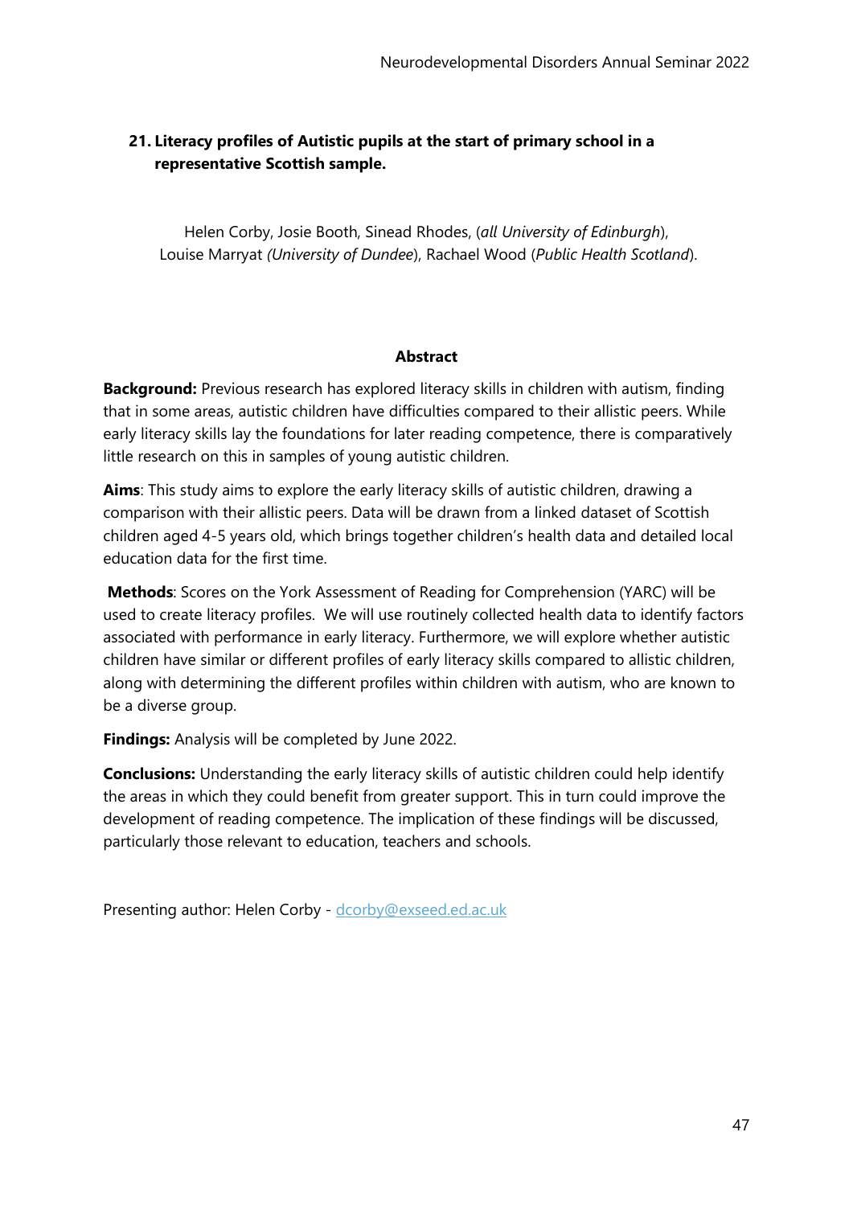## 21. Literacy profiles of Autistic pupils at the start of primary school in a representative Scottish sample.

Helen Corby, Josie Booth, Sinead Rhodes, (*all University of Edinburgh*), Louise Marryat *(University of Dundee*), Rachael Wood (*Public Health Scotland*).

**Abstract**

**Background:** Previous research has explored literacy skills in children with autism, finding that in some areas, autistic children have difficulties compared to their allistic peers. While early literacy skills lay the foundations for later reading competence, there is comparatively little research on this in samples of young autistic children.

**Aims**: This study aims to explore the early literacy skills of autistic children, drawing a comparison with their allistic peers. Data will be drawn from a linked dataset of Scottish children aged 4-5 years old, which brings together children's health data and detailed local education data for the first time.

**Methods**: Scores on the York Assessment of Reading for Comprehension (YARC) will be used to create literacy profiles. We will use routinely collected health data to identify factors associated with performance in early literacy. Furthermore, we will explore whether autistic children have similar or different profiles of early literacy skills compared to allistic children, along with determining the different profiles within children with autism, who are known to be a diverse group.

**Findings:** Analysis will be completed by June 2022.

**Conclusions:** Understanding the early literacy skills of autistic children could help identify the areas in which they could benefit from greater support. This in turn could improve the development of reading competence. The implication of these findings will be discussed, particularly those relevant to education, teachers and schools.

Presenting author: Helen Corby - dcorby@exseed.ed.ac.uk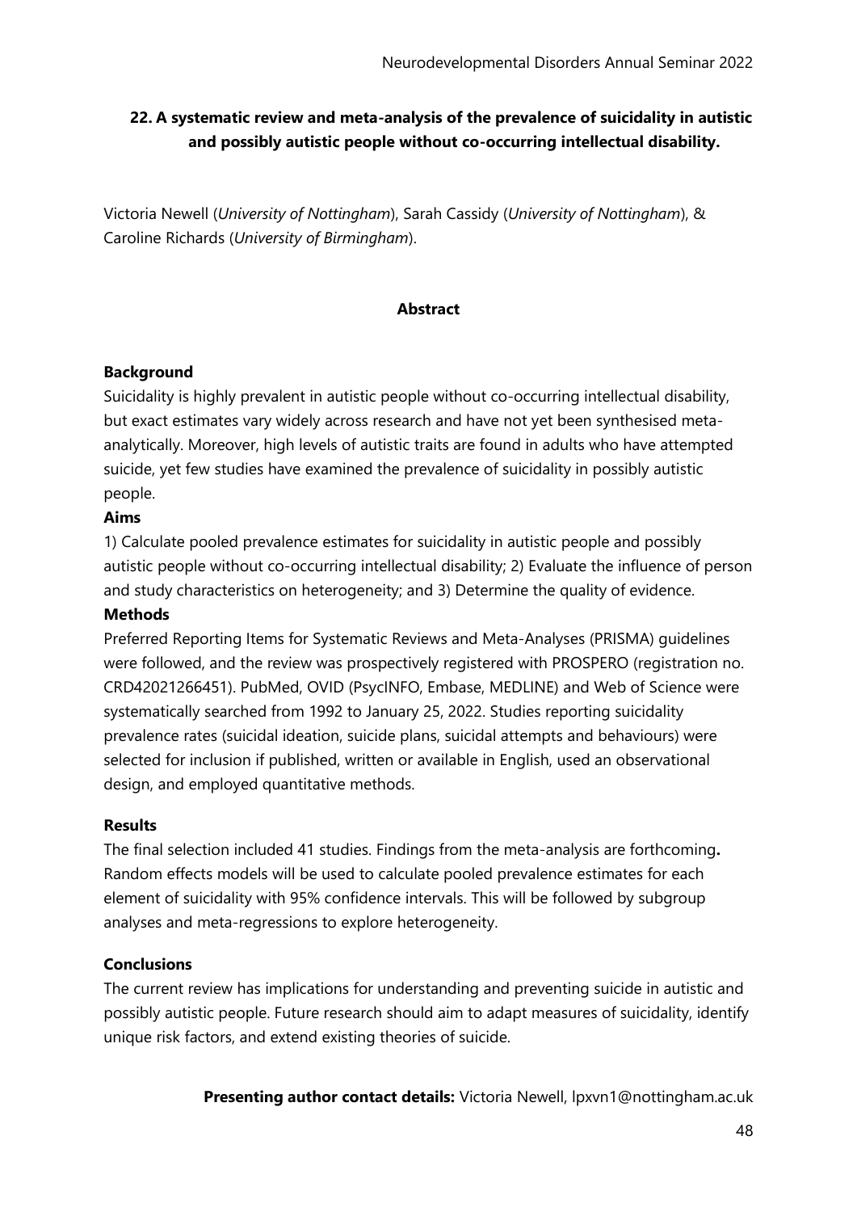## 22. A systematic review and meta-analysis of the prevalence of suicidality in autistic and possibly autistic people without co-occurring intellectual disability.

Victoria Newell (*University of Nottingham*), Sarah Cassidy (*University of Nottingham*), & Caroline Richards (*University of Birmingham*).

### Abstract

**Background**

Suicidality is highly prevalent in autistic people without co-occurring intellectual disability, but exact estimates vary widely across research and have not yet been synthesised meta-analytically. Moreover, high levels of autistic traits are found in adults who have attempted suicide, yet few studies have examined the prevalence of suicidality in possibly autistic people.

**Aims**

1) Calculate pooled prevalence estimates for suicidality in autistic people and possibly autistic people without co-occurring intellectual disability; 2) Evaluate the influence of person and study characteristics on heterogeneity; and 3) Determine the quality of evidence.

**Methods**

Preferred Reporting Items for Systematic Reviews and Meta-Analyses (PRISMA) guidelines were followed, and the review was prospectively registered with PROSPERO (registration no. CRD42021266451). PubMed, OVID (PsycINFO, Embase, MEDLINE) and Web of Science were systematically searched from 1992 to January 25, 2022. Studies reporting suicidality prevalence rates (suicidal ideation, suicide plans, suicidal attempts and behaviours) were selected for inclusion if published, written or available in English, used an observational design, and employed quantitative methods.

**Results**

The final selection included 41 studies. Findings from the meta-analysis are forthcoming**.** Random effects models will be used to calculate pooled prevalence estimates for each element of suicidality with 95% confidence intervals. This will be followed by subgroup analyses and meta-regressions to explore heterogeneity.

**Conclusions**

The current review has implications for understanding and preventing suicide in autistic and possibly autistic people. Future research should aim to adapt measures of suicidality, identify unique risk factors, and extend existing theories of suicide.

**Presenting author contact details:** Victoria Newell, lpxvn1@nottingham.ac.uk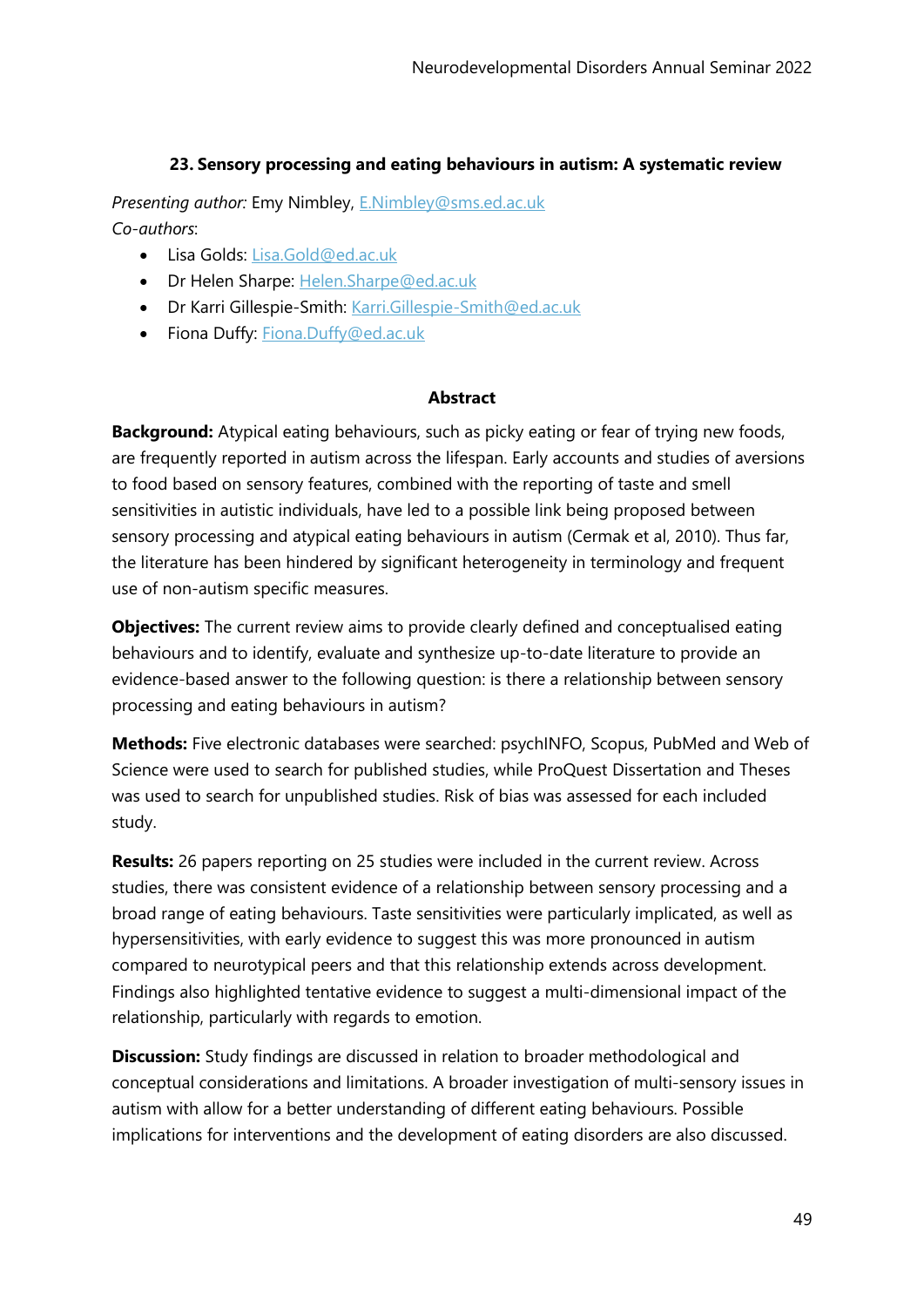### 23. Sensory processing and eating behaviours in autism: A systematic review

*Presenting author:* Emy Nimbley, E.Nimbley@sms.ed.ac.uk

*Co-authors*:

- Lisa Golds: Lisa.Gold@ed.ac.uk
- Dr Helen Sharpe: Helen.Sharpe@ed.ac.uk
- Dr Karri Gillespie-Smith: Karri.Gillespie-Smith@ed.ac.uk
- Fiona Duffy: Fiona.Duffy@ed.ac.uk

#### Abstract

**Background:** Atypical eating behaviours, such as picky eating or fear of trying new foods, are frequently reported in autism across the lifespan. Early accounts and studies of aversions to food based on sensory features, combined with the reporting of taste and smell sensitivities in autistic individuals, have led to a possible link being proposed between sensory processing and atypical eating behaviours in autism (Cermak et al, 2010). Thus far, the literature has been hindered by significant heterogeneity in terminology and frequent use of non-autism specific measures.

**Objectives:** The current review aims to provide clearly defined and conceptualised eating behaviours and to identify, evaluate and synthesize up-to-date literature to provide an evidence-based answer to the following question: is there a relationship between sensory processing and eating behaviours in autism?

**Methods:** Five electronic databases were searched: psychINFO, Scopus, PubMed and Web of Science were used to search for published studies, while ProQuest Dissertation and Theses was used to search for unpublished studies. Risk of bias was assessed for each included study.

**Results:** 26 papers reporting on 25 studies were included in the current review. Across studies, there was consistent evidence of a relationship between sensory processing and a broad range of eating behaviours. Taste sensitivities were particularly implicated, as well as hypersensitivities, with early evidence to suggest this was more pronounced in autism compared to neurotypical peers and that this relationship extends across development. Findings also highlighted tentative evidence to suggest a multi-dimensional impact of the relationship, particularly with regards to emotion.

**Discussion:** Study findings are discussed in relation to broader methodological and conceptual considerations and limitations. A broader investigation of multi-sensory issues in autism with allow for a better understanding of different eating behaviours. Possible implications for interventions and the development of eating disorders are also discussed.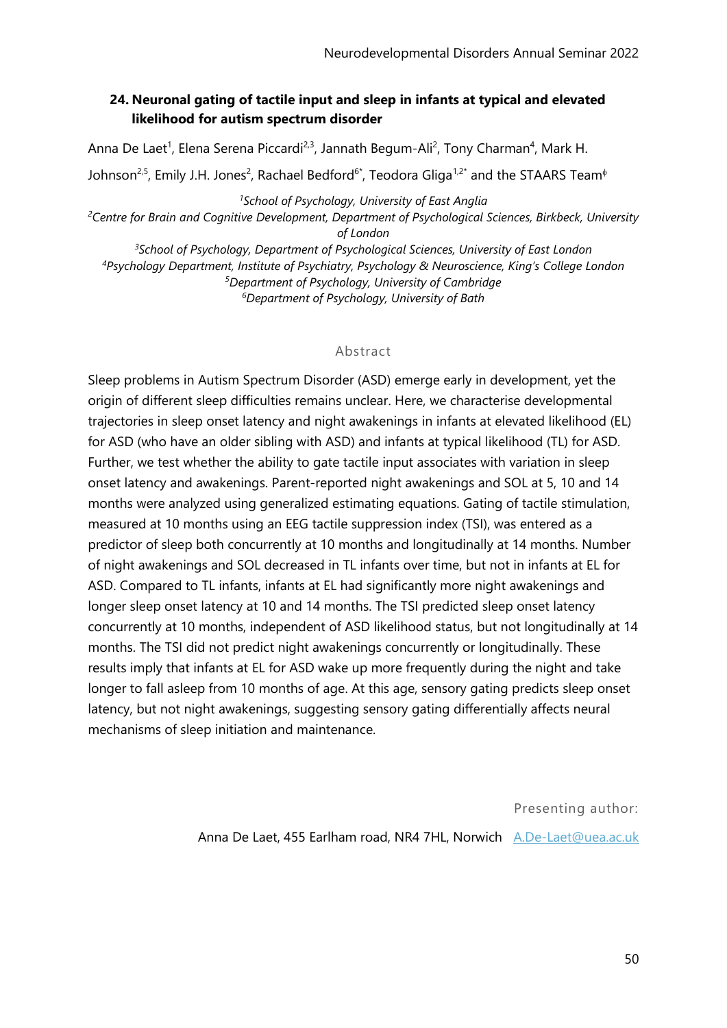### 24. Neuronal gating of tactile input and sleep in infants at typical and elevated likelihood for autism spectrum disorder

Anna De Laet[1], Elena Serena Piccardi[2,3], Jannath Begum-Ali[2], Tony Charman[4], Mark H. Johnson[2,5], Emily J.H. Jones[2], Rachael Bedford[6*], Teodora Gliga[1,2*] and the STAARS Team[ϕ]

*[1]School of Psychology, University of East Anglia*
*[2]Centre for Brain and Cognitive Development, Department of Psychological Sciences, Birkbeck, University of London*
*[3]School of Psychology, Department of Psychological Sciences, University of East London*
*[4]Psychology Department, Institute of Psychiatry, Psychology & Neuroscience, King's College London*
*[5]Department of Psychology, University of Cambridge*
*[6]Department of Psychology, University of Bath*

Abstract

Sleep problems in Autism Spectrum Disorder (ASD) emerge early in development, yet the origin of different sleep difficulties remains unclear. Here, we characterise developmental trajectories in sleep onset latency and night awakenings in infants at elevated likelihood (EL) for ASD (who have an older sibling with ASD) and infants at typical likelihood (TL) for ASD. Further, we test whether the ability to gate tactile input associates with variation in sleep onset latency and awakenings. Parent-reported night awakenings and SOL at 5, 10 and 14 months were analyzed using generalized estimating equations. Gating of tactile stimulation, measured at 10 months using an EEG tactile suppression index (TSI), was entered as a predictor of sleep both concurrently at 10 months and longitudinally at 14 months. Number of night awakenings and SOL decreased in TL infants over time, but not in infants at EL for ASD. Compared to TL infants, infants at EL had significantly more night awakenings and longer sleep onset latency at 10 and 14 months. The TSI predicted sleep onset latency concurrently at 10 months, independent of ASD likelihood status, but not longitudinally at 14 months. The TSI did not predict night awakenings concurrently or longitudinally. These results imply that infants at EL for ASD wake up more frequently during the night and take longer to fall asleep from 10 months of age. At this age, sensory gating predicts sleep onset latency, but not night awakenings, suggesting sensory gating differentially affects neural mechanisms of sleep initiation and maintenance.

Presenting author:

Anna De Laet, 455 Earlham road, NR4 7HL, Norwich A.De-Laet@uea.ac.uk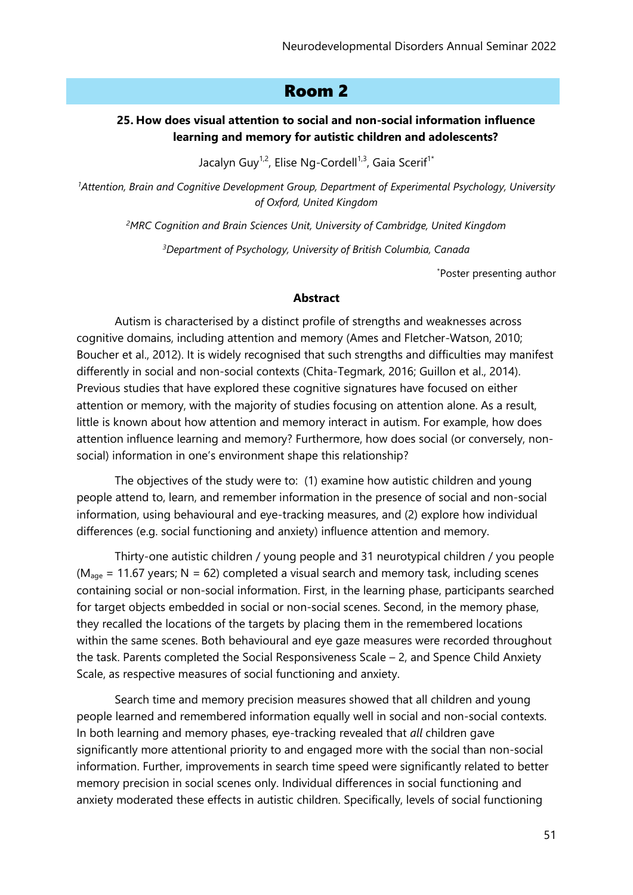## Room 2

### 25. How does visual attention to social and non-social information influence learning and memory for autistic children and adolescents?

Jacalyn Guy[1,2], Elise Ng-Cordell[1,3], Gaia Scerif[1*]

[1]*Attention, Brain and Cognitive Development Group, Department of Experimental Psychology, University of Oxford, United Kingdom*

[2]*MRC Cognition and Brain Sciences Unit, University of Cambridge, United Kingdom*

[3]*Department of Psychology, University of British Columbia, Canada*

[*]Poster presenting author

**Abstract**

Autism is characterised by a distinct profile of strengths and weaknesses across cognitive domains, including attention and memory (Ames and Fletcher-Watson, 2010; Boucher et al., 2012). It is widely recognised that such strengths and difficulties may manifest differently in social and non-social contexts (Chita-Tegmark, 2016; Guillon et al., 2014). Previous studies that have explored these cognitive signatures have focused on either attention or memory, with the majority of studies focusing on attention alone. As a result, little is known about how attention and memory interact in autism. For example, how does attention influence learning and memory? Furthermore, how does social (or conversely, non-social) information in one's environment shape this relationship?

The objectives of the study were to: (1) examine how autistic children and young people attend to, learn, and remember information in the presence of social and non-social information, using behavioural and eye-tracking measures, and (2) explore how individual differences (e.g. social functioning and anxiety) influence attention and memory.

Thirty-one autistic children / young people and 31 neurotypical children / you people ($M_{age}$ = 11.67 years; N = 62) completed a visual search and memory task, including scenes containing social or non-social information. First, in the learning phase, participants searched for target objects embedded in social or non-social scenes. Second, in the memory phase, they recalled the locations of the targets by placing them in the remembered locations within the same scenes. Both behavioural and eye gaze measures were recorded throughout the task. Parents completed the Social Responsiveness Scale – 2, and Spence Child Anxiety Scale, as respective measures of social functioning and anxiety.

Search time and memory precision measures showed that all children and young people learned and remembered information equally well in social and non-social contexts. In both learning and memory phases, eye-tracking revealed that *all* children gave significantly more attentional priority to and engaged more with the social than non-social information. Further, improvements in search time speed were significantly related to better memory precision in social scenes only. Individual differences in social functioning and anxiety moderated these effects in autistic children. Specifically, levels of social functioning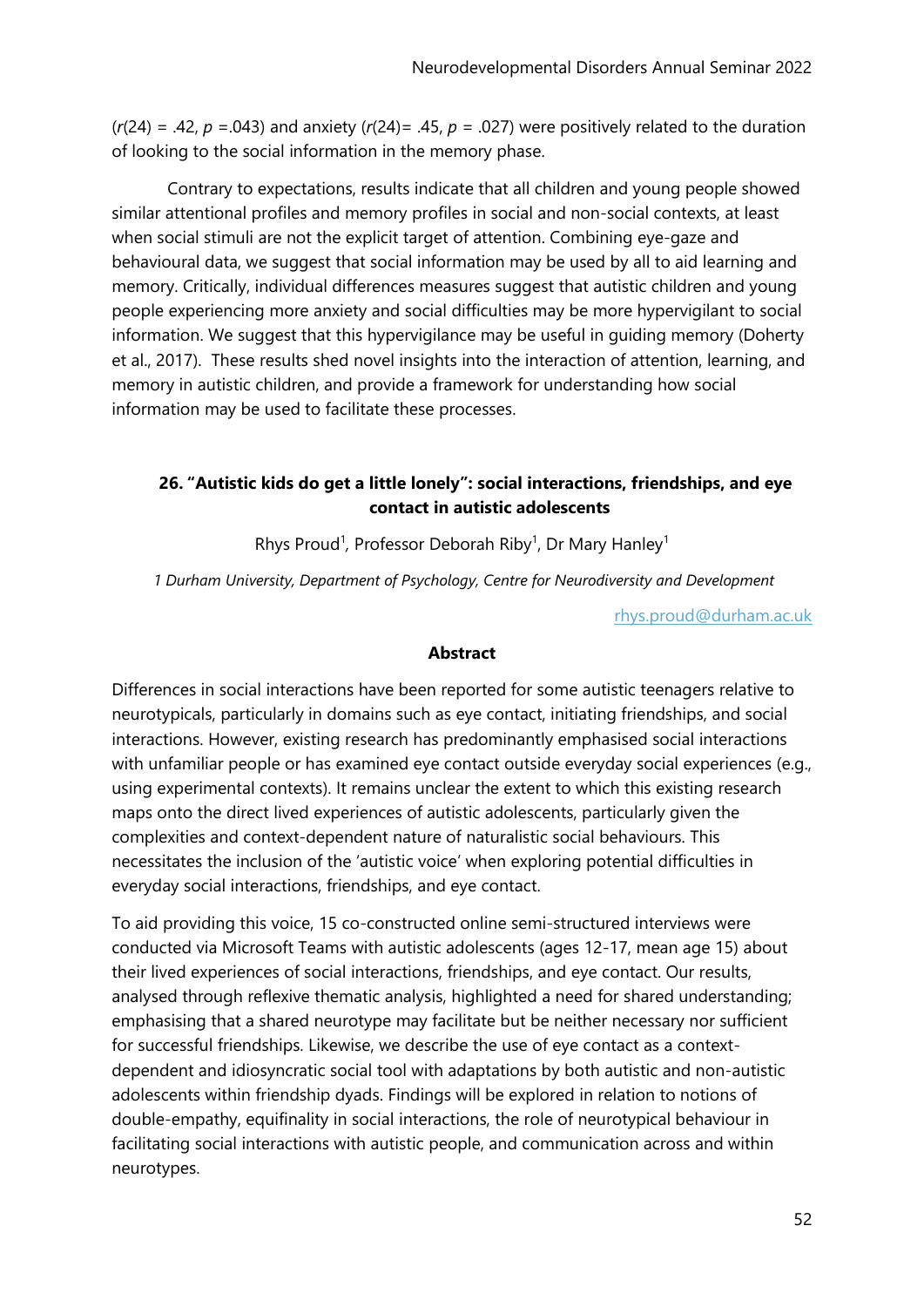($r(24) = .42$, $p = .043$) and anxiety ($r(24) = .45$, $p = .027$) were positively related to the duration of looking to the social information in the memory phase.

Contrary to expectations, results indicate that all children and young people showed similar attentional profiles and memory profiles in social and non-social contexts, at least when social stimuli are not the explicit target of attention. Combining eye-gaze and behavioural data, we suggest that social information may be used by all to aid learning and memory. Critically, individual differences measures suggest that autistic children and young people experiencing more anxiety and social difficulties may be more hypervigilant to social information. We suggest that this hypervigilance may be useful in guiding memory (Doherty et al., 2017). These results shed novel insights into the interaction of attention, learning, and memory in autistic children, and provide a framework for understanding how social information may be used to facilitate these processes.

### 26. "Autistic kids do get a little lonely": social interactions, friendships, and eye contact in autistic adolescents

Rhys Proud[1], Professor Deborah Riby[1], Dr Mary Hanley[1]

*1 Durham University, Department of Psychology, Centre for Neurodiversity and Development*

rhys.proud@durham.ac.uk

#### Abstract

Differences in social interactions have been reported for some autistic teenagers relative to neurotypicals, particularly in domains such as eye contact, initiating friendships, and social interactions. However, existing research has predominantly emphasised social interactions with unfamiliar people or has examined eye contact outside everyday social experiences (e.g., using experimental contexts). It remains unclear the extent to which this existing research maps onto the direct lived experiences of autistic adolescents, particularly given the complexities and context-dependent nature of naturalistic social behaviours. This necessitates the inclusion of the 'autistic voice' when exploring potential difficulties in everyday social interactions, friendships, and eye contact.

To aid providing this voice, 15 co-constructed online semi-structured interviews were conducted via Microsoft Teams with autistic adolescents (ages 12-17, mean age 15) about their lived experiences of social interactions, friendships, and eye contact. Our results, analysed through reflexive thematic analysis, highlighted a need for shared understanding; emphasising that a shared neurotype may facilitate but be neither necessary nor sufficient for successful friendships. Likewise, we describe the use of eye contact as a context-dependent and idiosyncratic social tool with adaptations by both autistic and non-autistic adolescents within friendship dyads. Findings will be explored in relation to notions of double-empathy, equifinality in social interactions, the role of neurotypical behaviour in facilitating social interactions with autistic people, and communication across and within neurotypes.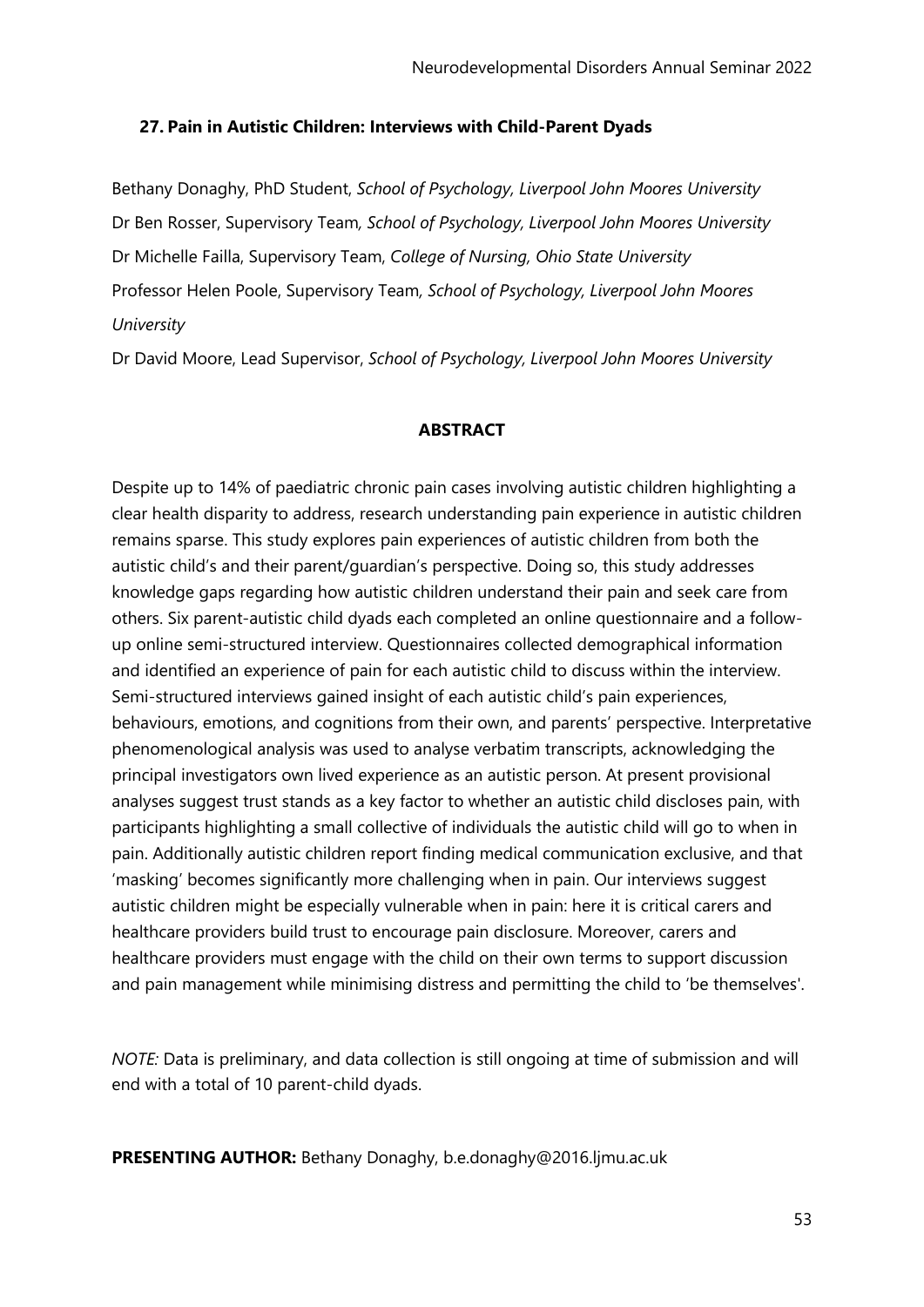### 27. Pain in Autistic Children: Interviews with Child-Parent Dyads

Bethany Donaghy, PhD Student, *School of Psychology, Liverpool John Moores University*

Dr Ben Rosser, Supervisory Team*, School of Psychology, Liverpool John Moores University*

Dr Michelle Failla, Supervisory Team, *College of Nursing, Ohio State University*

Professor Helen Poole, Supervisory Team*, School of Psychology, Liverpool John Moores University*

Dr David Moore, Lead Supervisor, *School of Psychology, Liverpool John Moores University*

**ABSTRACT**

Despite up to 14% of paediatric chronic pain cases involving autistic children highlighting a clear health disparity to address, research understanding pain experience in autistic children remains sparse. This study explores pain experiences of autistic children from both the autistic child's and their parent/guardian's perspective. Doing so, this study addresses knowledge gaps regarding how autistic children understand their pain and seek care from others. Six parent-autistic child dyads each completed an online questionnaire and a follow-up online semi-structured interview. Questionnaires collected demographical information and identified an experience of pain for each autistic child to discuss within the interview. Semi-structured interviews gained insight of each autistic child's pain experiences, behaviours, emotions, and cognitions from their own, and parents' perspective. Interpretative phenomenological analysis was used to analyse verbatim transcripts, acknowledging the principal investigators own lived experience as an autistic person. At present provisional analyses suggest trust stands as a key factor to whether an autistic child discloses pain, with participants highlighting a small collective of individuals the autistic child will go to when in pain. Additionally autistic children report finding medical communication exclusive, and that 'masking' becomes significantly more challenging when in pain. Our interviews suggest autistic children might be especially vulnerable when in pain: here it is critical carers and healthcare providers build trust to encourage pain disclosure. Moreover, carers and healthcare providers must engage with the child on their own terms to support discussion and pain management while minimising distress and permitting the child to 'be themselves'.

*NOTE:* Data is preliminary, and data collection is still ongoing at time of submission and will end with a total of 10 parent-child dyads.

**PRESENTING AUTHOR:** Bethany Donaghy, b.e.donaghy@2016.ljmu.ac.uk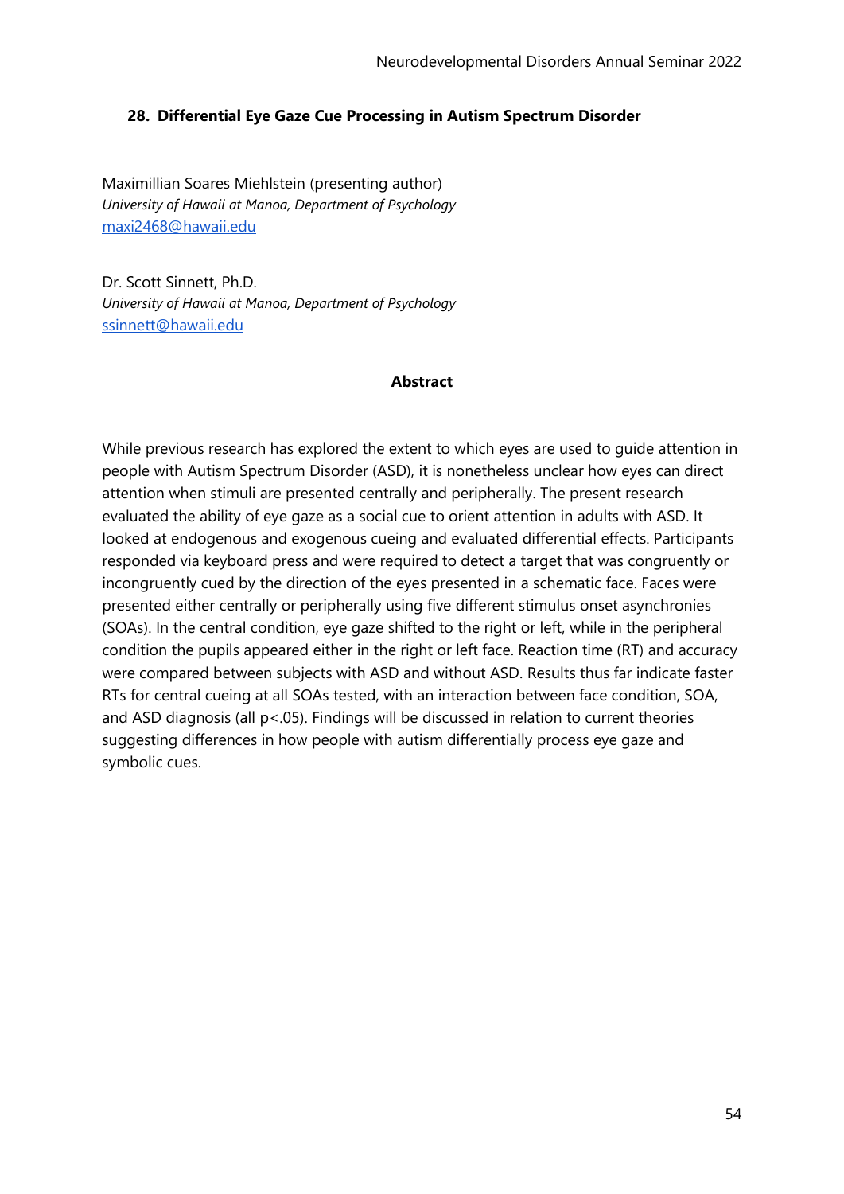### 28. Differential Eye Gaze Cue Processing in Autism Spectrum Disorder

Maximillian Soares Miehlstein (presenting author)
*University of Hawaii at Manoa, Department of Psychology*
maxi2468@hawaii.edu

Dr. Scott Sinnett, Ph.D.
*University of Hawaii at Manoa, Department of Psychology*
ssinnett@hawaii.edu

**Abstract**

While previous research has explored the extent to which eyes are used to guide attention in people with Autism Spectrum Disorder (ASD), it is nonetheless unclear how eyes can direct attention when stimuli are presented centrally and peripherally. The present research evaluated the ability of eye gaze as a social cue to orient attention in adults with ASD. It looked at endogenous and exogenous cueing and evaluated differential effects. Participants responded via keyboard press and were required to detect a target that was congruently or incongruently cued by the direction of the eyes presented in a schematic face. Faces were presented either centrally or peripherally using five different stimulus onset asynchronies (SOAs). In the central condition, eye gaze shifted to the right or left, while in the peripheral condition the pupils appeared either in the right or left face. Reaction time (RT) and accuracy were compared between subjects with ASD and without ASD. Results thus far indicate faster RTs for central cueing at all SOAs tested, with an interaction between face condition, SOA, and ASD diagnosis (all $p<.05$). Findings will be discussed in relation to current theories suggesting differences in how people with autism differentially process eye gaze and symbolic cues.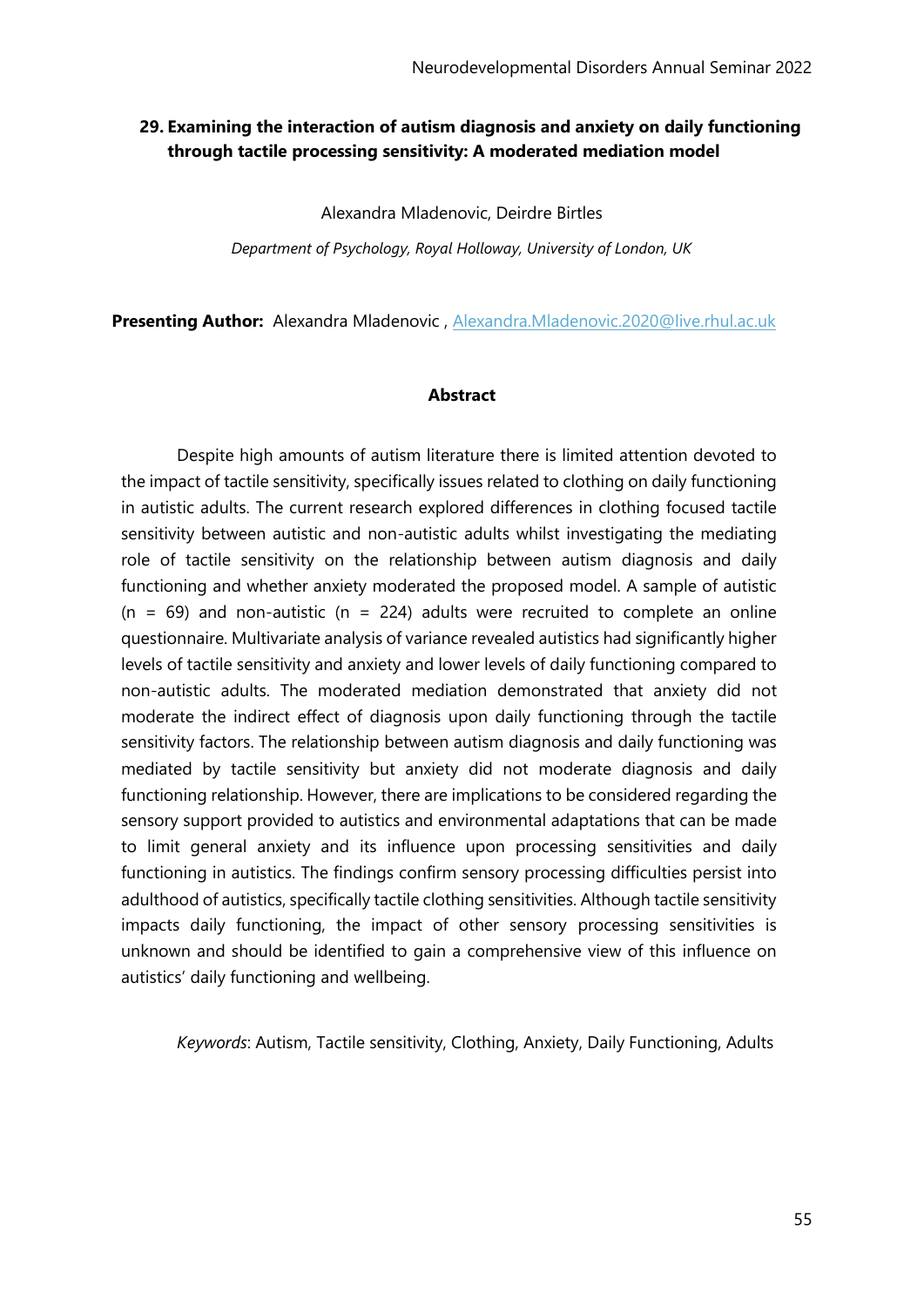## 29. Examining the interaction of autism diagnosis and anxiety on daily functioning through tactile processing sensitivity: A moderated mediation model

Alexandra Mladenovic, Deirdre Birtles

*Department of Psychology, Royal Holloway, University of London, UK*

**Presenting Author:** Alexandra Mladenovic , Alexandra.Mladenovic.2020@live.rhul.ac.uk

### Abstract

Despite high amounts of autism literature there is limited attention devoted to the impact of tactile sensitivity, specifically issues related to clothing on daily functioning in autistic adults. The current research explored differences in clothing focused tactile sensitivity between autistic and non-autistic adults whilst investigating the mediating role of tactile sensitivity on the relationship between autism diagnosis and daily functioning and whether anxiety moderated the proposed model. A sample of autistic ($n = 69$) and non-autistic ($n = 224$) adults were recruited to complete an online questionnaire. Multivariate analysis of variance revealed autistics had significantly higher levels of tactile sensitivity and anxiety and lower levels of daily functioning compared to non-autistic adults. The moderated mediation demonstrated that anxiety did not moderate the indirect effect of diagnosis upon daily functioning through the tactile sensitivity factors. The relationship between autism diagnosis and daily functioning was mediated by tactile sensitivity but anxiety did not moderate diagnosis and daily functioning relationship. However, there are implications to be considered regarding the sensory support provided to autistics and environmental adaptations that can be made to limit general anxiety and its influence upon processing sensitivities and daily functioning in autistics. The findings confirm sensory processing difficulties persist into adulthood of autistics, specifically tactile clothing sensitivities. Although tactile sensitivity impacts daily functioning, the impact of other sensory processing sensitivities is unknown and should be identified to gain a comprehensive view of this influence on autistics' daily functioning and wellbeing.

*Keywords*: Autism, Tactile sensitivity, Clothing, Anxiety, Daily Functioning, Adults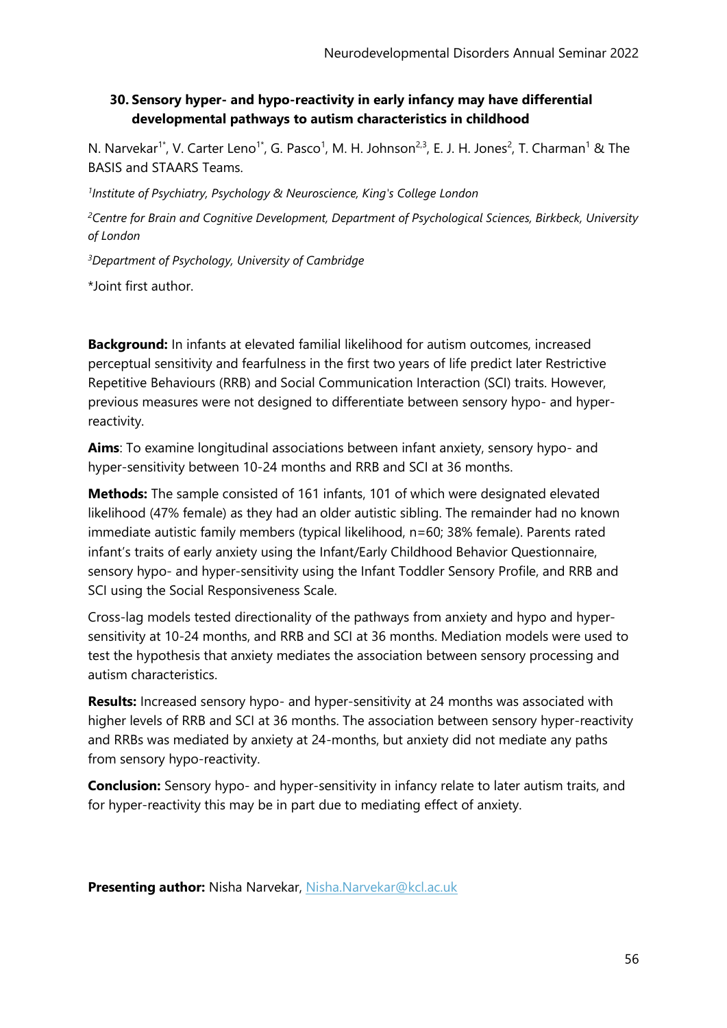### 30. Sensory hyper- and hypo-reactivity in early infancy may have differential developmental pathways to autism characteristics in childhood

N. Narvekar[1*], V. Carter Leno[1*], G. Pasco[1], M. H. Johnson[2,3], E. J. H. Jones[2], T. Charman[1] & The BASIS and STAARS Teams.

[1]*Institute of Psychiatry, Psychology & Neuroscience, King's College London*

[2]*Centre for Brain and Cognitive Development, Department of Psychological Sciences, Birkbeck, University of London*

[3]*Department of Psychology, University of Cambridge*

*Joint first author.

**Background:** In infants at elevated familial likelihood for autism outcomes, increased perceptual sensitivity and fearfulness in the first two years of life predict later Restrictive Repetitive Behaviours (RRB) and Social Communication Interaction (SCI) traits. However, previous measures were not designed to differentiate between sensory hypo- and hyper-reactivity.

**Aims**: To examine longitudinal associations between infant anxiety, sensory hypo- and hyper-sensitivity between 10-24 months and RRB and SCI at 36 months.

**Methods:** The sample consisted of 161 infants, 101 of which were designated elevated likelihood (47% female) as they had an older autistic sibling. The remainder had no known immediate autistic family members (typical likelihood, n=60; 38% female). Parents rated infant's traits of early anxiety using the Infant/Early Childhood Behavior Questionnaire, sensory hypo- and hyper-sensitivity using the Infant Toddler Sensory Profile, and RRB and SCI using the Social Responsiveness Scale.

Cross-lag models tested directionality of the pathways from anxiety and hypo and hyper-sensitivity at 10-24 months, and RRB and SCI at 36 months. Mediation models were used to test the hypothesis that anxiety mediates the association between sensory processing and autism characteristics.

**Results:** Increased sensory hypo- and hyper-sensitivity at 24 months was associated with higher levels of RRB and SCI at 36 months. The association between sensory hyper-reactivity and RRBs was mediated by anxiety at 24-months, but anxiety did not mediate any paths from sensory hypo-reactivity.

**Conclusion:** Sensory hypo- and hyper-sensitivity in infancy relate to later autism traits, and for hyper-reactivity this may be in part due to mediating effect of anxiety.

**Presenting author:** Nisha Narvekar, Nisha.Narvekar@kcl.ac.uk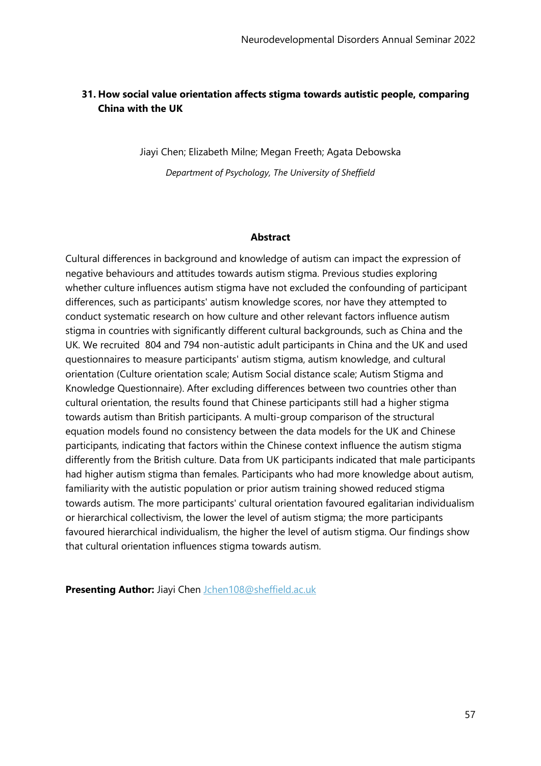## 31. How social value orientation affects stigma towards autistic people, comparing China with the UK

Jiayi Chen; Elizabeth Milne; Megan Freeth; Agata Debowska

*Department of Psychology, The University of Sheffield*

### Abstract

Cultural differences in background and knowledge of autism can impact the expression of negative behaviours and attitudes towards autism stigma. Previous studies exploring whether culture influences autism stigma have not excluded the confounding of participant differences, such as participants' autism knowledge scores, nor have they attempted to conduct systematic research on how culture and other relevant factors influence autism stigma in countries with significantly different cultural backgrounds, such as China and the UK. We recruited 804 and 794 non-autistic adult participants in China and the UK and used questionnaires to measure participants' autism stigma, autism knowledge, and cultural orientation (Culture orientation scale; Autism Social distance scale; Autism Stigma and Knowledge Questionnaire). After excluding differences between two countries other than cultural orientation, the results found that Chinese participants still had a higher stigma towards autism than British participants. A multi-group comparison of the structural equation models found no consistency between the data models for the UK and Chinese participants, indicating that factors within the Chinese context influence the autism stigma differently from the British culture. Data from UK participants indicated that male participants had higher autism stigma than females. Participants who had more knowledge about autism, familiarity with the autistic population or prior autism training showed reduced stigma towards autism. The more participants' cultural orientation favoured egalitarian individualism or hierarchical collectivism, the lower the level of autism stigma; the more participants favoured hierarchical individualism, the higher the level of autism stigma. Our findings show that cultural orientation influences stigma towards autism.

**Presenting Author:** Jiayi Chen Jchen108@sheffield.ac.uk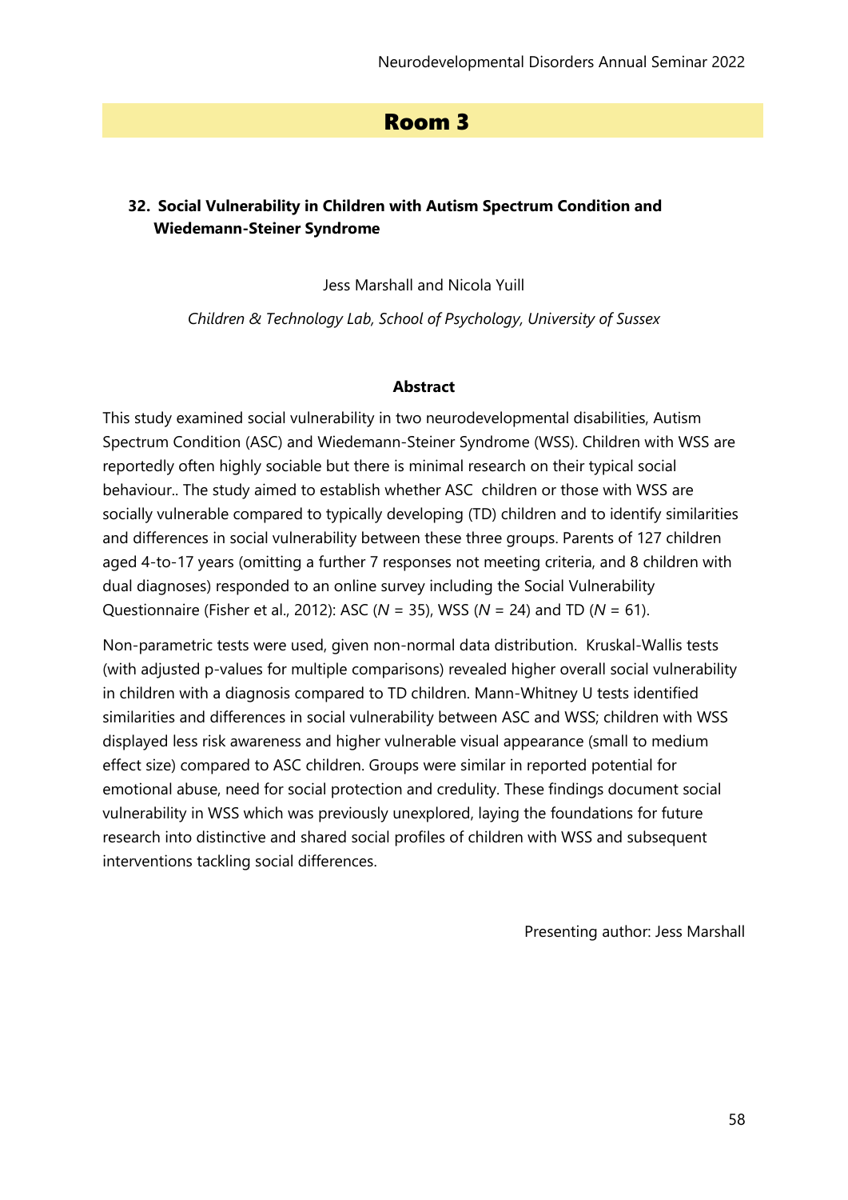## Room 3

### 32. Social Vulnerability in Children with Autism Spectrum Condition and Wiedemann-Steiner Syndrome

Jess Marshall and Nicola Yuill

*Children & Technology Lab, School of Psychology, University of Sussex*

**Abstract**

This study examined social vulnerability in two neurodevelopmental disabilities, Autism Spectrum Condition (ASC) and Wiedemann-Steiner Syndrome (WSS). Children with WSS are reportedly often highly sociable but there is minimal research on their typical social behaviour.. The study aimed to establish whether ASC children or those with WSS are socially vulnerable compared to typically developing (TD) children and to identify similarities and differences in social vulnerability between these three groups. Parents of 127 children aged 4-to-17 years (omitting a further 7 responses not meeting criteria, and 8 children with dual diagnoses) responded to an online survey including the Social Vulnerability Questionnaire (Fisher et al., 2012): ASC ($N$ = 35), WSS ($N$ = 24) and TD ($N$ = 61).

Non-parametric tests were used, given non-normal data distribution. Kruskal-Wallis tests (with adjusted p-values for multiple comparisons) revealed higher overall social vulnerability in children with a diagnosis compared to TD children. Mann-Whitney U tests identified similarities and differences in social vulnerability between ASC and WSS; children with WSS displayed less risk awareness and higher vulnerable visual appearance (small to medium effect size) compared to ASC children. Groups were similar in reported potential for emotional abuse, need for social protection and credulity. These findings document social vulnerability in WSS which was previously unexplored, laying the foundations for future research into distinctive and shared social profiles of children with WSS and subsequent interventions tackling social differences.

Presenting author: Jess Marshall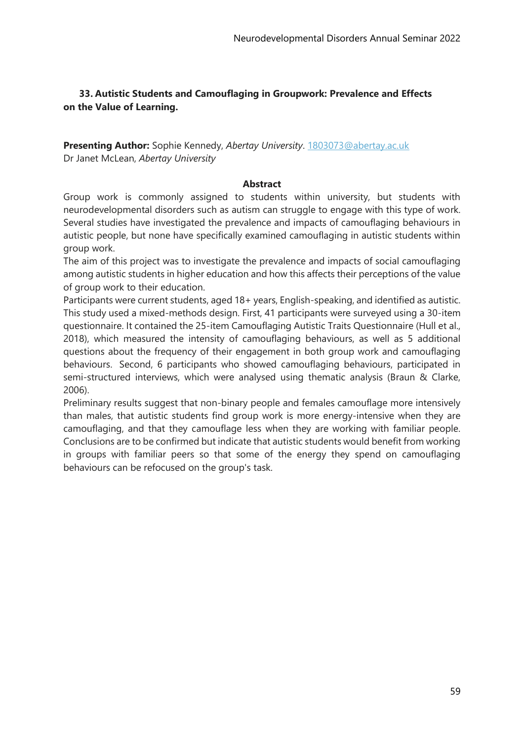### 33. Autistic Students and Camouflaging in Groupwork: Prevalence and Effects on the Value of Learning.

**Presenting Author:** Sophie Kennedy, *Abertay University*. 1803073@abertay.ac.uk
Dr Janet McLean, *Abertay University*

**Abstract**

Group work is commonly assigned to students within university, but students with neurodevelopmental disorders such as autism can struggle to engage with this type of work. Several studies have investigated the prevalence and impacts of camouflaging behaviours in autistic people, but none have specifically examined camouflaging in autistic students within group work.

The aim of this project was to investigate the prevalence and impacts of social camouflaging among autistic students in higher education and how this affects their perceptions of the value of group work to their education.

Participants were current students, aged 18+ years, English-speaking, and identified as autistic. This study used a mixed-methods design. First, 41 participants were surveyed using a 30-item questionnaire. It contained the 25-item Camouflaging Autistic Traits Questionnaire (Hull et al., 2018), which measured the intensity of camouflaging behaviours, as well as 5 additional questions about the frequency of their engagement in both group work and camouflaging behaviours. Second, 6 participants who showed camouflaging behaviours, participated in semi-structured interviews, which were analysed using thematic analysis (Braun & Clarke, 2006).

Preliminary results suggest that non-binary people and females camouflage more intensively than males, that autistic students find group work is more energy-intensive when they are camouflaging, and that they camouflage less when they are working with familiar people. Conclusions are to be confirmed but indicate that autistic students would benefit from working in groups with familiar peers so that some of the energy they spend on camouflaging behaviours can be refocused on the group's task.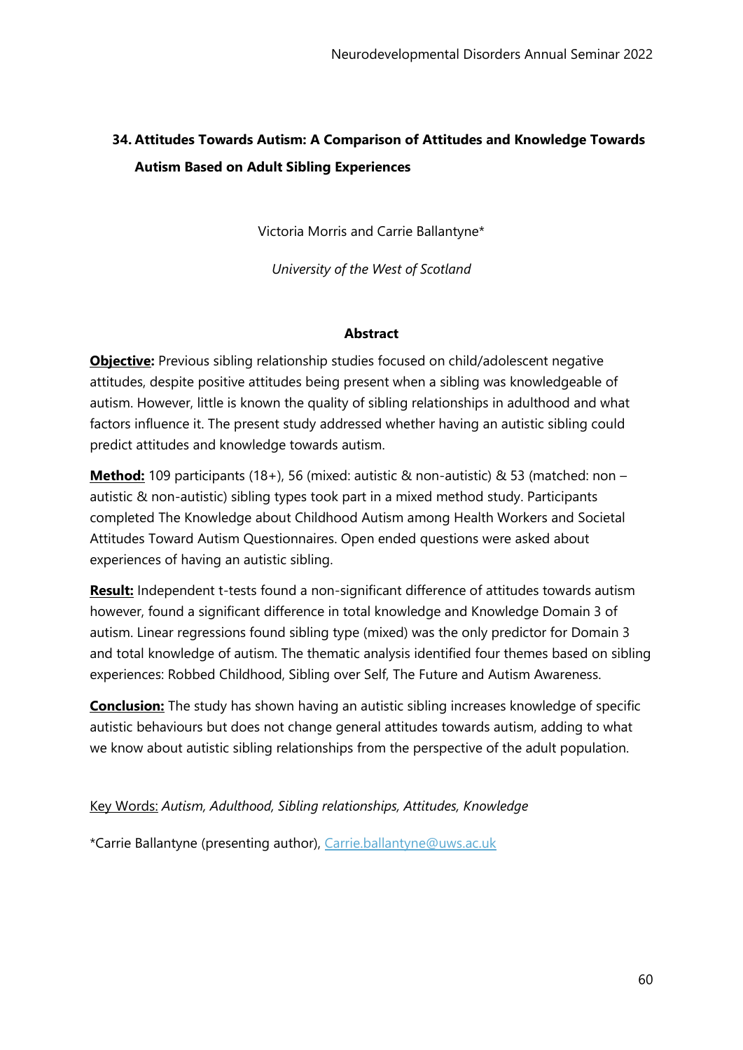## 34. Attitudes Towards Autism: A Comparison of Attitudes and Knowledge Towards Autism Based on Adult Sibling Experiences

Victoria Morris and Carrie Ballantyne*

*University of the West of Scotland*

### Abstract

**Objective:** Previous sibling relationship studies focused on child/adolescent negative attitudes, despite positive attitudes being present when a sibling was knowledgeable of autism. However, little is known the quality of sibling relationships in adulthood and what factors influence it. The present study addressed whether having an autistic sibling could predict attitudes and knowledge towards autism.

**Method:** 109 participants (18+), 56 (mixed: autistic & non-autistic) & 53 (matched: non – autistic & non-autistic) sibling types took part in a mixed method study. Participants completed The Knowledge about Childhood Autism among Health Workers and Societal Attitudes Toward Autism Questionnaires. Open ended questions were asked about experiences of having an autistic sibling.

**Result:** Independent t-tests found a non-significant difference of attitudes towards autism however, found a significant difference in total knowledge and Knowledge Domain 3 of autism. Linear regressions found sibling type (mixed) was the only predictor for Domain 3 and total knowledge of autism. The thematic analysis identified four themes based on sibling experiences: Robbed Childhood, Sibling over Self, The Future and Autism Awareness.

**Conclusion:** The study has shown having an autistic sibling increases knowledge of specific autistic behaviours but does not change general attitudes towards autism, adding to what we know about autistic sibling relationships from the perspective of the adult population.

Key Words: *Autism, Adulthood, Sibling relationships, Attitudes, Knowledge*

*Carrie Ballantyne (presenting author), Carrie.ballantyne@uws.ac.uk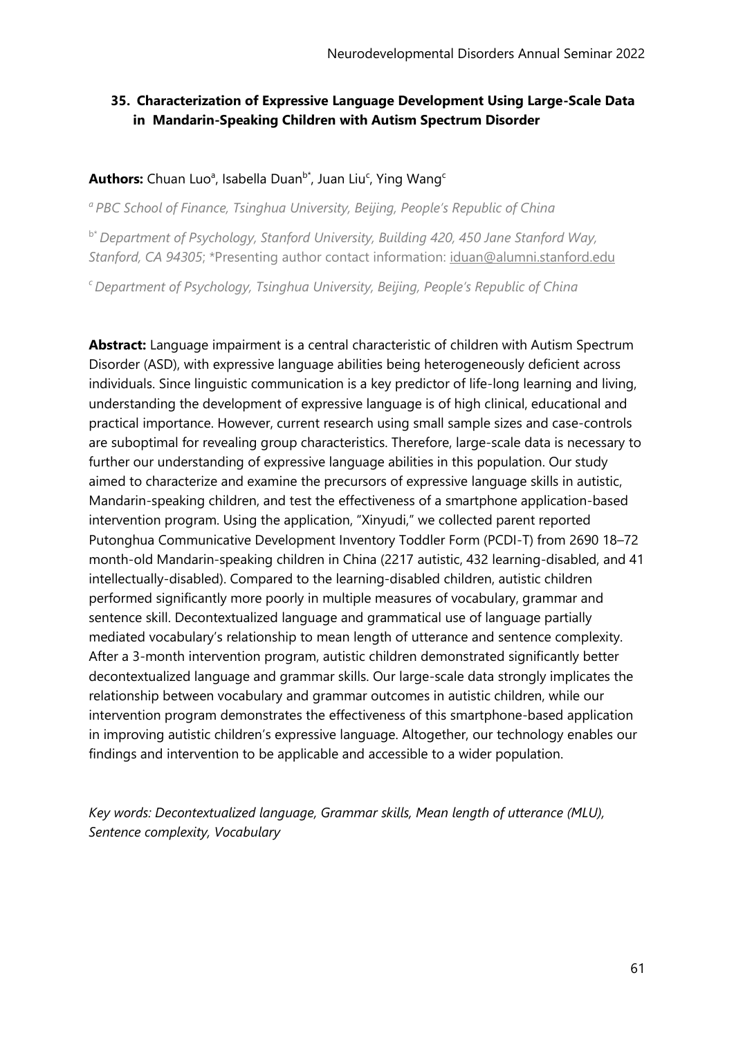## 35. Characterization of Expressive Language Development Using Large-Scale Data in Mandarin-Speaking Children with Autism Spectrum Disorder

**Authors:** Chuan Luo[a], Isabella Duan[b*], Juan Liu[c], Ying Wang[c]

*[a] PBC School of Finance, Tsinghua University, Beijing, People's Republic of China*

*[b*] Department of Psychology, Stanford University, Building 420, 450 Jane Stanford Way, Stanford, CA 94305*; *Presenting author contact information: iduan@alumni.stanford.edu

*[c] Department of Psychology, Tsinghua University, Beijing, People's Republic of China*

**Abstract:** Language impairment is a central characteristic of children with Autism Spectrum Disorder (ASD), with expressive language abilities being heterogeneously deficient across individuals. Since linguistic communication is a key predictor of life-long learning and living, understanding the development of expressive language is of high clinical, educational and practical importance. However, current research using small sample sizes and case-controls are suboptimal for revealing group characteristics. Therefore, large-scale data is necessary to further our understanding of expressive language abilities in this population. Our study aimed to characterize and examine the precursors of expressive language skills in autistic, Mandarin-speaking children, and test the effectiveness of a smartphone application-based intervention program. Using the application, "Xinyudi," we collected parent reported Putonghua Communicative Development Inventory Toddler Form (PCDI-T) from 2690 18–72 month-old Mandarin-speaking children in China (2217 autistic, 432 learning-disabled, and 41 intellectually-disabled). Compared to the learning-disabled children, autistic children performed significantly more poorly in multiple measures of vocabulary, grammar and sentence skill. Decontextualized language and grammatical use of language partially mediated vocabulary's relationship to mean length of utterance and sentence complexity. After a 3-month intervention program, autistic children demonstrated significantly better decontextualized language and grammar skills. Our large-scale data strongly implicates the relationship between vocabulary and grammar outcomes in autistic children, while our intervention program demonstrates the effectiveness of this smartphone-based application in improving autistic children's expressive language. Altogether, our technology enables our findings and intervention to be applicable and accessible to a wider population.

*Key words: Decontextualized language, Grammar skills, Mean length of utterance (MLU), Sentence complexity, Vocabulary*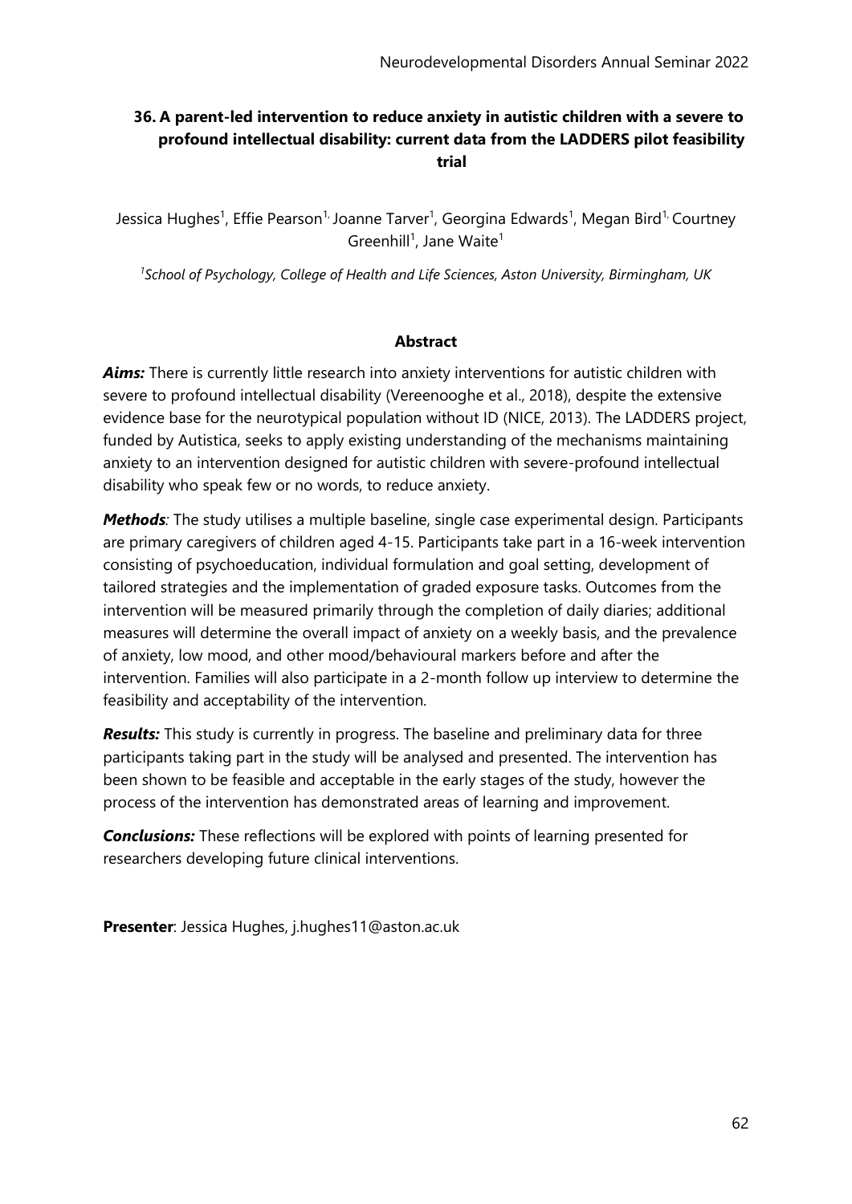## 36. A parent-led intervention to reduce anxiety in autistic children with a severe to profound intellectual disability: current data from the LADDERS pilot feasibility trial

Jessica Hughes[1], Effie Pearson[1], Joanne Tarver[1], Georgina Edwards[1], Megan Bird[1], Courtney Greenhill[1], Jane Waite[1]

*[1]School of Psychology, College of Health and Life Sciences, Aston University, Birmingham, UK*

### Abstract

***Aims:*** There is currently little research into anxiety interventions for autistic children with severe to profound intellectual disability (Vereenooghe et al., 2018), despite the extensive evidence base for the neurotypical population without ID (NICE, 2013). The LADDERS project, funded by Autistica, seeks to apply existing understanding of the mechanisms maintaining anxiety to an intervention designed for autistic children with severe-profound intellectual disability who speak few or no words, to reduce anxiety.

***Methods:*** The study utilises a multiple baseline, single case experimental design. Participants are primary caregivers of children aged 4-15. Participants take part in a 16-week intervention consisting of psychoeducation, individual formulation and goal setting, development of tailored strategies and the implementation of graded exposure tasks. Outcomes from the intervention will be measured primarily through the completion of daily diaries; additional measures will determine the overall impact of anxiety on a weekly basis, and the prevalence of anxiety, low mood, and other mood/behavioural markers before and after the intervention. Families will also participate in a 2-month follow up interview to determine the feasibility and acceptability of the intervention.

***Results:*** This study is currently in progress. The baseline and preliminary data for three participants taking part in the study will be analysed and presented. The intervention has been shown to be feasible and acceptable in the early stages of the study, however the process of the intervention has demonstrated areas of learning and improvement.

***Conclusions:*** These reflections will be explored with points of learning presented for researchers developing future clinical interventions.

**Presenter**: Jessica Hughes, j.hughes11@aston.ac.uk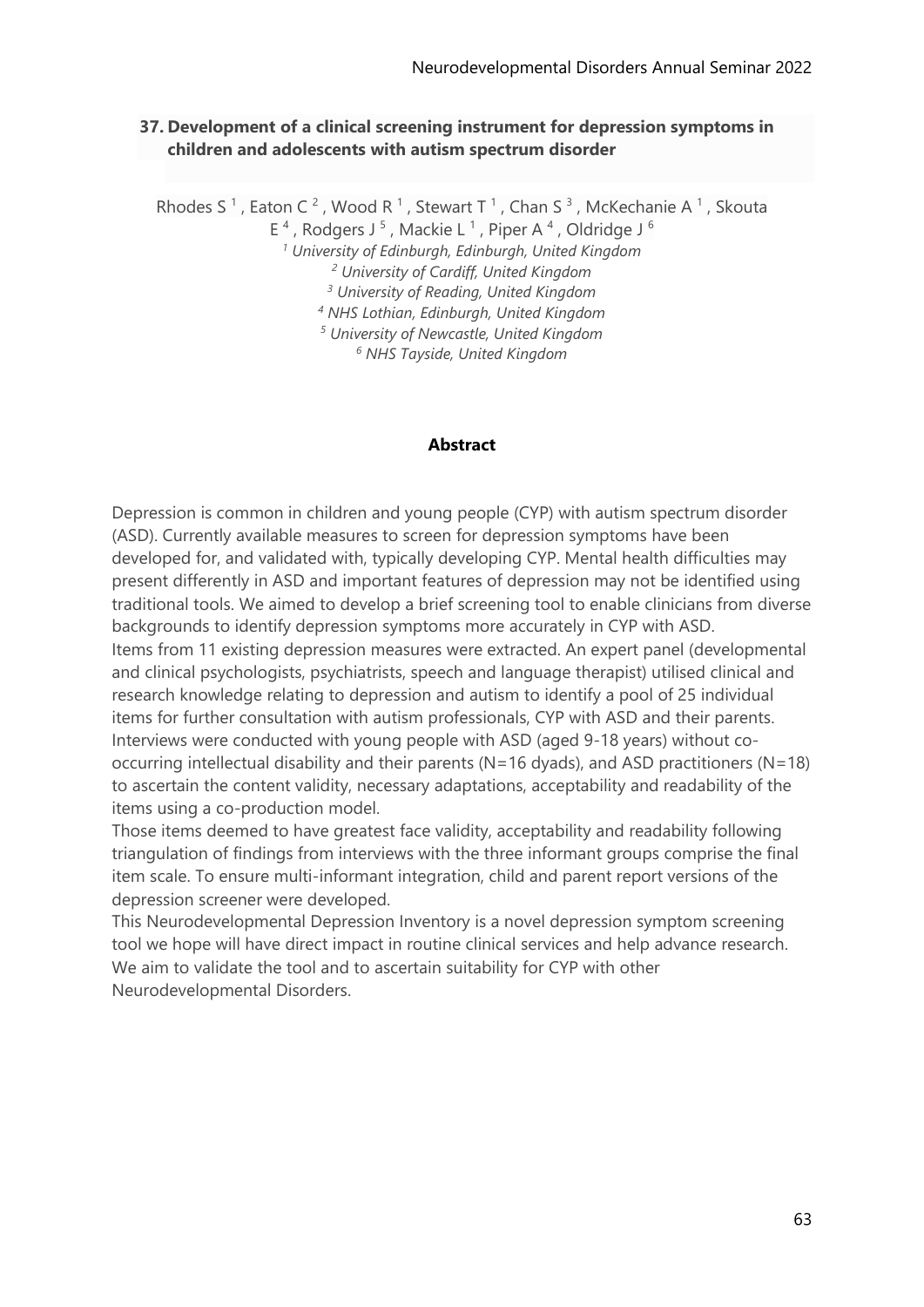## 37. Development of a clinical screening instrument for depression symptoms in children and adolescents with autism spectrum disorder

Rhodes S [1], Eaton C [2], Wood R [1], Stewart T [1], Chan S [3], McKechanie A [1], Skouta E [4], Rodgers J [5], Mackie L [1], Piper A [4], Oldridge J [6]

[1] *University of Edinburgh, Edinburgh, United Kingdom*
[2] *University of Cardiff, United Kingdom*
[3] *University of Reading, United Kingdom*
[4] *NHS Lothian, Edinburgh, United Kingdom*
[5] *University of Newcastle, United Kingdom*
[6] *NHS Tayside, United Kingdom*

### Abstract

Depression is common in children and young people (CYP) with autism spectrum disorder (ASD). Currently available measures to screen for depression symptoms have been developed for, and validated with, typically developing CYP. Mental health difficulties may present differently in ASD and important features of depression may not be identified using traditional tools. We aimed to develop a brief screening tool to enable clinicians from diverse backgrounds to identify depression symptoms more accurately in CYP with ASD.

Items from 11 existing depression measures were extracted. An expert panel (developmental and clinical psychologists, psychiatrists, speech and language therapist) utilised clinical and research knowledge relating to depression and autism to identify a pool of 25 individual items for further consultation with autism professionals, CYP with ASD and their parents. Interviews were conducted with young people with ASD (aged 9-18 years) without co-occurring intellectual disability and their parents (N=16 dyads), and ASD practitioners (N=18) to ascertain the content validity, necessary adaptations, acceptability and readability of the items using a co-production model.

Those items deemed to have greatest face validity, acceptability and readability following triangulation of findings from interviews with the three informant groups comprise the final item scale. To ensure multi-informant integration, child and parent report versions of the depression screener were developed.

This Neurodevelopmental Depression Inventory is a novel depression symptom screening tool we hope will have direct impact in routine clinical services and help advance research. We aim to validate the tool and to ascertain suitability for CYP with other Neurodevelopmental Disorders.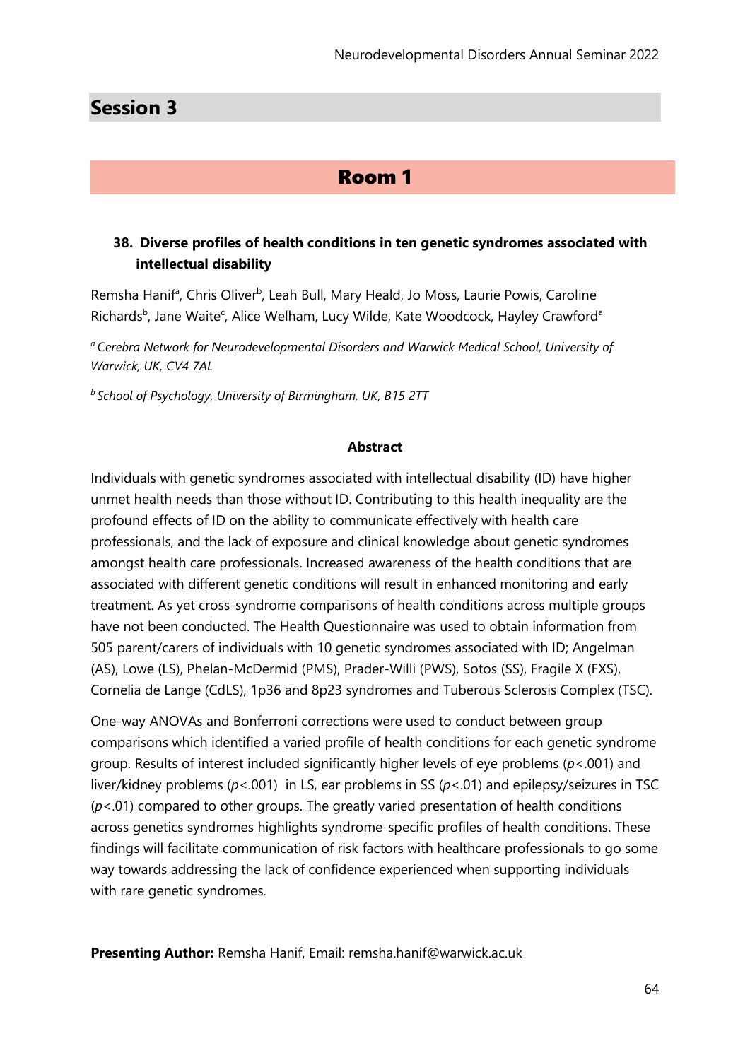## Session 3

### Room 1

#### 38. Diverse profiles of health conditions in ten genetic syndromes associated with intellectual disability

Remsha Hanif[a], Chris Oliver[b], Leah Bull, Mary Heald, Jo Moss, Laurie Powis, Caroline Richards[b], Jane Waite[c], Alice Welham, Lucy Wilde, Kate Woodcock, Hayley Crawford[a]

*[a] Cerebra Network for Neurodevelopmental Disorders and Warwick Medical School, University of Warwick, UK, CV4 7AL*

*[b] School of Psychology, University of Birmingham, UK, B15 2TT*

**Abstract**

Individuals with genetic syndromes associated with intellectual disability (ID) have higher unmet health needs than those without ID. Contributing to this health inequality are the profound effects of ID on the ability to communicate effectively with health care professionals, and the lack of exposure and clinical knowledge about genetic syndromes amongst health care professionals. Increased awareness of the health conditions that are associated with different genetic conditions will result in enhanced monitoring and early treatment. As yet cross-syndrome comparisons of health conditions across multiple groups have not been conducted. The Health Questionnaire was used to obtain information from 505 parent/carers of individuals with 10 genetic syndromes associated with ID; Angelman (AS), Lowe (LS), Phelan-McDermid (PMS), Prader-Willi (PWS), Sotos (SS), Fragile X (FXS), Cornelia de Lange (CdLS), 1p36 and 8p23 syndromes and Tuberous Sclerosis Complex (TSC).

One-way ANOVAs and Bonferroni corrections were used to conduct between group comparisons which identified a varied profile of health conditions for each genetic syndrome group. Results of interest included significantly higher levels of eye problems ($p<.001$) and liver/kidney problems ($p<.001$) in LS, ear problems in SS ($p<.01$) and epilepsy/seizures in TSC ($p<.01$) compared to other groups. The greatly varied presentation of health conditions across genetics syndromes highlights syndrome-specific profiles of health conditions. These findings will facilitate communication of risk factors with healthcare professionals to go some way towards addressing the lack of confidence experienced when supporting individuals with rare genetic syndromes.

**Presenting Author:** Remsha Hanif, Email: remsha.hanif@warwick.ac.uk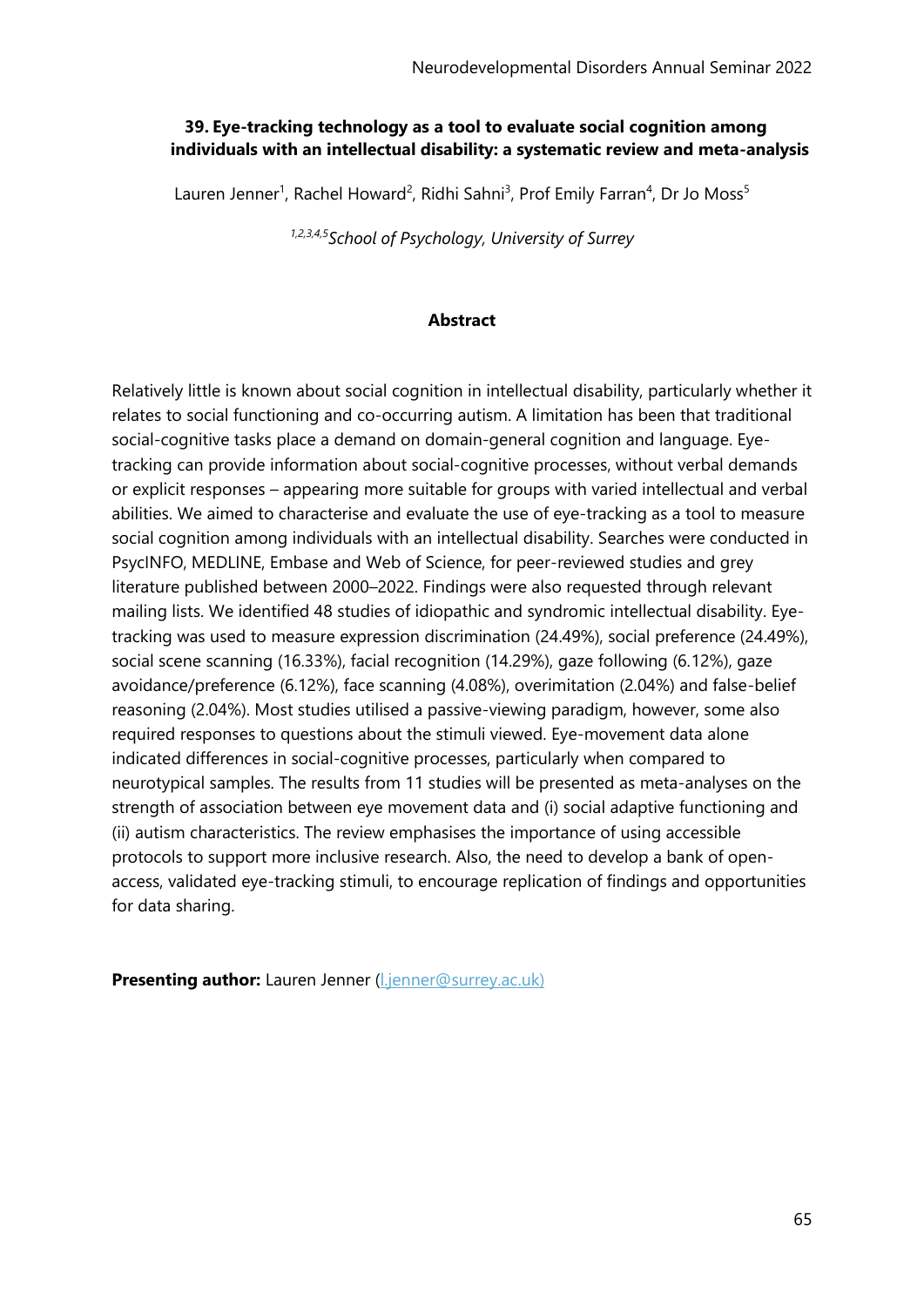### 39. Eye-tracking technology as a tool to evaluate social cognition among individuals with an intellectual disability: a systematic review and meta-analysis

Lauren Jenner[1], Rachel Howard[2], Ridhi Sahni[3], Prof Emily Farran[4], Dr Jo Moss[5]

*[1,2,3,4,5]School of Psychology, University of Surrey*

**Abstract**

Relatively little is known about social cognition in intellectual disability, particularly whether it relates to social functioning and co-occurring autism. A limitation has been that traditional social-cognitive tasks place a demand on domain-general cognition and language. Eye-tracking can provide information about social-cognitive processes, without verbal demands or explicit responses – appearing more suitable for groups with varied intellectual and verbal abilities. We aimed to characterise and evaluate the use of eye-tracking as a tool to measure social cognition among individuals with an intellectual disability. Searches were conducted in PsycINFO, MEDLINE, Embase and Web of Science, for peer-reviewed studies and grey literature published between 2000–2022. Findings were also requested through relevant mailing lists. We identified 48 studies of idiopathic and syndromic intellectual disability. Eye-tracking was used to measure expression discrimination (24.49%), social preference (24.49%), social scene scanning (16.33%), facial recognition (14.29%), gaze following (6.12%), gaze avoidance/preference (6.12%), face scanning (4.08%), overimitation (2.04%) and false-belief reasoning (2.04%). Most studies utilised a passive-viewing paradigm, however, some also required responses to questions about the stimuli viewed. Eye-movement data alone indicated differences in social-cognitive processes, particularly when compared to neurotypical samples. The results from 11 studies will be presented as meta-analyses on the strength of association between eye movement data and (i) social adaptive functioning and (ii) autism characteristics. The review emphasises the importance of using accessible protocols to support more inclusive research. Also, the need to develop a bank of open-access, validated eye-tracking stimuli, to encourage replication of findings and opportunities for data sharing.

**Presenting author:** Lauren Jenner (l.jenner@surrey.ac.uk)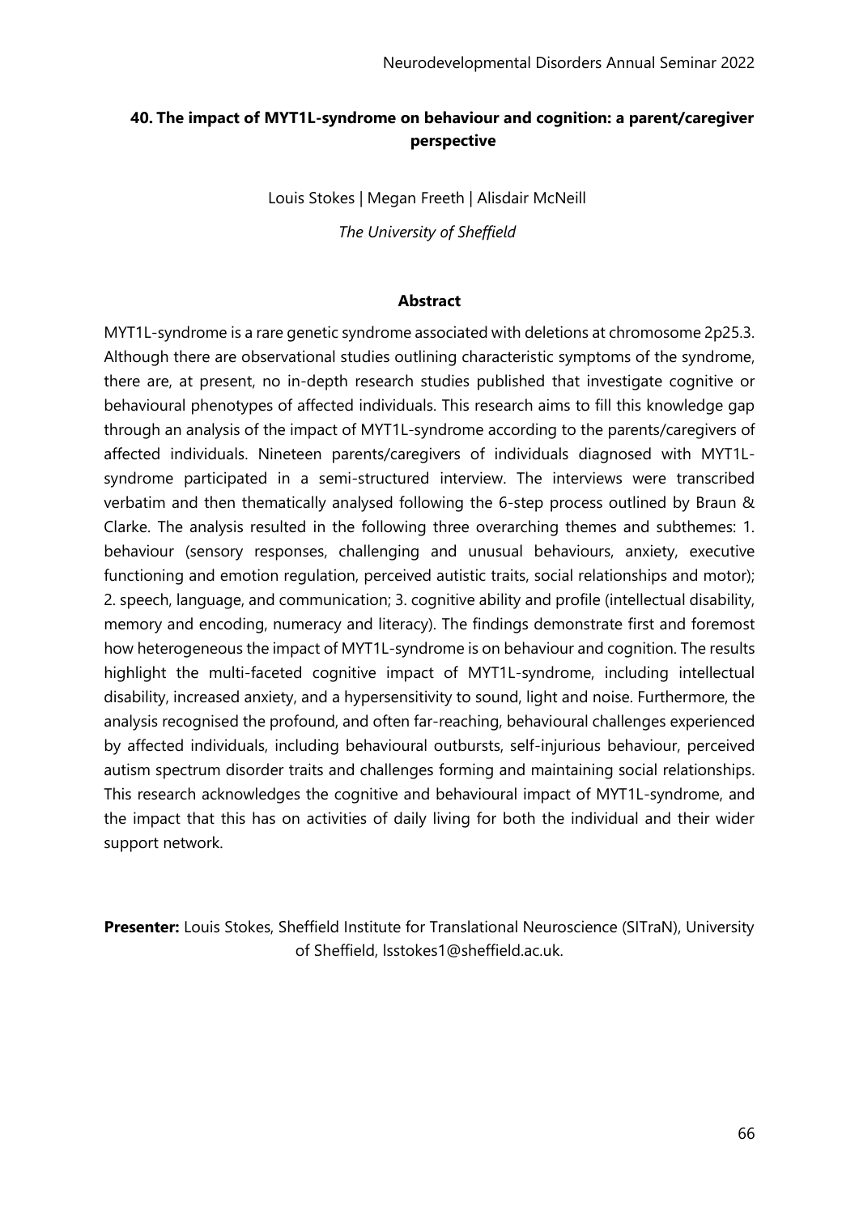## 40. The impact of MYT1L-syndrome on behaviour and cognition: a parent/caregiver perspective

Louis Stokes | Megan Freeth | Alisdair McNeill

*The University of Sheffield*

### Abstract

MYT1L-syndrome is a rare genetic syndrome associated with deletions at chromosome 2p25.3. Although there are observational studies outlining characteristic symptoms of the syndrome, there are, at present, no in-depth research studies published that investigate cognitive or behavioural phenotypes of affected individuals. This research aims to fill this knowledge gap through an analysis of the impact of MYT1L-syndrome according to the parents/caregivers of affected individuals. Nineteen parents/caregivers of individuals diagnosed with MYT1L-syndrome participated in a semi-structured interview. The interviews were transcribed verbatim and then thematically analysed following the 6-step process outlined by Braun & Clarke. The analysis resulted in the following three overarching themes and subthemes: 1. behaviour (sensory responses, challenging and unusual behaviours, anxiety, executive functioning and emotion regulation, perceived autistic traits, social relationships and motor); 2. speech, language, and communication; 3. cognitive ability and profile (intellectual disability, memory and encoding, numeracy and literacy). The findings demonstrate first and foremost how heterogeneous the impact of MYT1L-syndrome is on behaviour and cognition. The results highlight the multi-faceted cognitive impact of MYT1L-syndrome, including intellectual disability, increased anxiety, and a hypersensitivity to sound, light and noise. Furthermore, the analysis recognised the profound, and often far-reaching, behavioural challenges experienced by affected individuals, including behavioural outbursts, self-injurious behaviour, perceived autism spectrum disorder traits and challenges forming and maintaining social relationships. This research acknowledges the cognitive and behavioural impact of MYT1L-syndrome, and the impact that this has on activities of daily living for both the individual and their wider support network.

**Presenter:** Louis Stokes, Sheffield Institute for Translational Neuroscience (SITraN), University of Sheffield, lsstokes1@sheffield.ac.uk.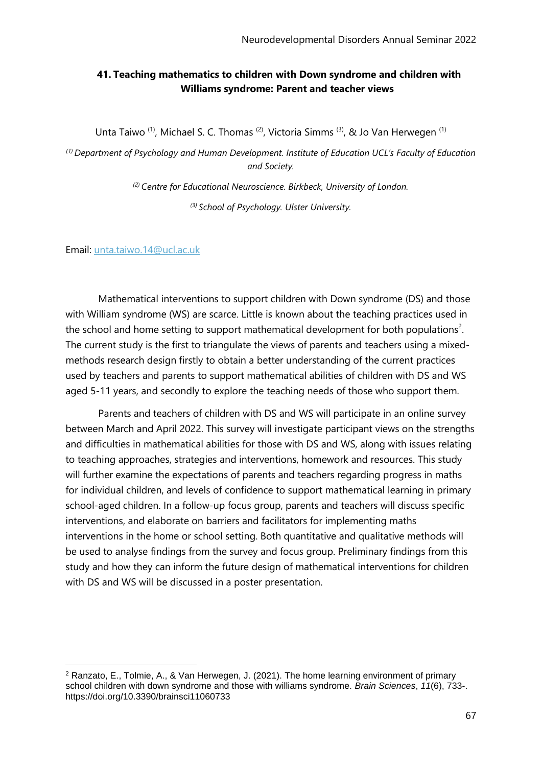## 41. Teaching mathematics to children with Down syndrome and children with Williams syndrome: Parent and teacher views

Unta Taiwo [(1)], Michael S. C. Thomas [(2)], Victoria Simms [(3)], & Jo Van Herwegen [(1)]

*[(1)] Department of Psychology and Human Development. Institute of Education UCL's Faculty of Education and Society.*

*[(2)] Centre for Educational Neuroscience. Birkbeck, University of London.*

*[(3)] School of Psychology. Ulster University.*

Email: unta.taiwo.14@ucl.ac.uk

Mathematical interventions to support children with Down syndrome (DS) and those with William syndrome (WS) are scarce. Little is known about the teaching practices used in the school and home setting to support mathematical development for both populations[2]. The current study is the first to triangulate the views of parents and teachers using a mixed-methods research design firstly to obtain a better understanding of the current practices used by teachers and parents to support mathematical abilities of children with DS and WS aged 5-11 years, and secondly to explore the teaching needs of those who support them.

Parents and teachers of children with DS and WS will participate in an online survey between March and April 2022. This survey will investigate participant views on the strengths and difficulties in mathematical abilities for those with DS and WS, along with issues relating to teaching approaches, strategies and interventions, homework and resources. This study will further examine the expectations of parents and teachers regarding progress in maths for individual children, and levels of confidence to support mathematical learning in primary school-aged children. In a follow-up focus group, parents and teachers will discuss specific interventions, and elaborate on barriers and facilitators for implementing maths interventions in the home or school setting. Both quantitative and qualitative methods will be used to analyse findings from the survey and focus group. Preliminary findings from this study and how they can inform the future design of mathematical interventions for children with DS and WS will be discussed in a poster presentation.

---

[2] Ranzato, E., Tolmie, A., & Van Herwegen, J. (2021). The home learning environment of primary school children with down syndrome and those with williams syndrome. *Brain Sciences*, *11*(6), 733-. https://doi.org/10.3390/brainsci11060733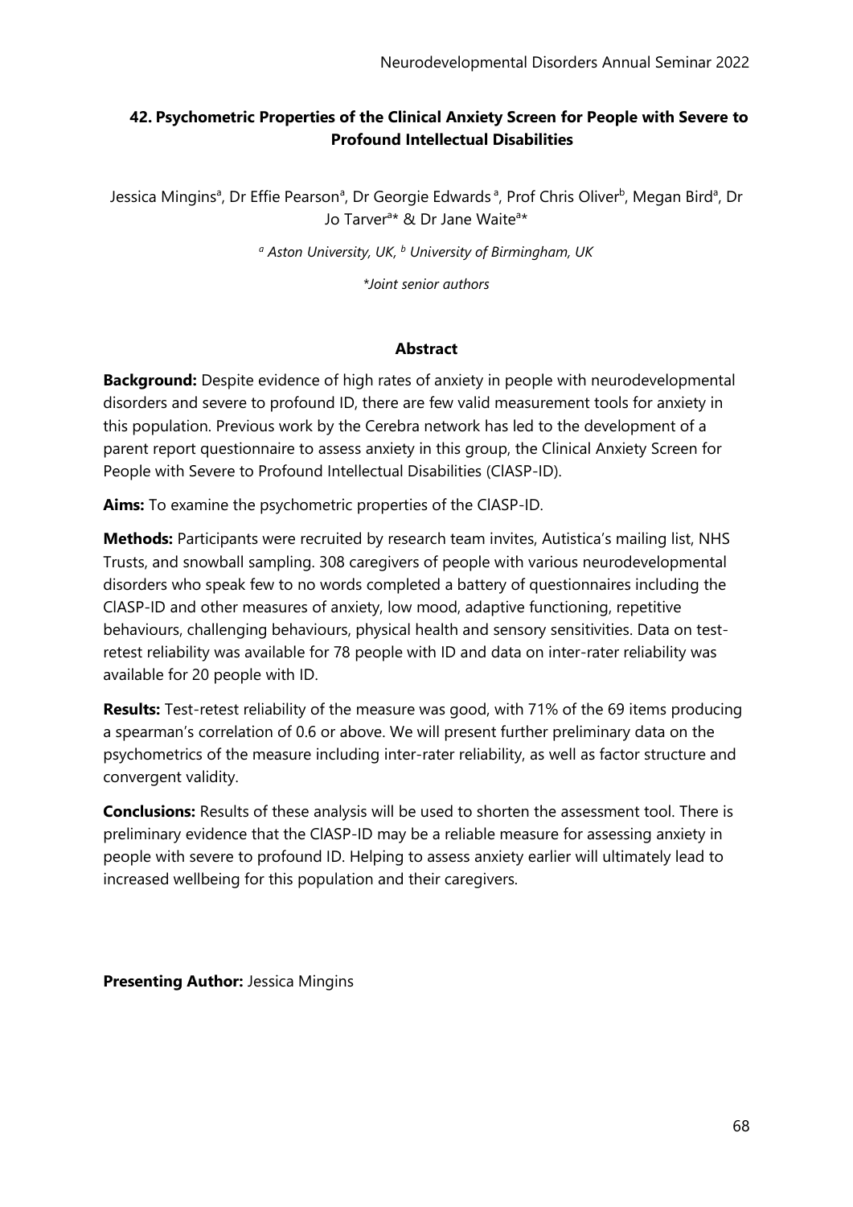## 42. Psychometric Properties of the Clinical Anxiety Screen for People with Severe to Profound Intellectual Disabilities

Jessica Mingins[a], Dr Effie Pearson[a], Dr Georgie Edwards[a], Prof Chris Oliver[b], Megan Bird[a], Dr Jo Tarver[a]* & Dr Jane Waite[a]*

*[a] Aston University, UK, [b] University of Birmingham, UK*

*\*Joint senior authors*

### Abstract

**Background:** Despite evidence of high rates of anxiety in people with neurodevelopmental disorders and severe to profound ID, there are few valid measurement tools for anxiety in this population. Previous work by the Cerebra network has led to the development of a parent report questionnaire to assess anxiety in this group, the Clinical Anxiety Screen for People with Severe to Profound Intellectual Disabilities (ClASP-ID).

**Aims:** To examine the psychometric properties of the ClASP-ID.

**Methods:** Participants were recruited by research team invites, Autistica's mailing list, NHS Trusts, and snowball sampling. 308 caregivers of people with various neurodevelopmental disorders who speak few to no words completed a battery of questionnaires including the ClASP-ID and other measures of anxiety, low mood, adaptive functioning, repetitive behaviours, challenging behaviours, physical health and sensory sensitivities. Data on test-retest reliability was available for 78 people with ID and data on inter-rater reliability was available for 20 people with ID.

**Results:** Test-retest reliability of the measure was good, with 71% of the 69 items producing a spearman's correlation of 0.6 or above. We will present further preliminary data on the psychometrics of the measure including inter-rater reliability, as well as factor structure and convergent validity.

**Conclusions:** Results of these analysis will be used to shorten the assessment tool. There is preliminary evidence that the ClASP-ID may be a reliable measure for assessing anxiety in people with severe to profound ID. Helping to assess anxiety earlier will ultimately lead to increased wellbeing for this population and their caregivers.

**Presenting Author:** Jessica Mingins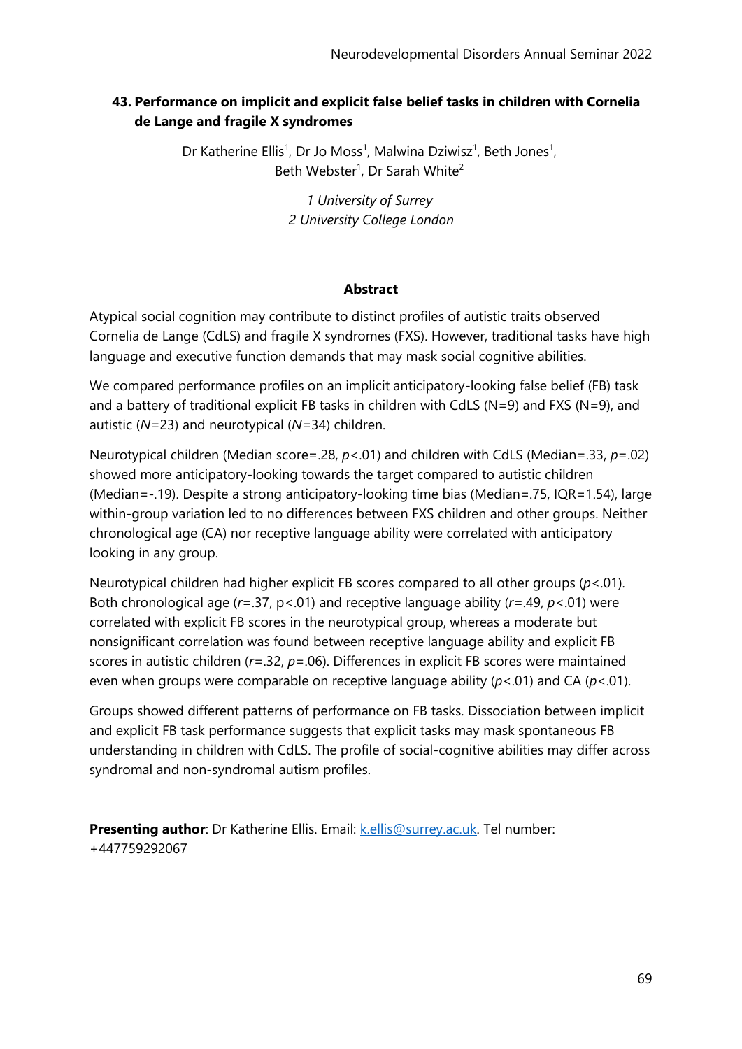## 43. Performance on implicit and explicit false belief tasks in children with Cornelia de Lange and fragile X syndromes

Dr Katherine Ellis[1], Dr Jo Moss[1], Malwina Dziwisz[1], Beth Jones[1], Beth Webster[1], Dr Sarah White[2]

*1 University of Surrey*
*2 University College London*

### Abstract

Atypical social cognition may contribute to distinct profiles of autistic traits observed Cornelia de Lange (CdLS) and fragile X syndromes (FXS). However, traditional tasks have high language and executive function demands that may mask social cognitive abilities.

We compared performance profiles on an implicit anticipatory-looking false belief (FB) task and a battery of traditional explicit FB tasks in children with CdLS (N=9) and FXS (N=9), and autistic (*N*=23) and neurotypical (*N*=34) children.

Neurotypical children (Median score=.28, $p<.01$) and children with CdLS (Median=.33, $p=.02$) showed more anticipatory-looking towards the target compared to autistic children (Median=-.19). Despite a strong anticipatory-looking time bias (Median=.75, IQR=1.54), large within-group variation led to no differences between FXS children and other groups. Neither chronological age (CA) nor receptive language ability were correlated with anticipatory looking in any group.

Neurotypical children had higher explicit FB scores compared to all other groups ($p<.01$). Both chronological age ($r=.37$, p<.01) and receptive language ability ($r=.49$, $p<.01$) were correlated with explicit FB scores in the neurotypical group, whereas a moderate but nonsignificant correlation was found between receptive language ability and explicit FB scores in autistic children ($r=.32$, $p=.06$). Differences in explicit FB scores were maintained even when groups were comparable on receptive language ability ($p<.01$) and CA ($p<.01$).

Groups showed different patterns of performance on FB tasks. Dissociation between implicit and explicit FB task performance suggests that explicit tasks may mask spontaneous FB understanding in children with CdLS. The profile of social-cognitive abilities may differ across syndromal and non-syndromal autism profiles.

**Presenting author**: Dr Katherine Ellis. Email: k.ellis@surrey.ac.uk. Tel number: +447759292067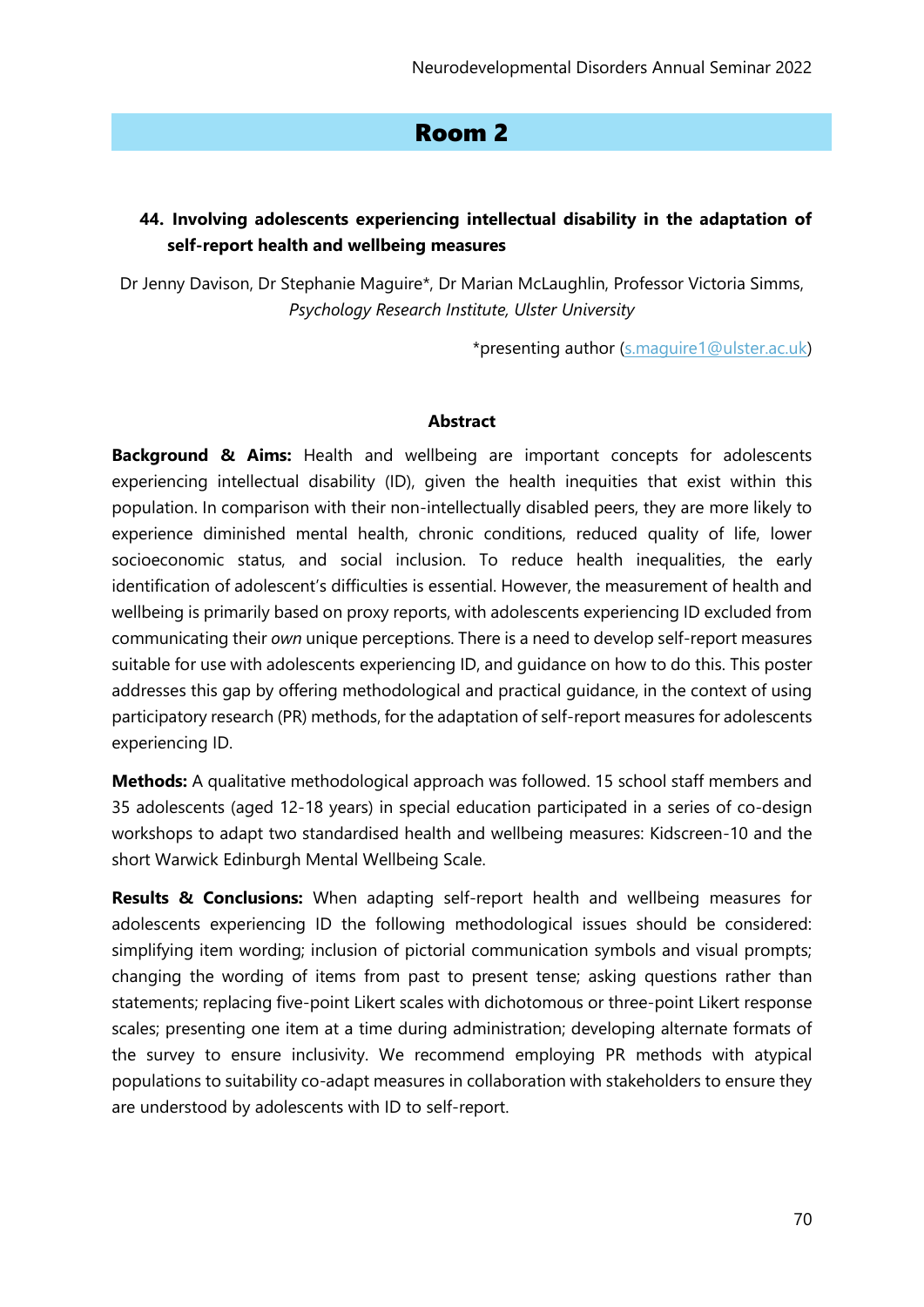## Room 2

### 44. Involving adolescents experiencing intellectual disability in the adaptation of self-report health and wellbeing measures

Dr Jenny Davison, Dr Stephanie Maguire*, Dr Marian McLaughlin, Professor Victoria Simms,
*Psychology Research Institute, Ulster University*

*presenting author (s.maguire1@ulster.ac.uk)

**Abstract**

**Background & Aims:** Health and wellbeing are important concepts for adolescents experiencing intellectual disability (ID), given the health inequities that exist within this population. In comparison with their non-intellectually disabled peers, they are more likely to experience diminished mental health, chronic conditions, reduced quality of life, lower socioeconomic status, and social inclusion. To reduce health inequalities, the early identification of adolescent's difficulties is essential. However, the measurement of health and wellbeing is primarily based on proxy reports, with adolescents experiencing ID excluded from communicating their *own* unique perceptions. There is a need to develop self-report measures suitable for use with adolescents experiencing ID, and guidance on how to do this. This poster addresses this gap by offering methodological and practical guidance, in the context of using participatory research (PR) methods, for the adaptation of self-report measures for adolescents experiencing ID.

**Methods:** A qualitative methodological approach was followed. 15 school staff members and 35 adolescents (aged 12-18 years) in special education participated in a series of co-design workshops to adapt two standardised health and wellbeing measures: Kidscreen-10 and the short Warwick Edinburgh Mental Wellbeing Scale.

**Results & Conclusions:** When adapting self-report health and wellbeing measures for adolescents experiencing ID the following methodological issues should be considered: simplifying item wording; inclusion of pictorial communication symbols and visual prompts; changing the wording of items from past to present tense; asking questions rather than statements; replacing five-point Likert scales with dichotomous or three-point Likert response scales; presenting one item at a time during administration; developing alternate formats of the survey to ensure inclusivity. We recommend employing PR methods with atypical populations to suitability co-adapt measures in collaboration with stakeholders to ensure they are understood by adolescents with ID to self-report.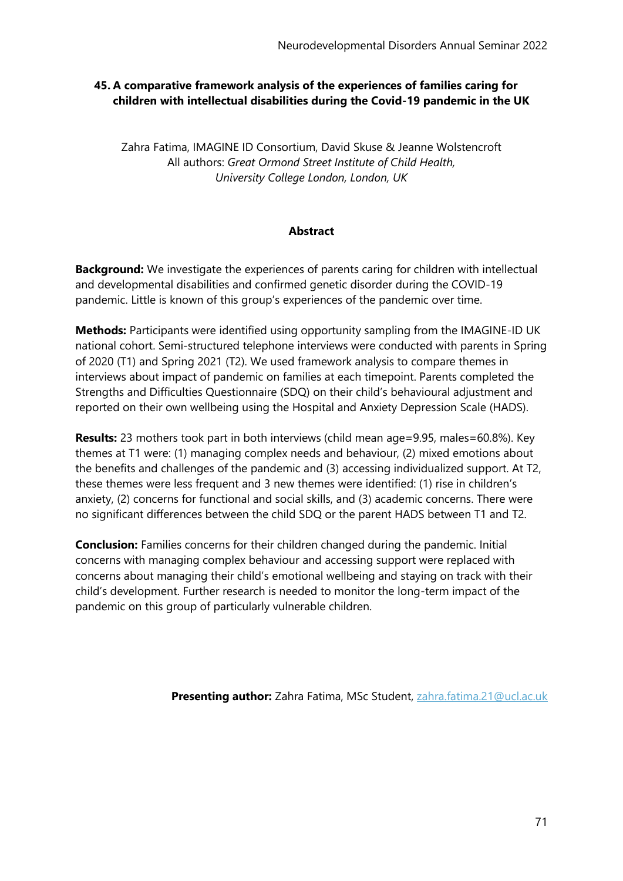## 45. A comparative framework analysis of the experiences of families caring for children with intellectual disabilities during the Covid-19 pandemic in the UK

Zahra Fatima, IMAGINE ID Consortium, David Skuse & Jeanne Wolstencroft
All authors: *Great Ormond Street Institute of Child Health, University College London, London, UK*

### Abstract

**Background:** We investigate the experiences of parents caring for children with intellectual and developmental disabilities and confirmed genetic disorder during the COVID-19 pandemic. Little is known of this group's experiences of the pandemic over time.

**Methods:** Participants were identified using opportunity sampling from the IMAGINE-ID UK national cohort. Semi-structured telephone interviews were conducted with parents in Spring of 2020 (T1) and Spring 2021 (T2). We used framework analysis to compare themes in interviews about impact of pandemic on families at each timepoint. Parents completed the Strengths and Difficulties Questionnaire (SDQ) on their child's behavioural adjustment and reported on their own wellbeing using the Hospital and Anxiety Depression Scale (HADS).

**Results:** 23 mothers took part in both interviews (child mean age=9.95, males=60.8%). Key themes at T1 were: (1) managing complex needs and behaviour, (2) mixed emotions about the benefits and challenges of the pandemic and (3) accessing individualized support. At T2, these themes were less frequent and 3 new themes were identified: (1) rise in children's anxiety, (2) concerns for functional and social skills, and (3) academic concerns. There were no significant differences between the child SDQ or the parent HADS between T1 and T2.

**Conclusion:** Families concerns for their children changed during the pandemic. Initial concerns with managing complex behaviour and accessing support were replaced with concerns about managing their child's emotional wellbeing and staying on track with their child's development. Further research is needed to monitor the long-term impact of the pandemic on this group of particularly vulnerable children.

**Presenting author:** Zahra Fatima, MSc Student, zahra.fatima.21@ucl.ac.uk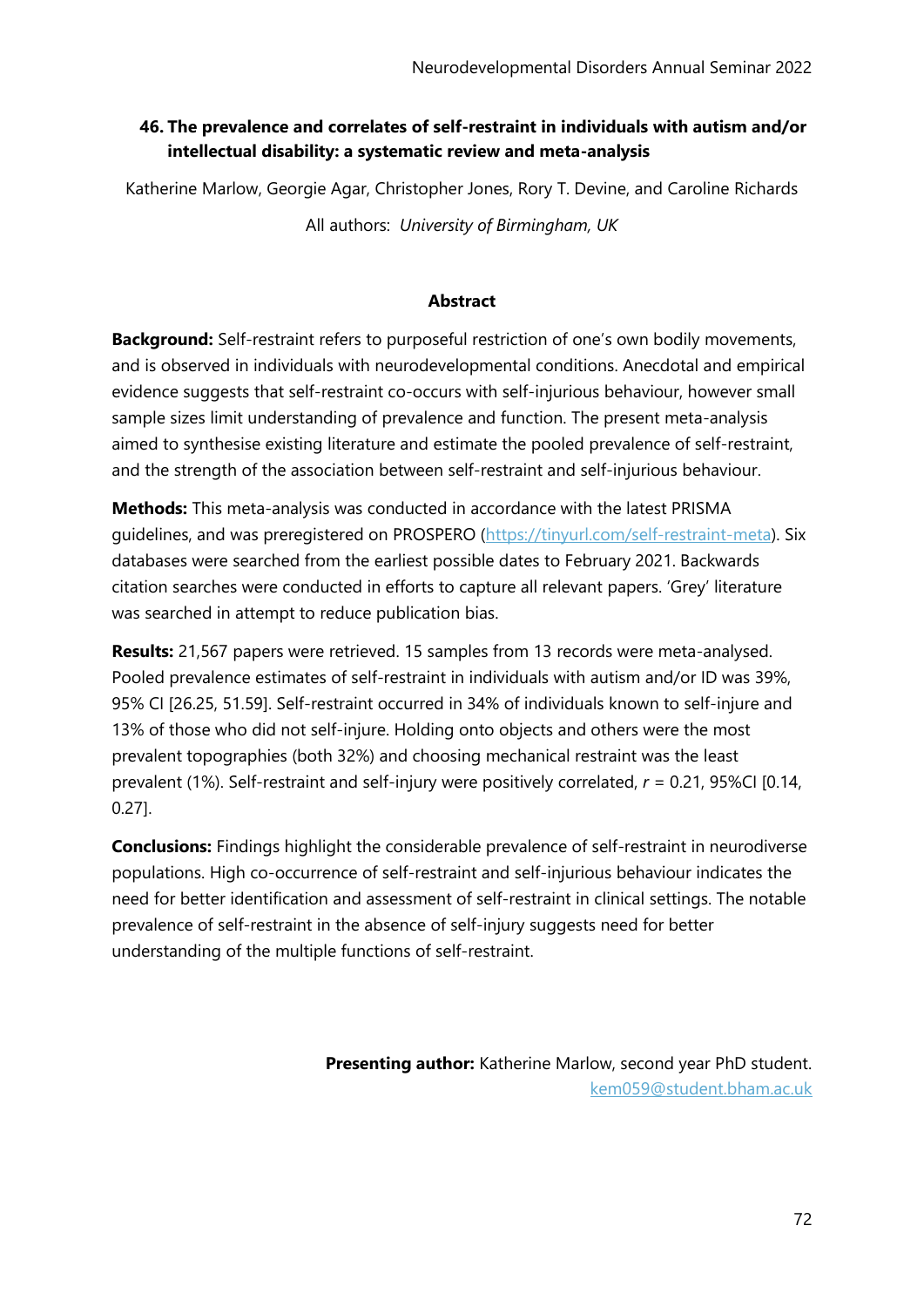## 46. The prevalence and correlates of self-restraint in individuals with autism and/or intellectual disability: a systematic review and meta-analysis

Katherine Marlow, Georgie Agar, Christopher Jones, Rory T. Devine, and Caroline Richards

All authors: *University of Birmingham, UK*

### Abstract

**Background:** Self-restraint refers to purposeful restriction of one's own bodily movements, and is observed in individuals with neurodevelopmental conditions. Anecdotal and empirical evidence suggests that self-restraint co-occurs with self-injurious behaviour, however small sample sizes limit understanding of prevalence and function. The present meta-analysis aimed to synthesise existing literature and estimate the pooled prevalence of self-restraint, and the strength of the association between self-restraint and self-injurious behaviour.

**Methods:** This meta-analysis was conducted in accordance with the latest PRISMA guidelines, and was preregistered on PROSPERO (https://tinyurl.com/self-restraint-meta). Six databases were searched from the earliest possible dates to February 2021. Backwards citation searches were conducted in efforts to capture all relevant papers. 'Grey' literature was searched in attempt to reduce publication bias.

**Results:** 21,567 papers were retrieved. 15 samples from 13 records were meta-analysed. Pooled prevalence estimates of self-restraint in individuals with autism and/or ID was 39%, 95% CI [26.25, 51.59]. Self-restraint occurred in 34% of individuals known to self-injure and 13% of those who did not self-injure. Holding onto objects and others were the most prevalent topographies (both 32%) and choosing mechanical restraint was the least prevalent (1%). Self-restraint and self-injury were positively correlated, $r = 0.21$, 95%CI [0.14, 0.27].

**Conclusions:** Findings highlight the considerable prevalence of self-restraint in neurodiverse populations. High co-occurrence of self-restraint and self-injurious behaviour indicates the need for better identification and assessment of self-restraint in clinical settings. The notable prevalence of self-restraint in the absence of self-injury suggests need for better understanding of the multiple functions of self-restraint.

**Presenting author:** Katherine Marlow, second year PhD student.
kem059@student.bham.ac.uk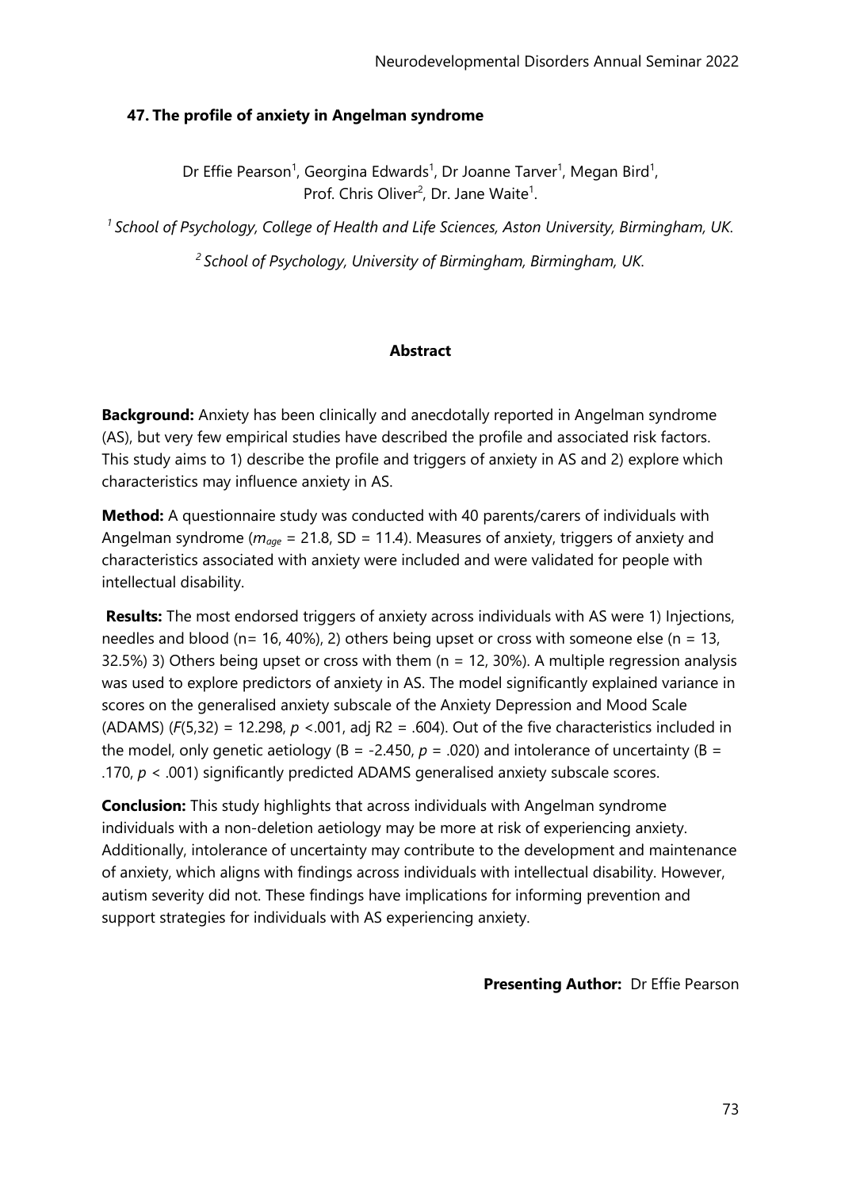## 47. The profile of anxiety in Angelman syndrome

Dr Effie Pearson[1], Georgina Edwards[1], Dr Joanne Tarver[1], Megan Bird[1], Prof. Chris Oliver[2], Dr. Jane Waite[1].

*[1] School of Psychology, College of Health and Life Sciences, Aston University, Birmingham, UK.*

*[2] School of Psychology, University of Birmingham, Birmingham, UK.*

### Abstract

**Background:** Anxiety has been clinically and anecdotally reported in Angelman syndrome (AS), but very few empirical studies have described the profile and associated risk factors. This study aims to 1) describe the profile and triggers of anxiety in AS and 2) explore which characteristics may influence anxiety in AS.

**Method:** A questionnaire study was conducted with 40 parents/carers of individuals with Angelman syndrome ($m_{age}$ = 21.8, SD = 11.4). Measures of anxiety, triggers of anxiety and characteristics associated with anxiety were included and were validated for people with intellectual disability.

**Results:** The most endorsed triggers of anxiety across individuals with AS were 1) Injections, needles and blood (n= 16, 40%), 2) others being upset or cross with someone else (n = 13, 32.5%) 3) Others being upset or cross with them (n = 12, 30%). A multiple regression analysis was used to explore predictors of anxiety in AS. The model significantly explained variance in scores on the generalised anxiety subscale of the Anxiety Depression and Mood Scale (ADAMS) ($F(5,32) = 12.298$, $p < .001$, adj $R2 = .604$). Out of the five characteristics included in the model, only genetic aetiology ($B = -2.450$, $p = .020$) and intolerance of uncertainty ($B = .170$, $p < .001$) significantly predicted ADAMS generalised anxiety subscale scores.

**Conclusion:** This study highlights that across individuals with Angelman syndrome individuals with a non-deletion aetiology may be more at risk of experiencing anxiety. Additionally, intolerance of uncertainty may contribute to the development and maintenance of anxiety, which aligns with findings across individuals with intellectual disability. However, autism severity did not. These findings have implications for informing prevention and support strategies for individuals with AS experiencing anxiety.

**Presenting Author:** Dr Effie Pearson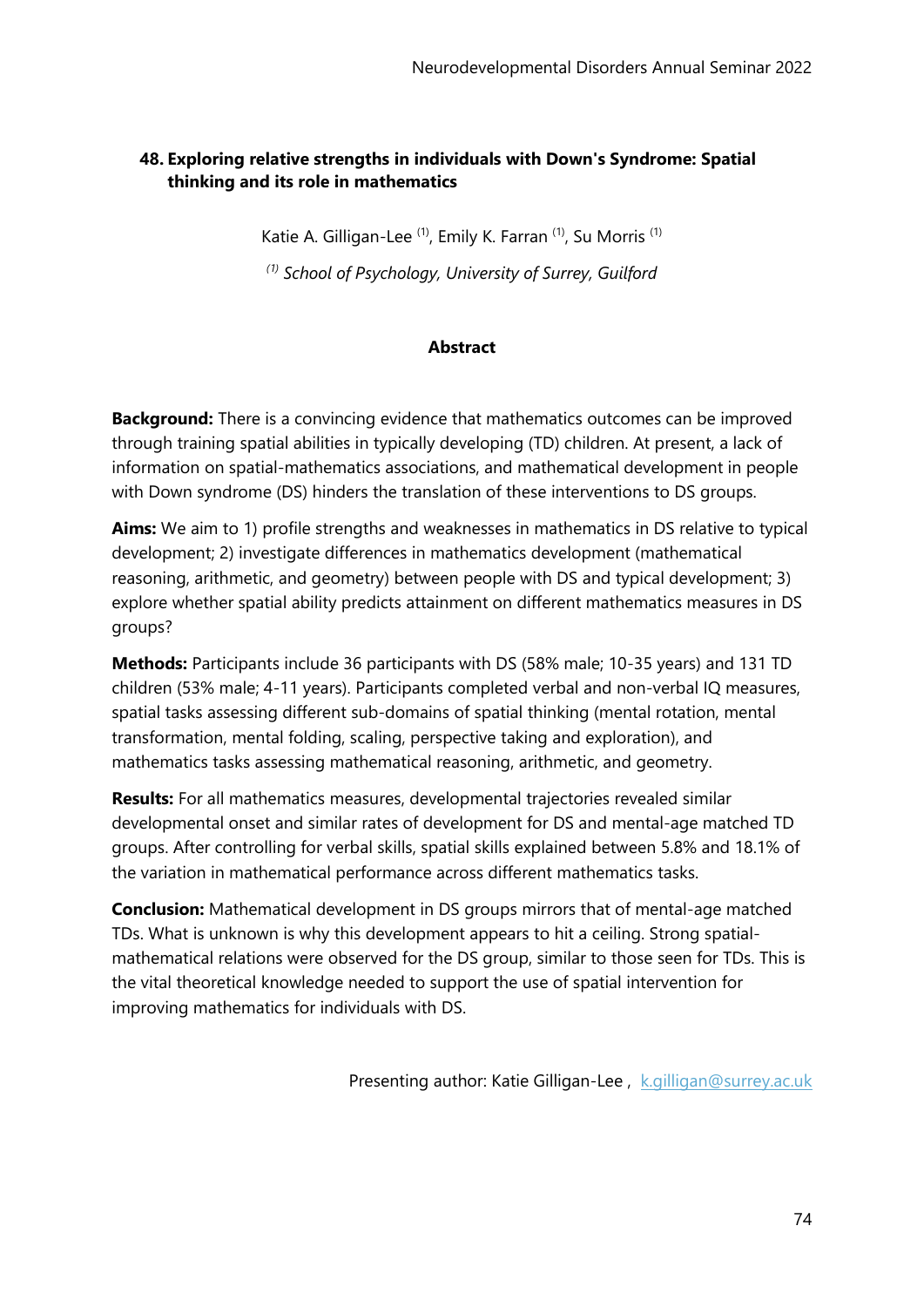## 48. Exploring relative strengths in individuals with Down's Syndrome: Spatial thinking and its role in mathematics

Katie A. Gilligan-Lee [(1)], Emily K. Farran [(1)], Su Morris [(1)]

*[(1)] School of Psychology, University of Surrey, Guilford*

### Abstract

**Background:** There is a convincing evidence that mathematics outcomes can be improved through training spatial abilities in typically developing (TD) children. At present, a lack of information on spatial-mathematics associations, and mathematical development in people with Down syndrome (DS) hinders the translation of these interventions to DS groups.

**Aims:** We aim to 1) profile strengths and weaknesses in mathematics in DS relative to typical development; 2) investigate differences in mathematics development (mathematical reasoning, arithmetic, and geometry) between people with DS and typical development; 3) explore whether spatial ability predicts attainment on different mathematics measures in DS groups?

**Methods:** Participants include 36 participants with DS (58% male; 10-35 years) and 131 TD children (53% male; 4-11 years). Participants completed verbal and non-verbal IQ measures, spatial tasks assessing different sub-domains of spatial thinking (mental rotation, mental transformation, mental folding, scaling, perspective taking and exploration), and mathematics tasks assessing mathematical reasoning, arithmetic, and geometry.

**Results:** For all mathematics measures, developmental trajectories revealed similar developmental onset and similar rates of development for DS and mental-age matched TD groups. After controlling for verbal skills, spatial skills explained between 5.8% and 18.1% of the variation in mathematical performance across different mathematics tasks.

**Conclusion:** Mathematical development in DS groups mirrors that of mental-age matched TDs. What is unknown is why this development appears to hit a ceiling. Strong spatial-mathematical relations were observed for the DS group, similar to those seen for TDs. This is the vital theoretical knowledge needed to support the use of spatial intervention for improving mathematics for individuals with DS.

Presenting author: Katie Gilligan-Lee , k.gilligan@surrey.ac.uk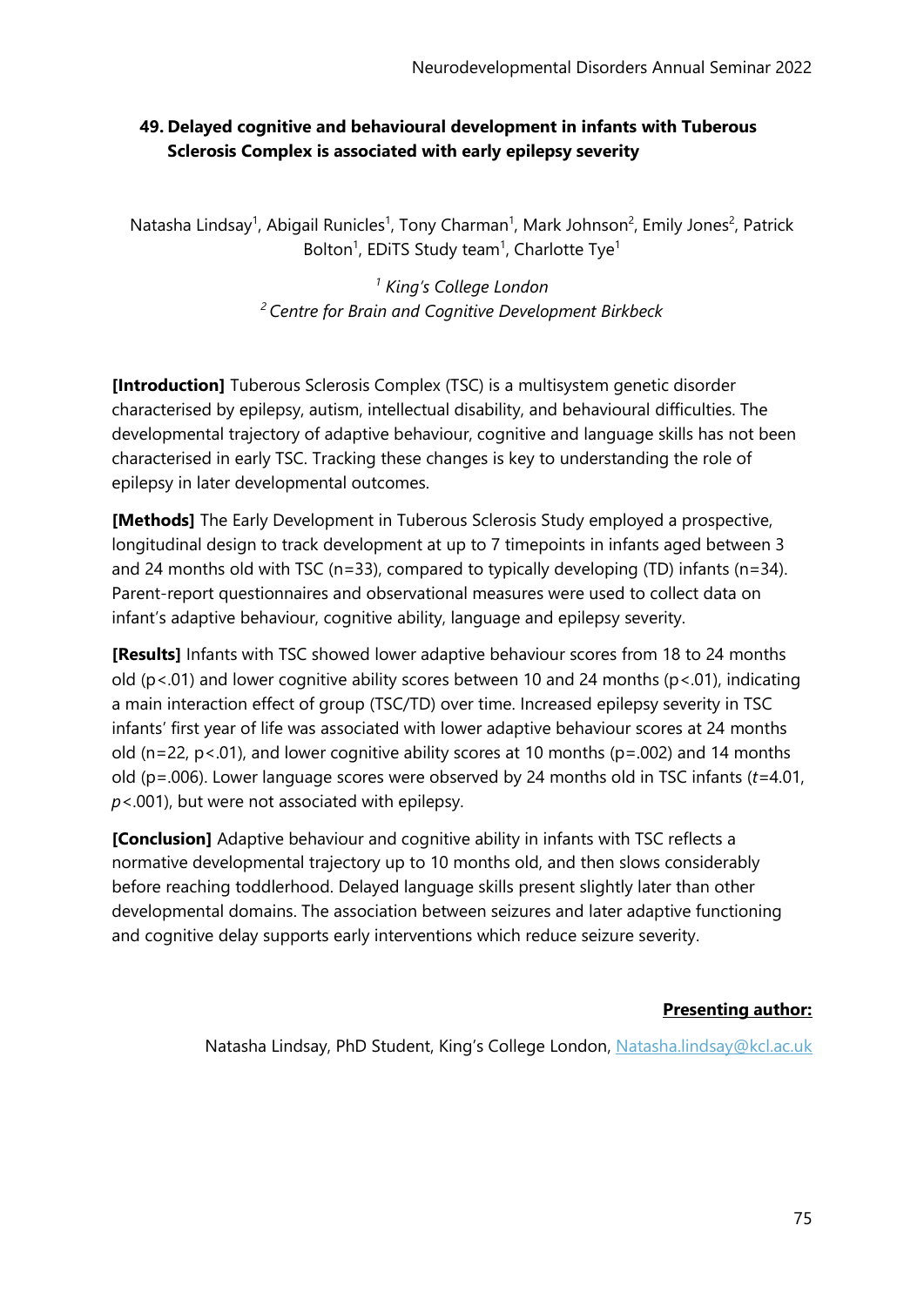## 49. Delayed cognitive and behavioural development in infants with Tuberous Sclerosis Complex is associated with early epilepsy severity

Natasha Lindsay[1], Abigail Runicles[1], Tony Charman[1], Mark Johnson[2], Emily Jones[2], Patrick Bolton[1], EDiTS Study team[1], Charlotte Tye[1]

*[1] King's College London*
*[2] Centre for Brain and Cognitive Development Birkbeck*

**[Introduction]** Tuberous Sclerosis Complex (TSC) is a multisystem genetic disorder characterised by epilepsy, autism, intellectual disability, and behavioural difficulties. The developmental trajectory of adaptive behaviour, cognitive and language skills has not been characterised in early TSC. Tracking these changes is key to understanding the role of epilepsy in later developmental outcomes.

**[Methods]** The Early Development in Tuberous Sclerosis Study employed a prospective, longitudinal design to track development at up to 7 timepoints in infants aged between 3 and 24 months old with TSC (n=33), compared to typically developing (TD) infants (n=34). Parent-report questionnaires and observational measures were used to collect data on infant's adaptive behaviour, cognitive ability, language and epilepsy severity.

**[Results]** Infants with TSC showed lower adaptive behaviour scores from 18 to 24 months old ($p<.01$) and lower cognitive ability scores between 10 and 24 months ($p<.01$), indicating a main interaction effect of group (TSC/TD) over time. Increased epilepsy severity in TSC infants' first year of life was associated with lower adaptive behaviour scores at 24 months old (n=22, $p<.01$), and lower cognitive ability scores at 10 months ($p=.002$) and 14 months old ($p=.006$). Lower language scores were observed by 24 months old in TSC infants ($t=4.01$, $p<.001$), but were not associated with epilepsy.

**[Conclusion]** Adaptive behaviour and cognitive ability in infants with TSC reflects a normative developmental trajectory up to 10 months old, and then slows considerably before reaching toddlerhood. Delayed language skills present slightly later than other developmental domains. The association between seizures and later adaptive functioning and cognitive delay supports early interventions which reduce seizure severity.

**Presenting author:**

Natasha Lindsay, PhD Student, King's College London, Natasha.lindsay@kcl.ac.uk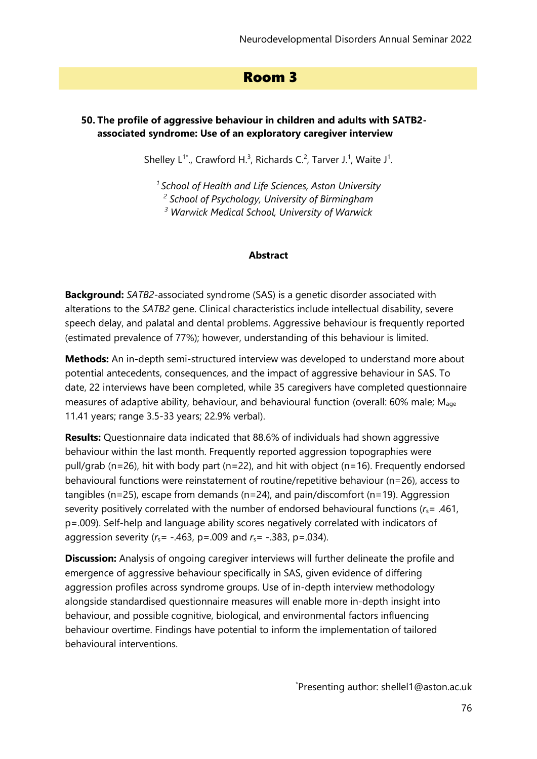## Room 3

### 50. The profile of aggressive behaviour in children and adults with SATB2-associated syndrome: Use of an exploratory caregiver interview

Shelley L[1*]., Crawford H.[3], Richards C.[2], Tarver J.[1], Waite J[1].

*[1] School of Health and Life Sciences, Aston University*
*[2] School of Psychology, University of Birmingham*
*[3] Warwick Medical School, University of Warwick*

**Abstract**

**Background:** *SATB2*-associated syndrome (SAS) is a genetic disorder associated with alterations to the *SATB2* gene. Clinical characteristics include intellectual disability, severe speech delay, and palatal and dental problems. Aggressive behaviour is frequently reported (estimated prevalence of 77%); however, understanding of this behaviour is limited.

**Methods:** An in-depth semi-structured interview was developed to understand more about potential antecedents, consequences, and the impact of aggressive behaviour in SAS. To date, 22 interviews have been completed, while 35 caregivers have completed questionnaire measures of adaptive ability, behaviour, and behavioural function (overall: 60% male; $M_{age}$ 11.41 years; range 3.5-33 years; 22.9% verbal).

**Results:** Questionnaire data indicated that 88.6% of individuals had shown aggressive behaviour within the last month. Frequently reported aggression topographies were pull/grab (n=26), hit with body part (n=22), and hit with object (n=16). Frequently endorsed behavioural functions were reinstatement of routine/repetitive behaviour (n=26), access to tangibles (n=25), escape from demands (n=24), and pain/discomfort (n=19). Aggression severity positively correlated with the number of endorsed behavioural functions ($r_s$= .461, p=.009). Self-help and language ability scores negatively correlated with indicators of aggression severity ($r_s$= -.463, p=.009 and $r_s$= -.383, p=.034).

**Discussion:** Analysis of ongoing caregiver interviews will further delineate the profile and emergence of aggressive behaviour specifically in SAS, given evidence of differing aggression profiles across syndrome groups. Use of in-depth interview methodology alongside standardised questionnaire measures will enable more in-depth insight into behaviour, and possible cognitive, biological, and environmental factors influencing behaviour overtime. Findings have potential to inform the implementation of tailored behavioural interventions.

*Presenting author: shellel1@aston.ac.uk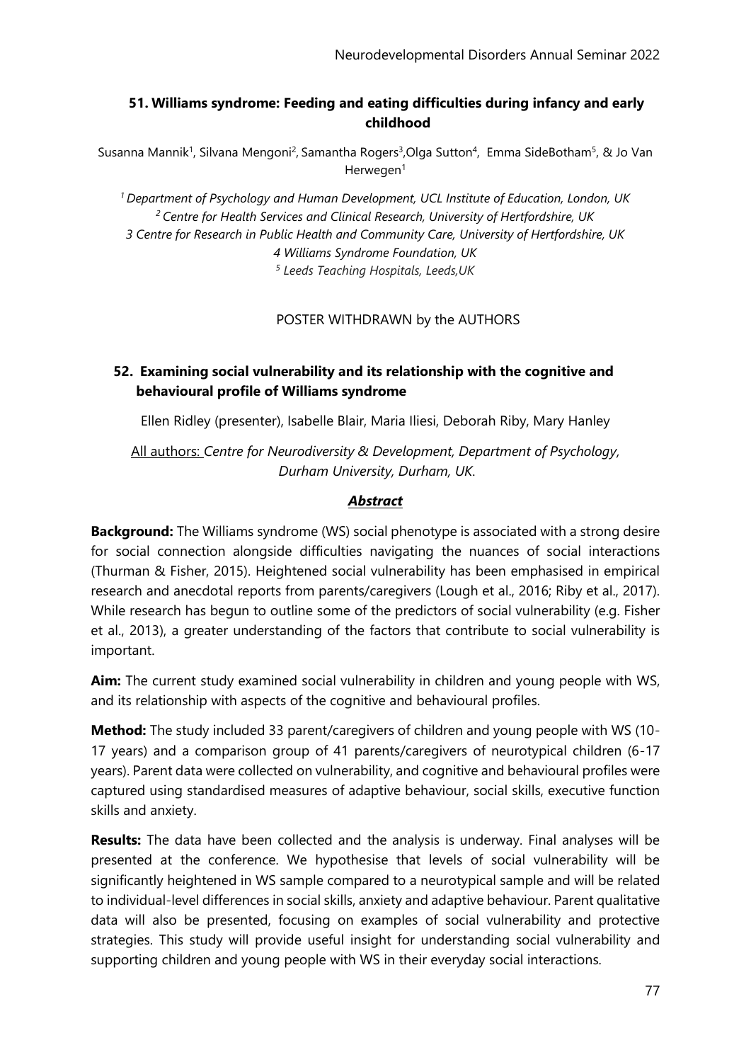### 51. Williams syndrome: Feeding and eating difficulties during infancy and early childhood

Susanna Mannik[1], Silvana Mengoni[2], Samantha Rogers[3], Olga Sutton[4], Emma SideBotham[5], & Jo Van Herwegen[1]

*[1] Department of Psychology and Human Development, UCL Institute of Education, London, UK*
*[2] Centre for Health Services and Clinical Research, University of Hertfordshire, UK*
*3 Centre for Research in Public Health and Community Care, University of Hertfordshire, UK*
*4 Williams Syndrome Foundation, UK*
*[5] Leeds Teaching Hospitals, Leeds,UK*

POSTER WITHDRAWN by the AUTHORS

### 52. Examining social vulnerability and its relationship with the cognitive and behavioural profile of Williams syndrome

Ellen Ridley (presenter), Isabelle Blair, Maria Iliesi, Deborah Riby, Mary Hanley

All authors: *Centre for Neurodiversity & Development, Department of Psychology, Durham University, Durham, UK.*

***Abstract***

**Background:** The Williams syndrome (WS) social phenotype is associated with a strong desire for social connection alongside difficulties navigating the nuances of social interactions (Thurman & Fisher, 2015). Heightened social vulnerability has been emphasised in empirical research and anecdotal reports from parents/caregivers (Lough et al., 2016; Riby et al., 2017). While research has begun to outline some of the predictors of social vulnerability (e.g. Fisher et al., 2013), a greater understanding of the factors that contribute to social vulnerability is important.

**Aim:** The current study examined social vulnerability in children and young people with WS, and its relationship with aspects of the cognitive and behavioural profiles.

**Method:** The study included 33 parent/caregivers of children and young people with WS (10-17 years) and a comparison group of 41 parents/caregivers of neurotypical children (6-17 years). Parent data were collected on vulnerability, and cognitive and behavioural profiles were captured using standardised measures of adaptive behaviour, social skills, executive function skills and anxiety.

**Results:** The data have been collected and the analysis is underway. Final analyses will be presented at the conference. We hypothesise that levels of social vulnerability will be significantly heightened in WS sample compared to a neurotypical sample and will be related to individual-level differences in social skills, anxiety and adaptive behaviour. Parent qualitative data will also be presented, focusing on examples of social vulnerability and protective strategies. This study will provide useful insight for understanding social vulnerability and supporting children and young people with WS in their everyday social interactions.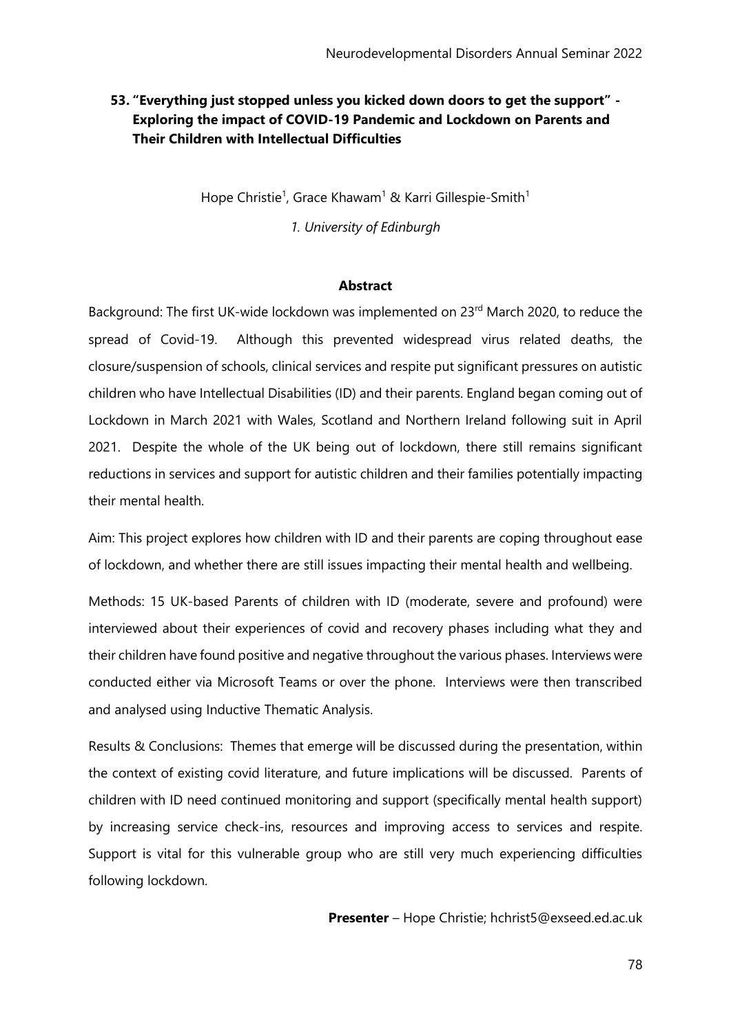## 53. "Everything just stopped unless you kicked down doors to get the support" - Exploring the impact of COVID-19 Pandemic and Lockdown on Parents and Their Children with Intellectual Difficulties

Hope Christie[1], Grace Khawam[1] & Karri Gillespie-Smith[1]

*1. University of Edinburgh*

**Abstract**

Background: The first UK-wide lockdown was implemented on 23rd March 2020, to reduce the spread of Covid-19. Although this prevented widespread virus related deaths, the closure/suspension of schools, clinical services and respite put significant pressures on autistic children who have Intellectual Disabilities (ID) and their parents. England began coming out of Lockdown in March 2021 with Wales, Scotland and Northern Ireland following suit in April 2021. Despite the whole of the UK being out of lockdown, there still remains significant reductions in services and support for autistic children and their families potentially impacting their mental health.

Aim: This project explores how children with ID and their parents are coping throughout ease of lockdown, and whether there are still issues impacting their mental health and wellbeing.

Methods: 15 UK-based Parents of children with ID (moderate, severe and profound) were interviewed about their experiences of covid and recovery phases including what they and their children have found positive and negative throughout the various phases. Interviews were conducted either via Microsoft Teams or over the phone. Interviews were then transcribed and analysed using Inductive Thematic Analysis.

Results & Conclusions: Themes that emerge will be discussed during the presentation, within the context of existing covid literature, and future implications will be discussed. Parents of children with ID need continued monitoring and support (specifically mental health support) by increasing service check-ins, resources and improving access to services and respite. Support is vital for this vulnerable group who are still very much experiencing difficulties following lockdown.

**Presenter** – Hope Christie; hchrist5@exseed.ed.ac.uk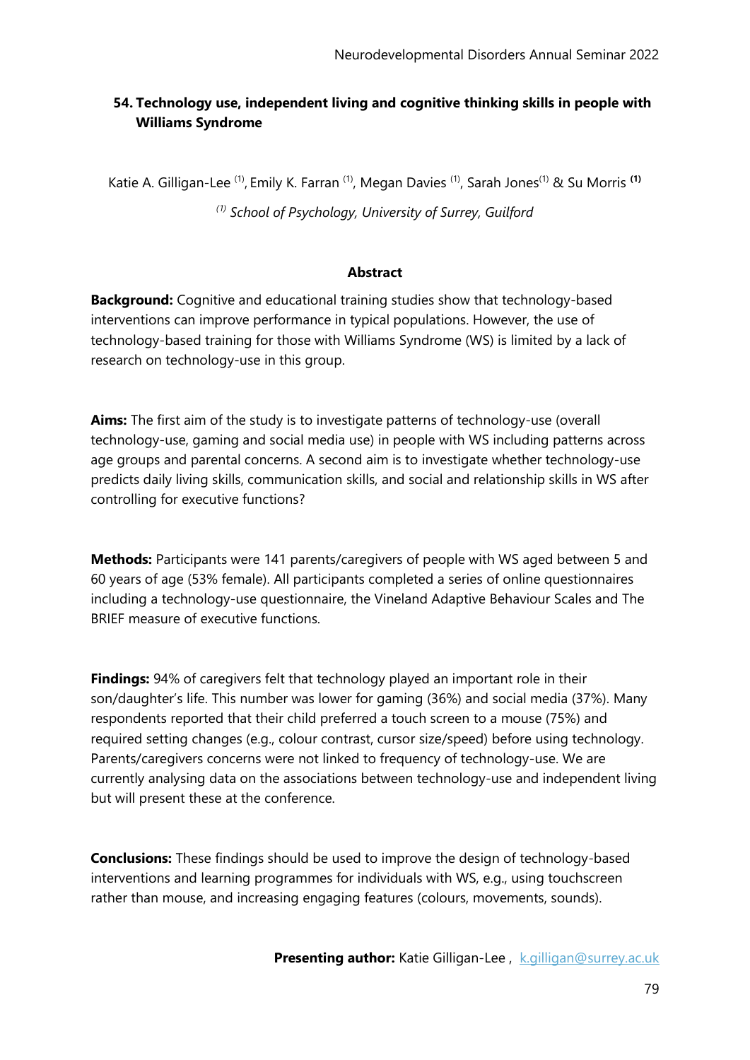## 54. Technology use, independent living and cognitive thinking skills in people with Williams Syndrome

Katie A. Gilligan-Lee [(1)], Emily K. Farran [(1)], Megan Davies [(1)], Sarah Jones[(1)] & Su Morris **[(1)]**

*[(1)] School of Psychology, University of Surrey, Guilford*

### Abstract

**Background:** Cognitive and educational training studies show that technology-based interventions can improve performance in typical populations. However, the use of technology-based training for those with Williams Syndrome (WS) is limited by a lack of research on technology-use in this group.

**Aims:** The first aim of the study is to investigate patterns of technology-use (overall technology-use, gaming and social media use) in people with WS including patterns across age groups and parental concerns. A second aim is to investigate whether technology-use predicts daily living skills, communication skills, and social and relationship skills in WS after controlling for executive functions?

**Methods:** Participants were 141 parents/caregivers of people with WS aged between 5 and 60 years of age (53% female). All participants completed a series of online questionnaires including a technology-use questionnaire, the Vineland Adaptive Behaviour Scales and The BRIEF measure of executive functions.

**Findings:** 94% of caregivers felt that technology played an important role in their son/daughter's life. This number was lower for gaming (36%) and social media (37%). Many respondents reported that their child preferred a touch screen to a mouse (75%) and required setting changes (e.g., colour contrast, cursor size/speed) before using technology. Parents/caregivers concerns were not linked to frequency of technology-use. We are currently analysing data on the associations between technology-use and independent living but will present these at the conference.

**Conclusions:** These findings should be used to improve the design of technology-based interventions and learning programmes for individuals with WS, e.g., using touchscreen rather than mouse, and increasing engaging features (colours, movements, sounds).

**Presenting author:** Katie Gilligan-Lee , k.gilligan@surrey.ac.uk